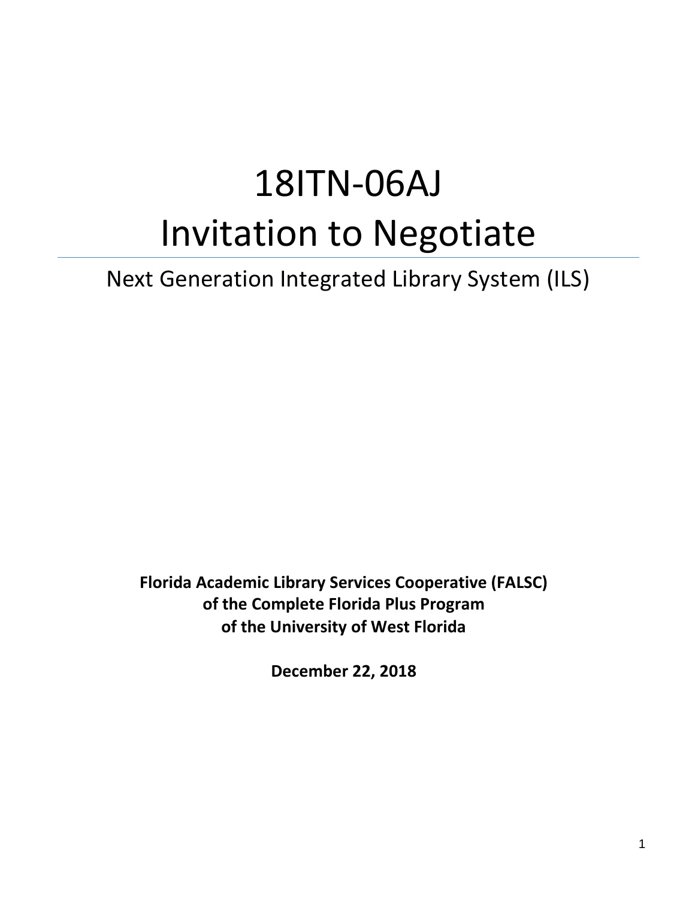# 18ITN-06AJ
# Invitation to Negotiate

## Next Generation Integrated Library System (ILS)

**Florida Academic Library Services Cooperative (FALSC)**
**of the Complete Florida Plus Program**
**of the University of West Florida**

**December 22, 2018**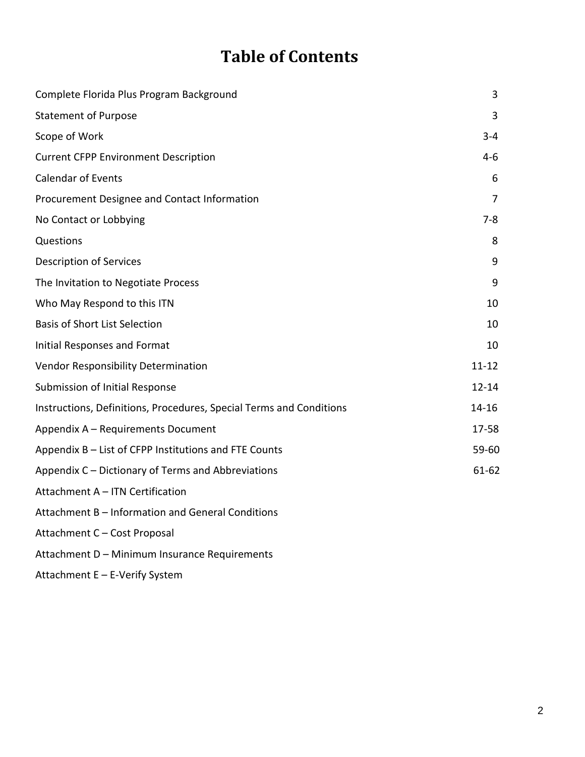# Table of Contents

| | |
|---|---|
| Complete Florida Plus Program Background | 3 |
| Statement of Purpose | 3 |
| Scope of Work | 3-4 |
| Current CFPP Environment Description | 4-6 |
| Calendar of Events | 6 |
| Procurement Designee and Contact Information | 7 |
| No Contact or Lobbying | 7-8 |
| Questions | 8 |
| Description of Services | 9 |
| The Invitation to Negotiate Process | 9 |
| Who May Respond to this ITN | 10 |
| Basis of Short List Selection | 10 |
| Initial Responses and Format | 10 |
| Vendor Responsibility Determination | 11-12 |
| Submission of Initial Response | 12-14 |
| Instructions, Definitions, Procedures, Special Terms and Conditions | 14-16 |
| Appendix A – Requirements Document | 17-58 |
| Appendix B – List of CFPP Institutions and FTE Counts | 59-60 |
| Appendix C – Dictionary of Terms and Abbreviations | 61-62 |
| Attachment A – ITN Certification | |
| Attachment B – Information and General Conditions | |
| Attachment C – Cost Proposal | |
| Attachment D – Minimum Insurance Requirements | |
| Attachment E – E-Verify System | |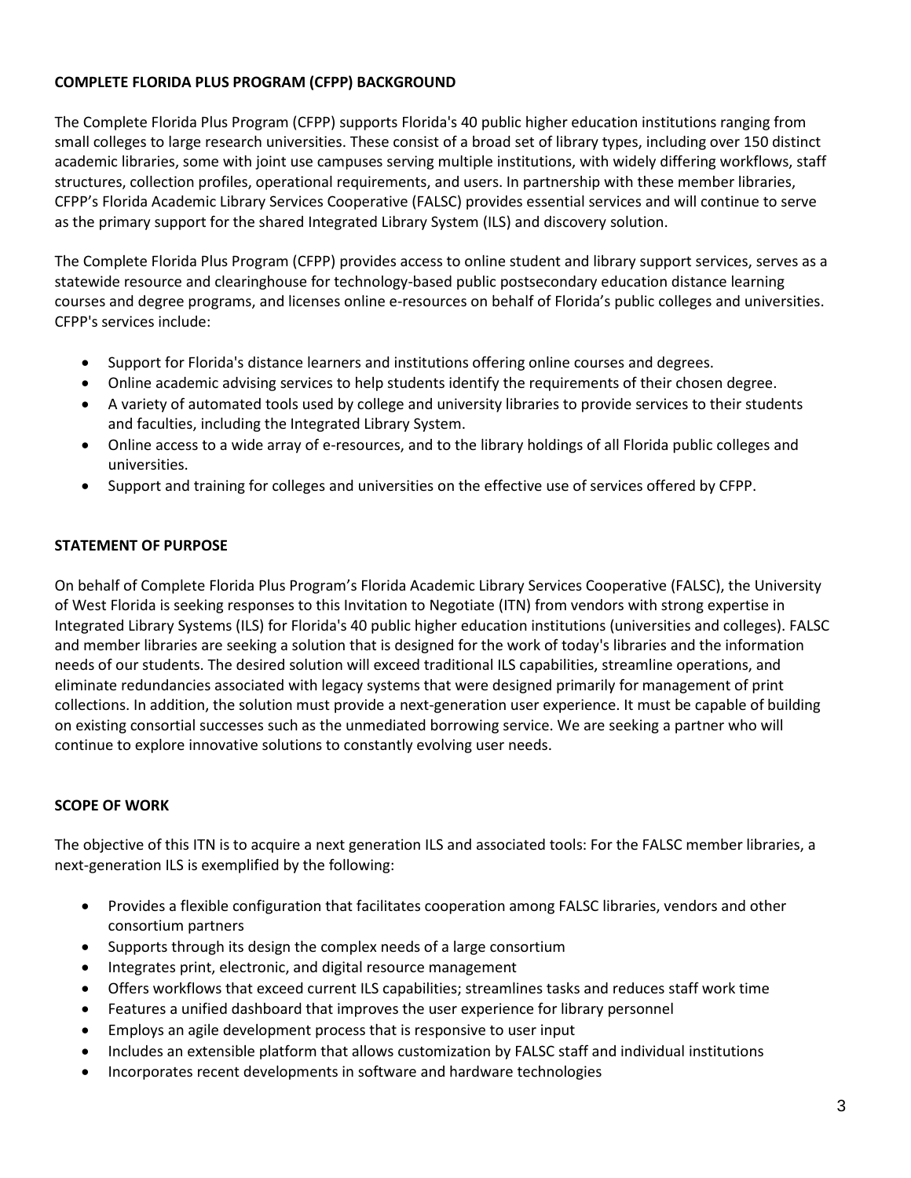## COMPLETE FLORIDA PLUS PROGRAM (CFPP) BACKGROUND

The Complete Florida Plus Program (CFPP) supports Florida's 40 public higher education institutions ranging from small colleges to large research universities. These consist of a broad set of library types, including over 150 distinct academic libraries, some with joint use campuses serving multiple institutions, with widely differing workflows, staff structures, collection profiles, operational requirements, and users. In partnership with these member libraries, CFPP's Florida Academic Library Services Cooperative (FALSC) provides essential services and will continue to serve as the primary support for the shared Integrated Library System (ILS) and discovery solution.

The Complete Florida Plus Program (CFPP) provides access to online student and library support services, serves as a statewide resource and clearinghouse for technology-based public postsecondary education distance learning courses and degree programs, and licenses online e-resources on behalf of Florida's public colleges and universities. CFPP's services include:

- Support for Florida's distance learners and institutions offering online courses and degrees.
- Online academic advising services to help students identify the requirements of their chosen degree.
- A variety of automated tools used by college and university libraries to provide services to their students and faculties, including the Integrated Library System.
- Online access to a wide array of e-resources, and to the library holdings of all Florida public colleges and universities.
- Support and training for colleges and universities on the effective use of services offered by CFPP.

## STATEMENT OF PURPOSE

On behalf of Complete Florida Plus Program's Florida Academic Library Services Cooperative (FALSC), the University of West Florida is seeking responses to this Invitation to Negotiate (ITN) from vendors with strong expertise in Integrated Library Systems (ILS) for Florida's 40 public higher education institutions (universities and colleges). FALSC and member libraries are seeking a solution that is designed for the work of today's libraries and the information needs of our students. The desired solution will exceed traditional ILS capabilities, streamline operations, and eliminate redundancies associated with legacy systems that were designed primarily for management of print collections. In addition, the solution must provide a next-generation user experience. It must be capable of building on existing consortial successes such as the unmediated borrowing service. We are seeking a partner who will continue to explore innovative solutions to constantly evolving user needs.

## SCOPE OF WORK

The objective of this ITN is to acquire a next generation ILS and associated tools: For the FALSC member libraries, a next-generation ILS is exemplified by the following:

- Provides a flexible configuration that facilitates cooperation among FALSC libraries, vendors and other consortium partners
- Supports through its design the complex needs of a large consortium
- Integrates print, electronic, and digital resource management
- Offers workflows that exceed current ILS capabilities; streamlines tasks and reduces staff work time
- Features a unified dashboard that improves the user experience for library personnel
- Employs an agile development process that is responsive to user input
- Includes an extensible platform that allows customization by FALSC staff and individual institutions
- Incorporates recent developments in software and hardware technologies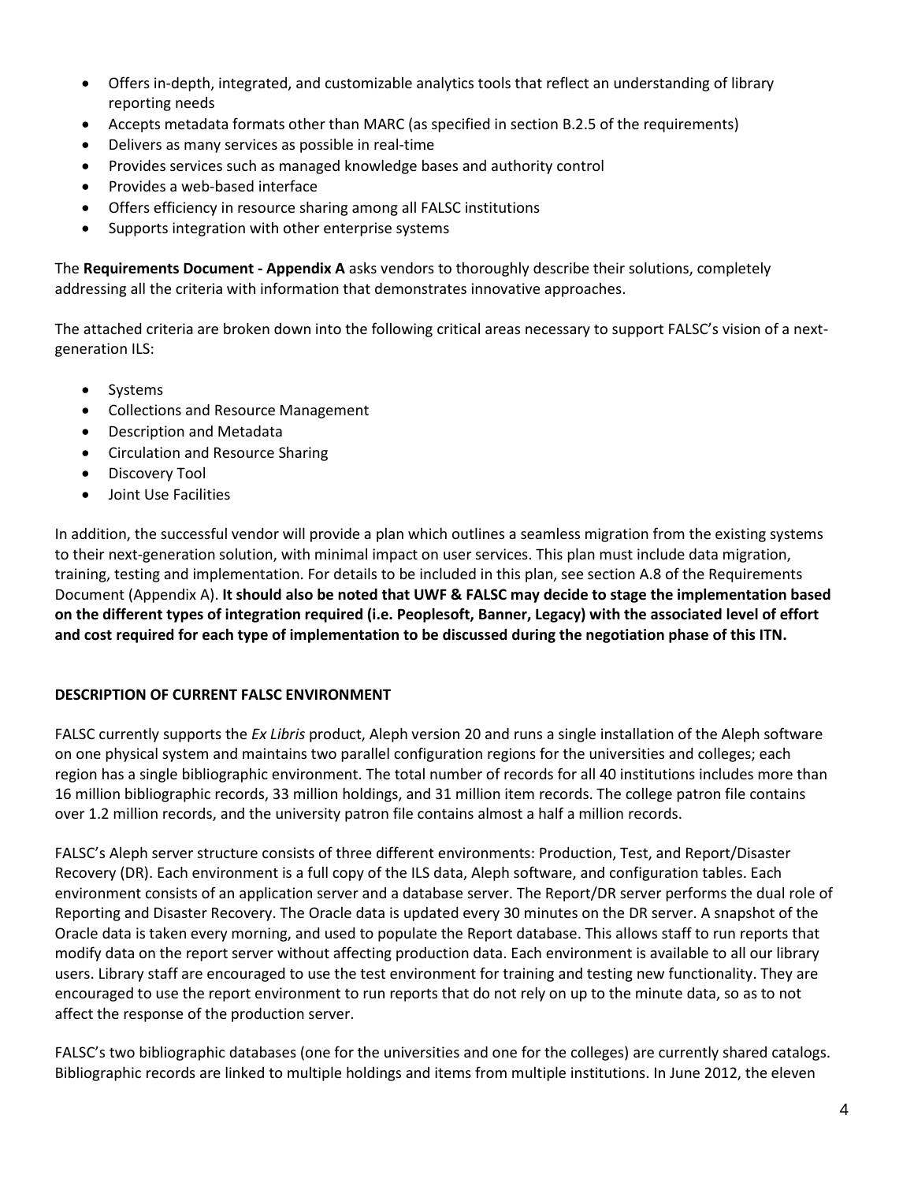- Offers in-depth, integrated, and customizable analytics tools that reflect an understanding of library reporting needs
- Accepts metadata formats other than MARC (as specified in section B.2.5 of the requirements)
- Delivers as many services as possible in real-time
- Provides services such as managed knowledge bases and authority control
- Provides a web-based interface
- Offers efficiency in resource sharing among all FALSC institutions
- Supports integration with other enterprise systems

The **Requirements Document - Appendix A** asks vendors to thoroughly describe their solutions, completely addressing all the criteria with information that demonstrates innovative approaches.

The attached criteria are broken down into the following critical areas necessary to support FALSC's vision of a next-generation ILS:

- Systems
- Collections and Resource Management
- Description and Metadata
- Circulation and Resource Sharing
- Discovery Tool
- Joint Use Facilities

In addition, the successful vendor will provide a plan which outlines a seamless migration from the existing systems to their next-generation solution, with minimal impact on user services. This plan must include data migration, training, testing and implementation. For details to be included in this plan, see section A.8 of the Requirements Document (Appendix A). **It should also be noted that UWF & FALSC may decide to stage the implementation based on the different types of integration required (i.e. Peoplesoft, Banner, Legacy) with the associated level of effort and cost required for each type of implementation to be discussed during the negotiation phase of this ITN.**

**DESCRIPTION OF CURRENT FALSC ENVIRONMENT**

FALSC currently supports the *Ex Libris* product, Aleph version 20 and runs a single installation of the Aleph software on one physical system and maintains two parallel configuration regions for the universities and colleges; each region has a single bibliographic environment. The total number of records for all 40 institutions includes more than 16 million bibliographic records, 33 million holdings, and 31 million item records. The college patron file contains over 1.2 million records, and the university patron file contains almost a half a million records.

FALSC's Aleph server structure consists of three different environments: Production, Test, and Report/Disaster Recovery (DR). Each environment is a full copy of the ILS data, Aleph software, and configuration tables. Each environment consists of an application server and a database server. The Report/DR server performs the dual role of Reporting and Disaster Recovery. The Oracle data is updated every 30 minutes on the DR server. A snapshot of the Oracle data is taken every morning, and used to populate the Report database. This allows staff to run reports that modify data on the report server without affecting production data. Each environment is available to all our library users. Library staff are encouraged to use the test environment for training and testing new functionality. They are encouraged to use the report environment to run reports that do not rely on up to the minute data, so as to not affect the response of the production server.

FALSC's two bibliographic databases (one for the universities and one for the colleges) are currently shared catalogs. Bibliographic records are linked to multiple holdings and items from multiple institutions. In June 2012, the eleven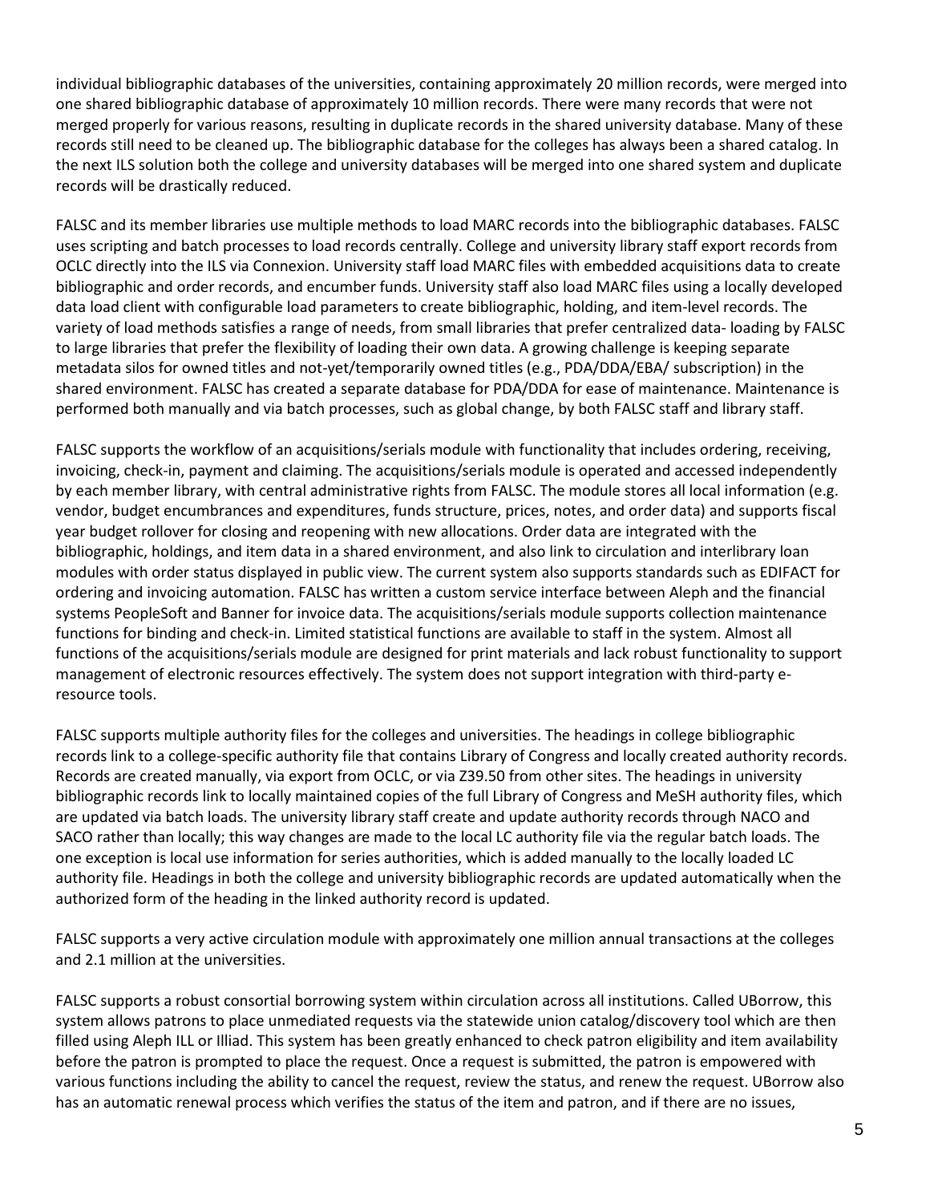individual bibliographic databases of the universities, containing approximately 20 million records, were merged into one shared bibliographic database of approximately 10 million records. There were many records that were not merged properly for various reasons, resulting in duplicate records in the shared university database. Many of these records still need to be cleaned up. The bibliographic database for the colleges has always been a shared catalog. In the next ILS solution both the college and university databases will be merged into one shared system and duplicate records will be drastically reduced.

FALSC and its member libraries use multiple methods to load MARC records into the bibliographic databases. FALSC uses scripting and batch processes to load records centrally. College and university library staff export records from OCLC directly into the ILS via Connexion. University staff load MARC files with embedded acquisitions data to create bibliographic and order records, and encumber funds. University staff also load MARC files using a locally developed data load client with configurable load parameters to create bibliographic, holding, and item-level records. The variety of load methods satisfies a range of needs, from small libraries that prefer centralized data- loading by FALSC to large libraries that prefer the flexibility of loading their own data. A growing challenge is keeping separate metadata silos for owned titles and not-yet/temporarily owned titles (e.g., PDA/DDA/EBA/ subscription) in the shared environment. FALSC has created a separate database for PDA/DDA for ease of maintenance. Maintenance is performed both manually and via batch processes, such as global change, by both FALSC staff and library staff.

FALSC supports the workflow of an acquisitions/serials module with functionality that includes ordering, receiving, invoicing, check-in, payment and claiming. The acquisitions/serials module is operated and accessed independently by each member library, with central administrative rights from FALSC. The module stores all local information (e.g. vendor, budget encumbrances and expenditures, funds structure, prices, notes, and order data) and supports fiscal year budget rollover for closing and reopening with new allocations. Order data are integrated with the bibliographic, holdings, and item data in a shared environment, and also link to circulation and interlibrary loan modules with order status displayed in public view. The current system also supports standards such as EDIFACT for ordering and invoicing automation. FALSC has written a custom service interface between Aleph and the financial systems PeopleSoft and Banner for invoice data. The acquisitions/serials module supports collection maintenance functions for binding and check-in. Limited statistical functions are available to staff in the system. Almost all functions of the acquisitions/serials module are designed for print materials and lack robust functionality to support management of electronic resources effectively. The system does not support integration with third-party e-resource tools.

FALSC supports multiple authority files for the colleges and universities. The headings in college bibliographic records link to a college-specific authority file that contains Library of Congress and locally created authority records. Records are created manually, via export from OCLC, or via Z39.50 from other sites. The headings in university bibliographic records link to locally maintained copies of the full Library of Congress and MeSH authority files, which are updated via batch loads. The university library staff create and update authority records through NACO and SACO rather than locally; this way changes are made to the local LC authority file via the regular batch loads. The one exception is local use information for series authorities, which is added manually to the locally loaded LC authority file. Headings in both the college and university bibliographic records are updated automatically when the authorized form of the heading in the linked authority record is updated.

FALSC supports a very active circulation module with approximately one million annual transactions at the colleges and 2.1 million at the universities.

FALSC supports a robust consortial borrowing system within circulation across all institutions. Called UBorrow, this system allows patrons to place unmediated requests via the statewide union catalog/discovery tool which are then filled using Aleph ILL or Illiad. This system has been greatly enhanced to check patron eligibility and item availability before the patron is prompted to place the request. Once a request is submitted, the patron is empowered with various functions including the ability to cancel the request, review the status, and renew the request. UBorrow also has an automatic renewal process which verifies the status of the item and patron, and if there are no issues,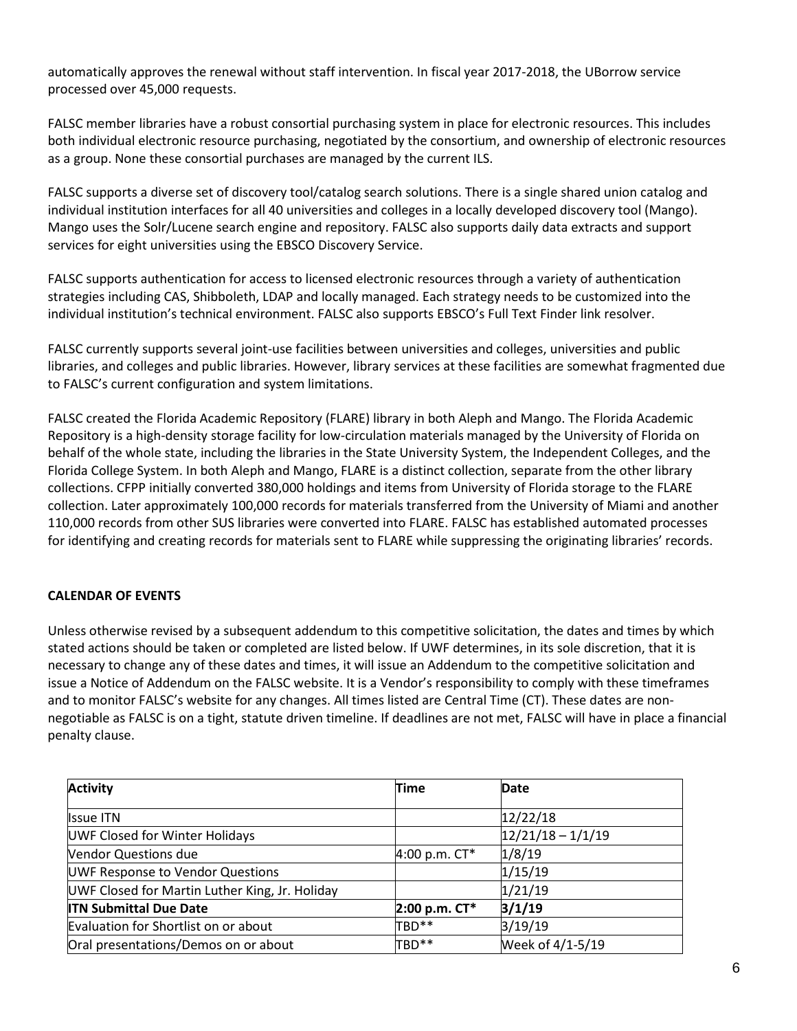automatically approves the renewal without staff intervention. In fiscal year 2017-2018, the UBorrow service processed over 45,000 requests.

FALSC member libraries have a robust consortial purchasing system in place for electronic resources. This includes both individual electronic resource purchasing, negotiated by the consortium, and ownership of electronic resources as a group. None these consortial purchases are managed by the current ILS.

FALSC supports a diverse set of discovery tool/catalog search solutions. There is a single shared union catalog and individual institution interfaces for all 40 universities and colleges in a locally developed discovery tool (Mango). Mango uses the Solr/Lucene search engine and repository. FALSC also supports daily data extracts and support services for eight universities using the EBSCO Discovery Service.

FALSC supports authentication for access to licensed electronic resources through a variety of authentication strategies including CAS, Shibboleth, LDAP and locally managed. Each strategy needs to be customized into the individual institution's technical environment. FALSC also supports EBSCO's Full Text Finder link resolver.

FALSC currently supports several joint-use facilities between universities and colleges, universities and public libraries, and colleges and public libraries. However, library services at these facilities are somewhat fragmented due to FALSC's current configuration and system limitations.

FALSC created the Florida Academic Repository (FLARE) library in both Aleph and Mango. The Florida Academic Repository is a high-density storage facility for low-circulation materials managed by the University of Florida on behalf of the whole state, including the libraries in the State University System, the Independent Colleges, and the Florida College System. In both Aleph and Mango, FLARE is a distinct collection, separate from the other library collections. CFPP initially converted 380,000 holdings and items from University of Florida storage to the FLARE collection. Later approximately 100,000 records for materials transferred from the University of Miami and another 110,000 records from other SUS libraries were converted into FLARE. FALSC has established automated processes for identifying and creating records for materials sent to FLARE while suppressing the originating libraries' records.

**CALENDAR OF EVENTS**

Unless otherwise revised by a subsequent addendum to this competitive solicitation, the dates and times by which stated actions should be taken or completed are listed below. If UWF determines, in its sole discretion, that it is necessary to change any of these dates and times, it will issue an Addendum to the competitive solicitation and issue a Notice of Addendum on the FALSC website. It is a Vendor's responsibility to comply with these timeframes and to monitor FALSC's website for any changes. All times listed are Central Time (CT). These dates are non-negotiable as FALSC is on a tight, statute driven timeline. If deadlines are not met, FALSC will have in place a financial penalty clause.

| **Activity** | **Time** | **Date** |
|---|---|---|
| Issue ITN | | 12/22/18 |
| UWF Closed for Winter Holidays | | 12/21/18 – 1/1/19 |
| Vendor Questions due | 4:00 p.m. CT* | 1/8/19 |
| UWF Response to Vendor Questions | | 1/15/19 |
| UWF Closed for Martin Luther King, Jr. Holiday | | 1/21/19 |
| **ITN Submittal Due Date** | **2:00 p.m. CT*** | **3/1/19** |
| Evaluation for Shortlist on or about | TBD** | 3/19/19 |
| Oral presentations/Demos on or about | TBD** | Week of 4/1-5/19 |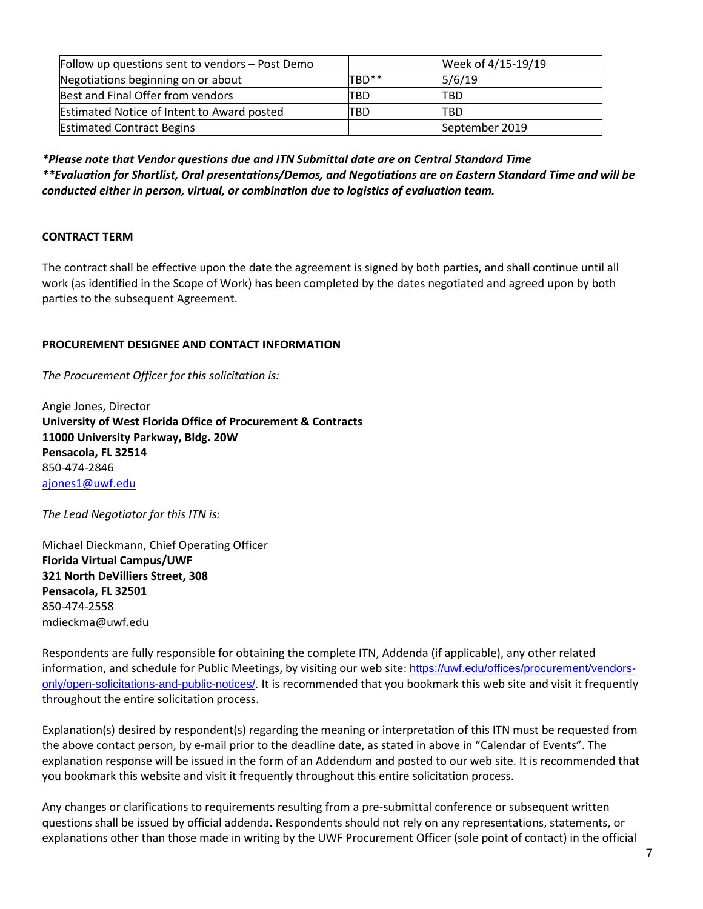| Follow up questions sent to vendors – Post Demo | | Week of 4/15-19/19 |
| --- | --- | --- |
| Negotiations beginning on or about | TBD** | 5/6/19 |
| Best and Final Offer from vendors | TBD | TBD |
| Estimated Notice of Intent to Award posted | TBD | TBD |
| Estimated Contract Begins | | September 2019 |

***Please note that Vendor questions due and ITN Submittal date are on Central Standard Time***
****Evaluation for Shortlist, Oral presentations/Demos, and Negotiations are on Eastern Standard Time and will be conducted either in person, virtual, or combination due to logistics of evaluation team.***

**CONTRACT TERM**

The contract shall be effective upon the date the agreement is signed by both parties, and shall continue until all work (as identified in the Scope of Work) has been completed by the dates negotiated and agreed upon by both parties to the subsequent Agreement.

**PROCUREMENT DESIGNEE AND CONTACT INFORMATION**

*The Procurement Officer for this solicitation is:*

Angie Jones, Director
**University of West Florida Office of Procurement & Contracts**
**11000 University Parkway, Bldg. 20W**
**Pensacola, FL 32514**
850-474-2846
ajones1@uwf.edu

*The Lead Negotiator for this ITN is:*

Michael Dieckmann, Chief Operating Officer
**Florida Virtual Campus/UWF**
**321 North DeVilliers Street, 308**
**Pensacola, FL 32501**
850-474-2558
mdieckma@uwf.edu

Respondents are fully responsible for obtaining the complete ITN, Addenda (if applicable), any other related information, and schedule for Public Meetings, by visiting our web site: https://uwf.edu/offices/procurement/vendors-only/open-solicitations-and-public-notices/. It is recommended that you bookmark this web site and visit it frequently throughout the entire solicitation process.

Explanation(s) desired by respondent(s) regarding the meaning or interpretation of this ITN must be requested from the above contact person, by e-mail prior to the deadline date, as stated in above in "Calendar of Events". The explanation response will be issued in the form of an Addendum and posted to our web site. It is recommended that you bookmark this website and visit it frequently throughout this entire solicitation process.

Any changes or clarifications to requirements resulting from a pre-submittal conference or subsequent written questions shall be issued by official addenda. Respondents should not rely on any representations, statements, or explanations other than those made in writing by the UWF Procurement Officer (sole point of contact) in the official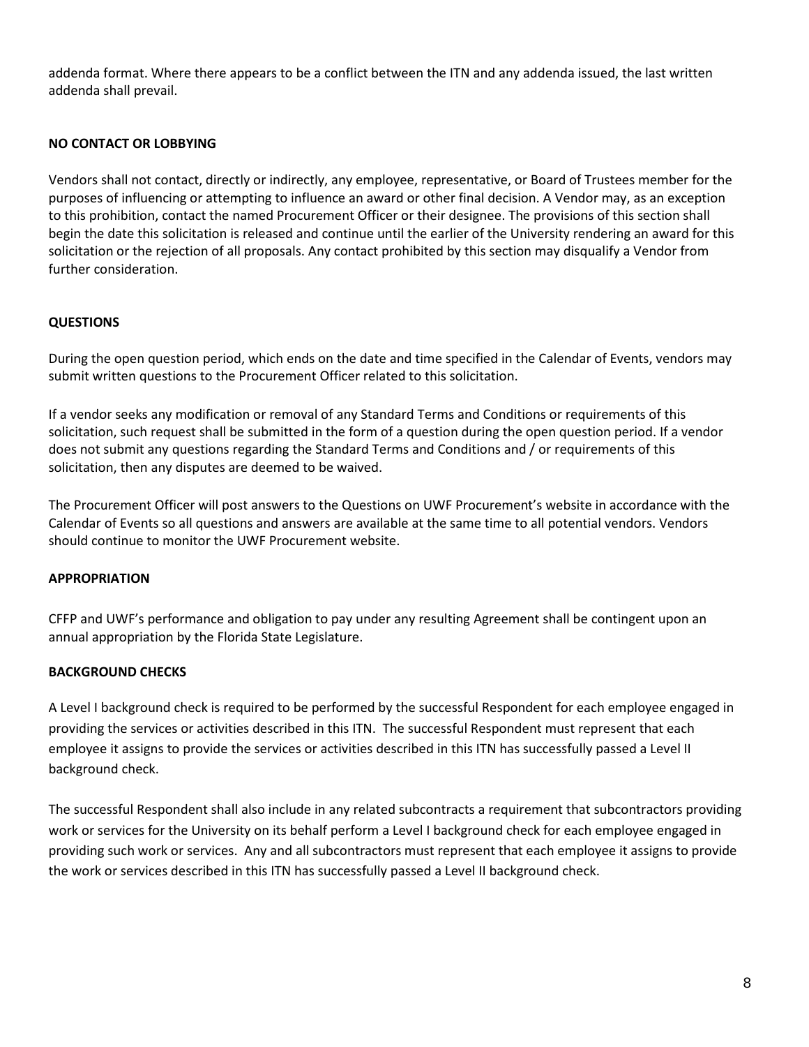addenda format. Where there appears to be a conflict between the ITN and any addenda issued, the last written addenda shall prevail.

**NO CONTACT OR LOBBYING**

Vendors shall not contact, directly or indirectly, any employee, representative, or Board of Trustees member for the purposes of influencing or attempting to influence an award or other final decision. A Vendor may, as an exception to this prohibition, contact the named Procurement Officer or their designee. The provisions of this section shall begin the date this solicitation is released and continue until the earlier of the University rendering an award for this solicitation or the rejection of all proposals. Any contact prohibited by this section may disqualify a Vendor from further consideration.

**QUESTIONS**

During the open question period, which ends on the date and time specified in the Calendar of Events, vendors may submit written questions to the Procurement Officer related to this solicitation.

If a vendor seeks any modification or removal of any Standard Terms and Conditions or requirements of this solicitation, such request shall be submitted in the form of a question during the open question period. If a vendor does not submit any questions regarding the Standard Terms and Conditions and / or requirements of this solicitation, then any disputes are deemed to be waived.

The Procurement Officer will post answers to the Questions on UWF Procurement's website in accordance with the Calendar of Events so all questions and answers are available at the same time to all potential vendors. Vendors should continue to monitor the UWF Procurement website.

**APPROPRIATION**

CFFP and UWF's performance and obligation to pay under any resulting Agreement shall be contingent upon an annual appropriation by the Florida State Legislature.

**BACKGROUND CHECKS**

A Level I background check is required to be performed by the successful Respondent for each employee engaged in providing the services or activities described in this ITN. The successful Respondent must represent that each employee it assigns to provide the services or activities described in this ITN has successfully passed a Level II background check.

The successful Respondent shall also include in any related subcontracts a requirement that subcontractors providing work or services for the University on its behalf perform a Level I background check for each employee engaged in providing such work or services. Any and all subcontractors must represent that each employee it assigns to provide the work or services described in this ITN has successfully passed a Level II background check.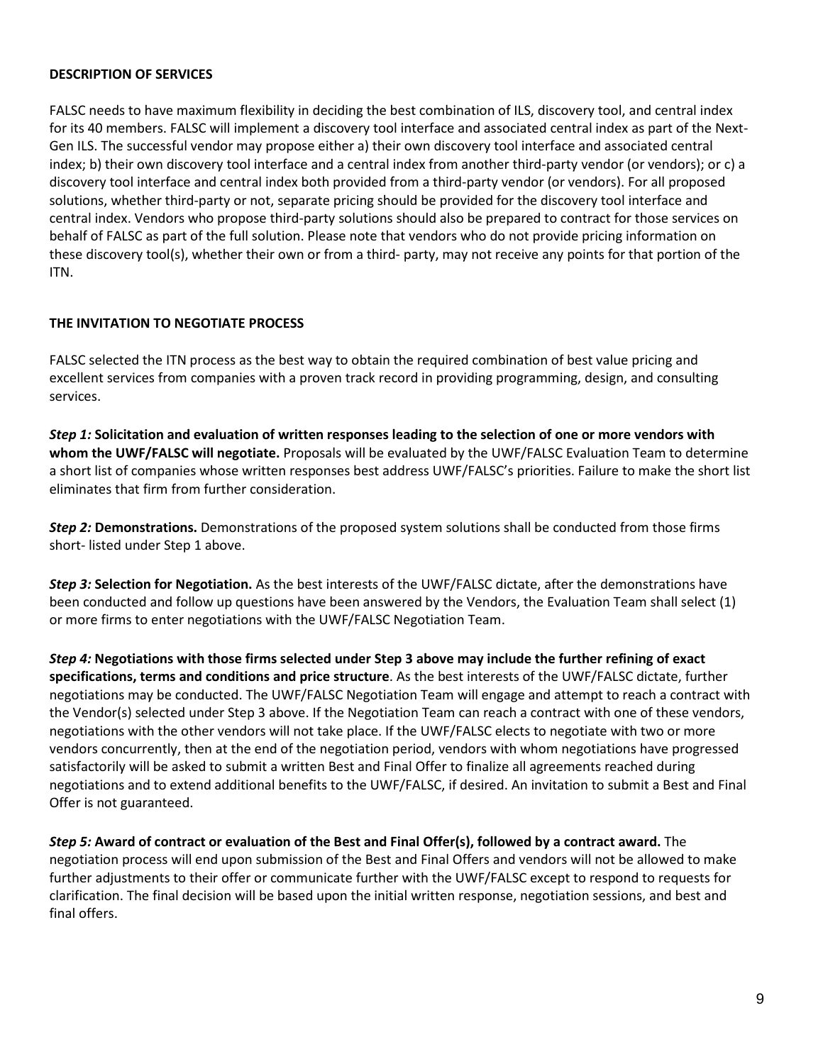## DESCRIPTION OF SERVICES

FALSC needs to have maximum flexibility in deciding the best combination of ILS, discovery tool, and central index for its 40 members. FALSC will implement a discovery tool interface and associated central index as part of the Next-Gen ILS. The successful vendor may propose either a) their own discovery tool interface and associated central index; b) their own discovery tool interface and a central index from another third-party vendor (or vendors); or c) a discovery tool interface and central index both provided from a third-party vendor (or vendors). For all proposed solutions, whether third-party or not, separate pricing should be provided for the discovery tool interface and central index. Vendors who propose third-party solutions should also be prepared to contract for those services on behalf of FALSC as part of the full solution. Please note that vendors who do not provide pricing information on these discovery tool(s), whether their own or from a third- party, may not receive any points for that portion of the ITN.

## THE INVITATION TO NEGOTIATE PROCESS

FALSC selected the ITN process as the best way to obtain the required combination of best value pricing and excellent services from companies with a proven track record in providing programming, design, and consulting services.

***Step 1:* Solicitation and evaluation of written responses leading to the selection of one or more vendors with whom the UWF/FALSC will negotiate.** Proposals will be evaluated by the UWF/FALSC Evaluation Team to determine a short list of companies whose written responses best address UWF/FALSC's priorities. Failure to make the short list eliminates that firm from further consideration.

***Step 2:* Demonstrations.** Demonstrations of the proposed system solutions shall be conducted from those firms short- listed under Step 1 above.

***Step 3:* Selection for Negotiation.** As the best interests of the UWF/FALSC dictate, after the demonstrations have been conducted and follow up questions have been answered by the Vendors, the Evaluation Team shall select (1) or more firms to enter negotiations with the UWF/FALSC Negotiation Team.

***Step 4:* Negotiations with those firms selected under Step 3 above may include the further refining of exact specifications, terms and conditions and price structure**. As the best interests of the UWF/FALSC dictate, further negotiations may be conducted. The UWF/FALSC Negotiation Team will engage and attempt to reach a contract with the Vendor(s) selected under Step 3 above. If the Negotiation Team can reach a contract with one of these vendors, negotiations with the other vendors will not take place. If the UWF/FALSC elects to negotiate with two or more vendors concurrently, then at the end of the negotiation period, vendors with whom negotiations have progressed satisfactorily will be asked to submit a written Best and Final Offer to finalize all agreements reached during negotiations and to extend additional benefits to the UWF/FALSC, if desired. An invitation to submit a Best and Final Offer is not guaranteed.

***Step 5:* Award of contract or evaluation of the Best and Final Offer(s), followed by a contract award.** The negotiation process will end upon submission of the Best and Final Offers and vendors will not be allowed to make further adjustments to their offer or communicate further with the UWF/FALSC except to respond to requests for clarification. The final decision will be based upon the initial written response, negotiation sessions, and best and final offers.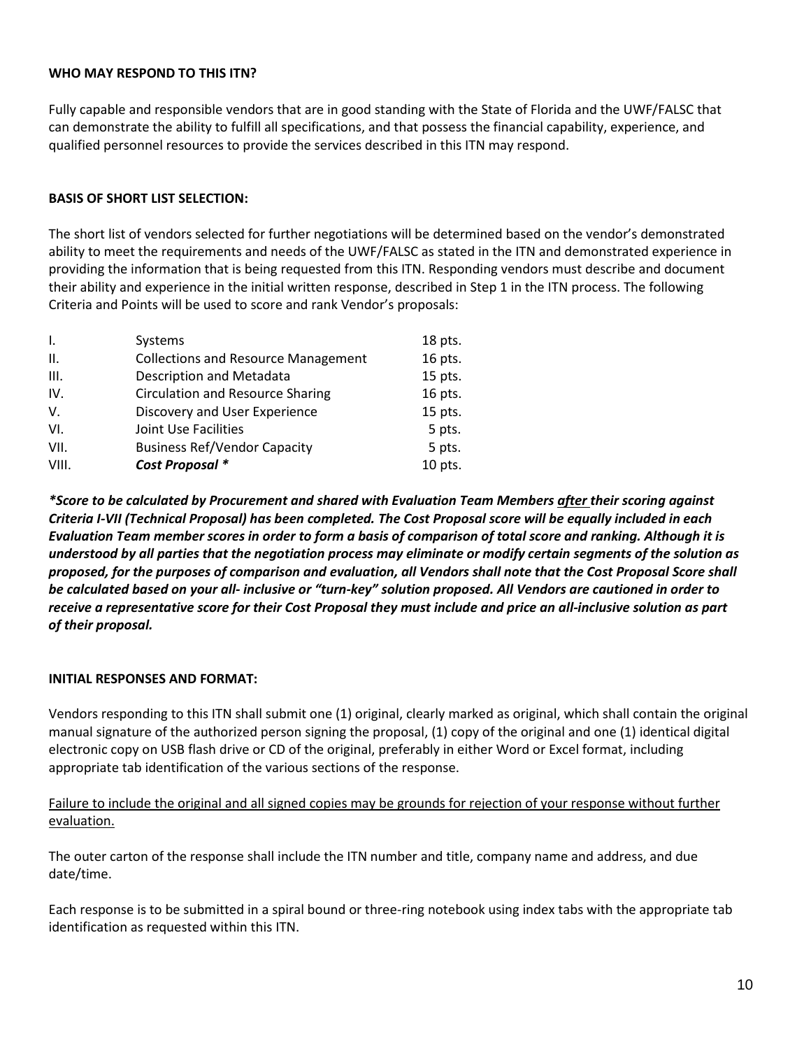**WHO MAY RESPOND TO THIS ITN?**

Fully capable and responsible vendors that are in good standing with the State of Florida and the UWF/FALSC that can demonstrate the ability to fulfill all specifications, and that possess the financial capability, experience, and qualified personnel resources to provide the services described in this ITN may respond.

**BASIS OF SHORT LIST SELECTION:**

The short list of vendors selected for further negotiations will be determined based on the vendor's demonstrated ability to meet the requirements and needs of the UWF/FALSC as stated in the ITN and demonstrated experience in providing the information that is being requested from this ITN. Responding vendors must describe and document their ability and experience in the initial written response, described in Step 1 in the ITN process. The following Criteria and Points will be used to score and rank Vendor's proposals:

| | | |
|---|---|---|
| I. | Systems | 18 pts. |
| II. | Collections and Resource Management | 16 pts. |
| III. | Description and Metadata | 15 pts. |
| IV. | Circulation and Resource Sharing | 16 pts. |
| V. | Discovery and User Experience | 15 pts. |
| VI. | Joint Use Facilities | 5 pts. |
| VII. | Business Ref/Vendor Capacity | 5 pts. |
| VIII. | ***Cost Proposal **** | 10 pts. |

***Score to be calculated by Procurement and shared with Evaluation Team Members <u>after</u> their scoring against Criteria I-VII (Technical Proposal) has been completed. The Cost Proposal score will be equally included in each Evaluation Team member scores in order to form a basis of comparison of total score and ranking. Although it is understood by all parties that the negotiation process may eliminate or modify certain segments of the solution as proposed, for the purposes of comparison and evaluation, all Vendors shall note that the Cost Proposal Score shall be calculated based on your all- inclusive or "turn-key" solution proposed. All Vendors are cautioned in order to receive a representative score for their Cost Proposal they must include and price an all-inclusive solution as part of their proposal.***

**INITIAL RESPONSES AND FORMAT:**

Vendors responding to this ITN shall submit one (1) original, clearly marked as original, which shall contain the original manual signature of the authorized person signing the proposal, (1) copy of the original and one (1) identical digital electronic copy on USB flash drive or CD of the original, preferably in either Word or Excel format, including appropriate tab identification of the various sections of the response.

<u>Failure to include the original and all signed copies may be grounds for rejection of your response without further evaluation.</u>

The outer carton of the response shall include the ITN number and title, company name and address, and due date/time.

Each response is to be submitted in a spiral bound or three-ring notebook using index tabs with the appropriate tab identification as requested within this ITN.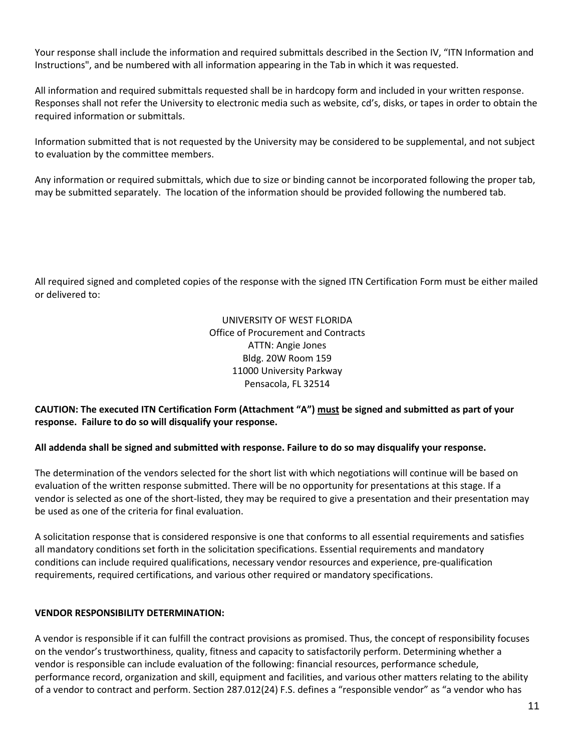Your response shall include the information and required submittals described in the Section IV, "ITN Information and Instructions", and be numbered with all information appearing in the Tab in which it was requested.

All information and required submittals requested shall be in hardcopy form and included in your written response. Responses shall not refer the University to electronic media such as website, cd's, disks, or tapes in order to obtain the required information or submittals.

Information submitted that is not requested by the University may be considered to be supplemental, and not subject to evaluation by the committee members.

Any information or required submittals, which due to size or binding cannot be incorporated following the proper tab, may be submitted separately. The location of the information should be provided following the numbered tab.

All required signed and completed copies of the response with the signed ITN Certification Form must be either mailed or delivered to:

UNIVERSITY OF WEST FLORIDA
Office of Procurement and Contracts
ATTN: Angie Jones
Bldg. 20W Room 159
11000 University Parkway
Pensacola, FL 32514

**CAUTION: The executed ITN Certification Form (Attachment "A") must be signed and submitted as part of your response. Failure to do so will disqualify your response.**

**All addenda shall be signed and submitted with response. Failure to do so may disqualify your response.**

The determination of the vendors selected for the short list with which negotiations will continue will be based on evaluation of the written response submitted. There will be no opportunity for presentations at this stage. If a vendor is selected as one of the short-listed, they may be required to give a presentation and their presentation may be used as one of the criteria for final evaluation.

A solicitation response that is considered responsive is one that conforms to all essential requirements and satisfies all mandatory conditions set forth in the solicitation specifications. Essential requirements and mandatory conditions can include required qualifications, necessary vendor resources and experience, pre-qualification requirements, required certifications, and various other required or mandatory specifications.

**VENDOR RESPONSIBILITY DETERMINATION:**

A vendor is responsible if it can fulfill the contract provisions as promised. Thus, the concept of responsibility focuses on the vendor's trustworthiness, quality, fitness and capacity to satisfactorily perform. Determining whether a vendor is responsible can include evaluation of the following: financial resources, performance schedule, performance record, organization and skill, equipment and facilities, and various other matters relating to the ability of a vendor to contract and perform. Section 287.012(24) F.S. defines a "responsible vendor" as "a vendor who has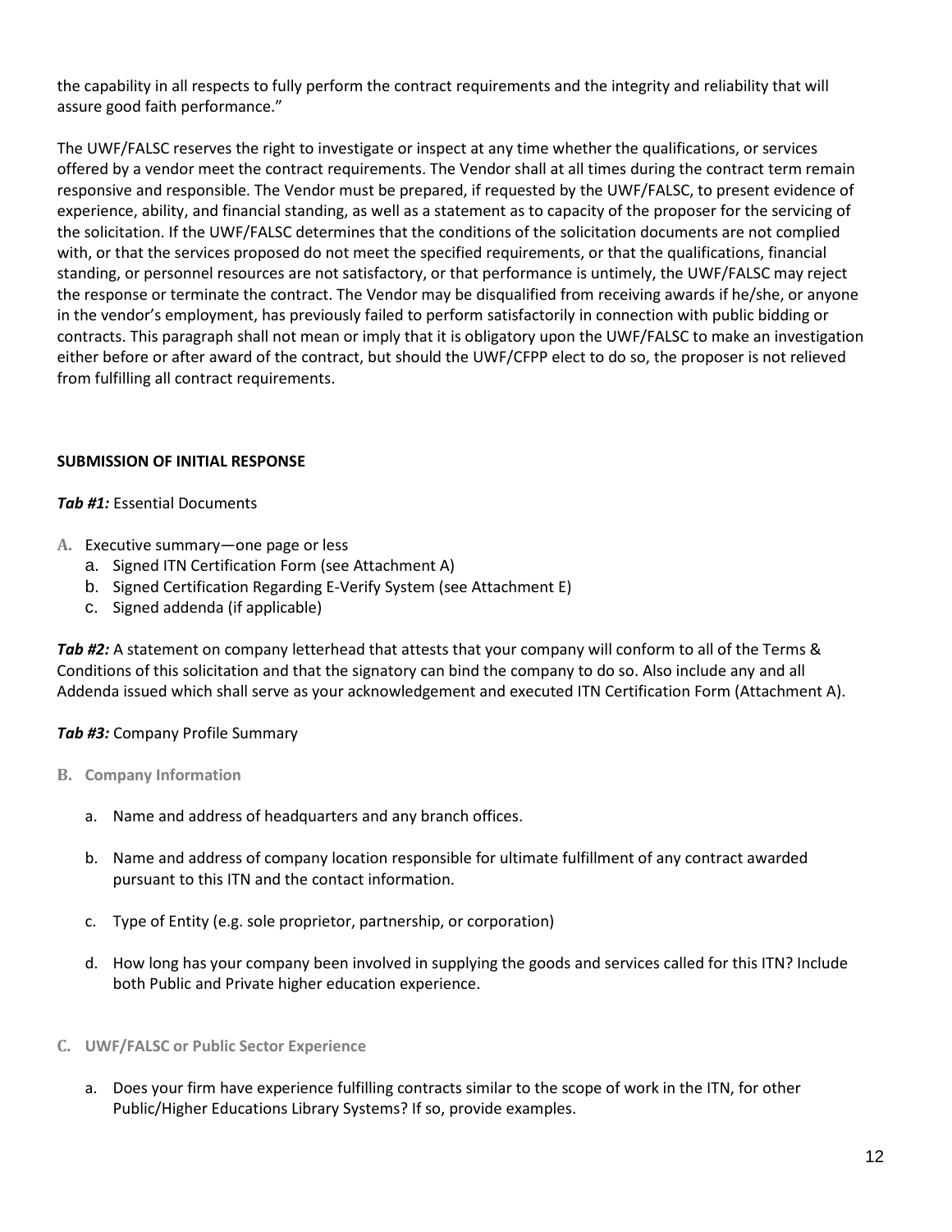the capability in all respects to fully perform the contract requirements and the integrity and reliability that will assure good faith performance."

The UWF/FALSC reserves the right to investigate or inspect at any time whether the qualifications, or services offered by a vendor meet the contract requirements. The Vendor shall at all times during the contract term remain responsive and responsible. The Vendor must be prepared, if requested by the UWF/FALSC, to present evidence of experience, ability, and financial standing, as well as a statement as to capacity of the proposer for the servicing of the solicitation. If the UWF/FALSC determines that the conditions of the solicitation documents are not complied with, or that the services proposed do not meet the specified requirements, or that the qualifications, financial standing, or personnel resources are not satisfactory, or that performance is untimely, the UWF/FALSC may reject the response or terminate the contract. The Vendor may be disqualified from receiving awards if he/she, or anyone in the vendor's employment, has previously failed to perform satisfactorily in connection with public bidding or contracts. This paragraph shall not mean or imply that it is obligatory upon the UWF/FALSC to make an investigation either before or after award of the contract, but should the UWF/CFPP elect to do so, the proposer is not relieved from fulfilling all contract requirements.

**SUBMISSION OF INITIAL RESPONSE**

***Tab #1:*** Essential Documents

A. Executive summary—one page or less
   a. Signed ITN Certification Form (see Attachment A)
   b. Signed Certification Regarding E-Verify System (see Attachment E)
   c. Signed addenda (if applicable)

***Tab #2:*** A statement on company letterhead that attests that your company will conform to all of the Terms & Conditions of this solicitation and that the signatory can bind the company to do so. Also include any and all Addenda issued which shall serve as your acknowledgement and executed ITN Certification Form (Attachment A).

***Tab #3:*** Company Profile Summary

**B. Company Information**

   a. Name and address of headquarters and any branch offices.

   b. Name and address of company location responsible for ultimate fulfillment of any contract awarded pursuant to this ITN and the contact information.

   c. Type of Entity (e.g. sole proprietor, partnership, or corporation)

   d. How long has your company been involved in supplying the goods and services called for this ITN? Include both Public and Private higher education experience.

**C. UWF/FALSC or Public Sector Experience**

   a. Does your firm have experience fulfilling contracts similar to the scope of work in the ITN, for other Public/Higher Educations Library Systems? If so, provide examples.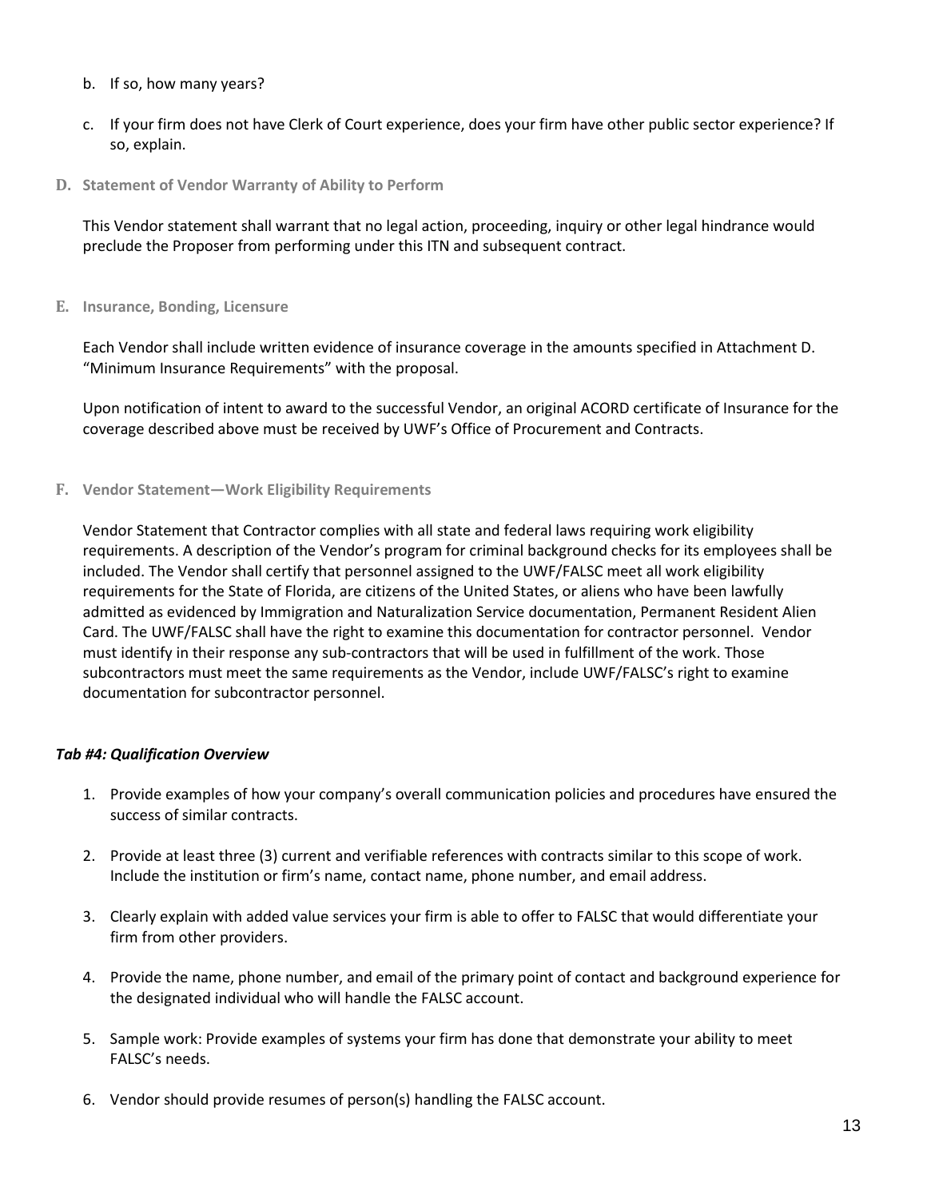b. If so, how many years?

c. If your firm does not have Clerk of Court experience, does your firm have other public sector experience? If so, explain.

**D. Statement of Vendor Warranty of Ability to Perform**

This Vendor statement shall warrant that no legal action, proceeding, inquiry or other legal hindrance would preclude the Proposer from performing under this ITN and subsequent contract.

**E. Insurance, Bonding, Licensure**

Each Vendor shall include written evidence of insurance coverage in the amounts specified in Attachment D. "Minimum Insurance Requirements" with the proposal.

Upon notification of intent to award to the successful Vendor, an original ACORD certificate of Insurance for the coverage described above must be received by UWF's Office of Procurement and Contracts.

**F. Vendor Statement—Work Eligibility Requirements**

Vendor Statement that Contractor complies with all state and federal laws requiring work eligibility requirements. A description of the Vendor's program for criminal background checks for its employees shall be included. The Vendor shall certify that personnel assigned to the UWF/FALSC meet all work eligibility requirements for the State of Florida, are citizens of the United States, or aliens who have been lawfully admitted as evidenced by Immigration and Naturalization Service documentation, Permanent Resident Alien Card. The UWF/FALSC shall have the right to examine this documentation for contractor personnel. Vendor must identify in their response any sub-contractors that will be used in fulfillment of the work. Those subcontractors must meet the same requirements as the Vendor, include UWF/FALSC's right to examine documentation for subcontractor personnel.

***Tab #4: Qualification Overview***

1. Provide examples of how your company's overall communication policies and procedures have ensured the success of similar contracts.
2. Provide at least three (3) current and verifiable references with contracts similar to this scope of work. Include the institution or firm's name, contact name, phone number, and email address.
3. Clearly explain with added value services your firm is able to offer to FALSC that would differentiate your firm from other providers.
4. Provide the name, phone number, and email of the primary point of contact and background experience for the designated individual who will handle the FALSC account.
5. Sample work: Provide examples of systems your firm has done that demonstrate your ability to meet FALSC's needs.
6. Vendor should provide resumes of person(s) handling the FALSC account.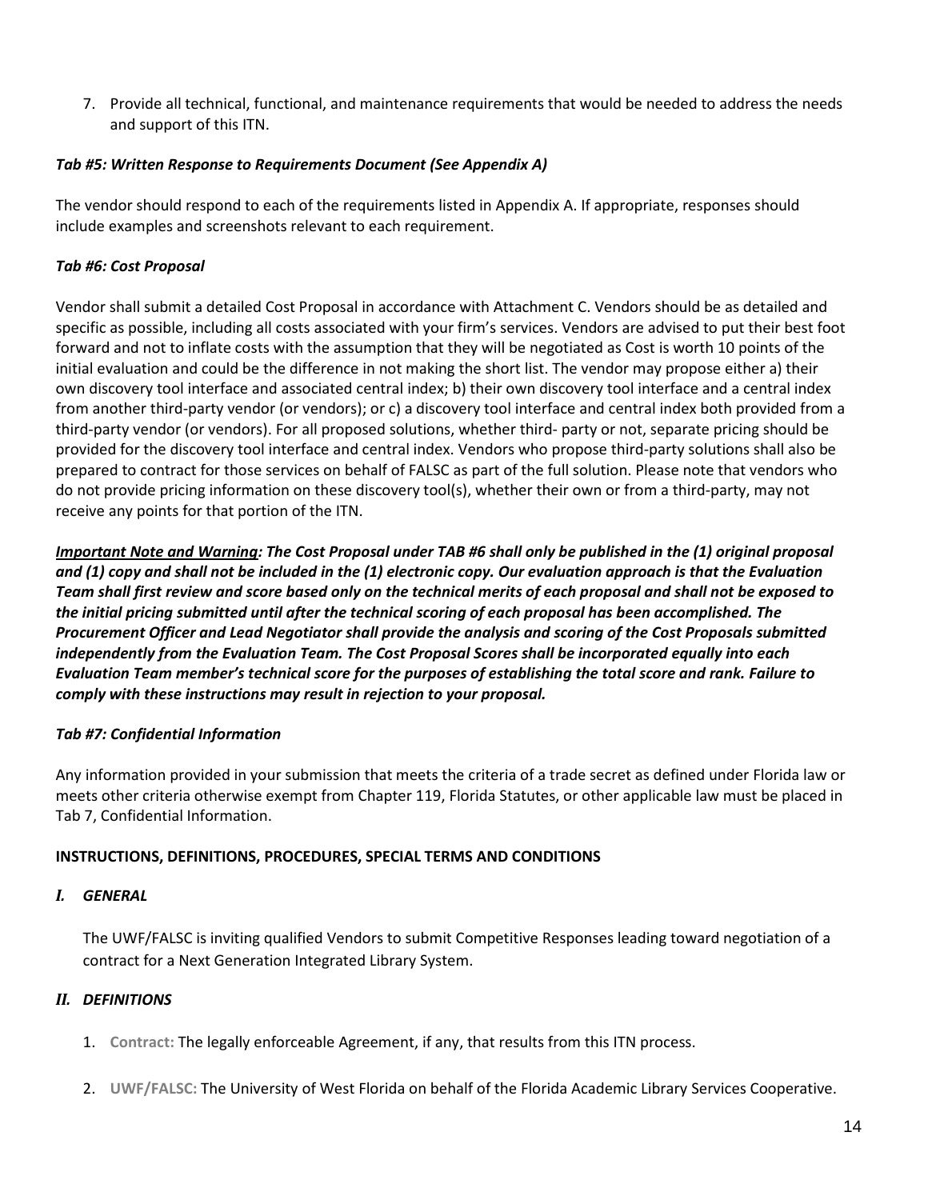7. Provide all technical, functional, and maintenance requirements that would be needed to address the needs and support of this ITN.

***Tab #5: Written Response to Requirements Document (See Appendix A)***

The vendor should respond to each of the requirements listed in Appendix A. If appropriate, responses should include examples and screenshots relevant to each requirement.

***Tab #6: Cost Proposal***

Vendor shall submit a detailed Cost Proposal in accordance with Attachment C. Vendors should be as detailed and specific as possible, including all costs associated with your firm's services. Vendors are advised to put their best foot forward and not to inflate costs with the assumption that they will be negotiated as Cost is worth 10 points of the initial evaluation and could be the difference in not making the short list. The vendor may propose either a) their own discovery tool interface and associated central index; b) their own discovery tool interface and a central index from another third-party vendor (or vendors); or c) a discovery tool interface and central index both provided from a third-party vendor (or vendors). For all proposed solutions, whether third- party or not, separate pricing should be provided for the discovery tool interface and central index. Vendors who propose third-party solutions shall also be prepared to contract for those services on behalf of FALSC as part of the full solution. Please note that vendors who do not provide pricing information on these discovery tool(s), whether their own or from a third-party, may not receive any points for that portion of the ITN.

***<u>Important Note and Warning</u>: The Cost Proposal under TAB #6 shall only be published in the (1) original proposal and (1) copy and shall not be included in the (1) electronic copy. Our evaluation approach is that the Evaluation Team shall first review and score based only on the technical merits of each proposal and shall not be exposed to the initial pricing submitted until after the technical scoring of each proposal has been accomplished. The Procurement Officer and Lead Negotiator shall provide the analysis and scoring of the Cost Proposals submitted independently from the Evaluation Team. The Cost Proposal Scores shall be incorporated equally into each Evaluation Team member's technical score for the purposes of establishing the total score and rank. Failure to comply with these instructions may result in rejection to your proposal.***

***Tab #7: Confidential Information***

Any information provided in your submission that meets the criteria of a trade secret as defined under Florida law or meets other criteria otherwise exempt from Chapter 119, Florida Statutes, or other applicable law must be placed in Tab 7, Confidential Information.

**INSTRUCTIONS, DEFINITIONS, PROCEDURES, SPECIAL TERMS AND CONDITIONS**

## *I. GENERAL*

The UWF/FALSC is inviting qualified Vendors to submit Competitive Responses leading toward negotiation of a contract for a Next Generation Integrated Library System.

## *II. DEFINITIONS*

1. **Contract:** The legally enforceable Agreement, if any, that results from this ITN process.

2. **UWF/FALSC:** The University of West Florida on behalf of the Florida Academic Library Services Cooperative.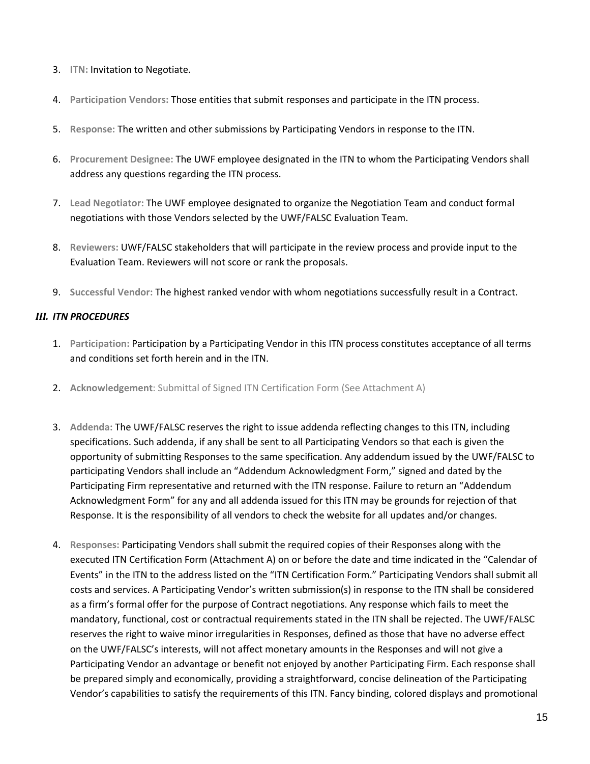3. **ITN:** Invitation to Negotiate.

4. **Participation Vendors:** Those entities that submit responses and participate in the ITN process.

5. **Response:** The written and other submissions by Participating Vendors in response to the ITN.

6. **Procurement Designee:** The UWF employee designated in the ITN to whom the Participating Vendors shall address any questions regarding the ITN process.

7. **Lead Negotiator:** The UWF employee designated to organize the Negotiation Team and conduct formal negotiations with those Vendors selected by the UWF/FALSC Evaluation Team.

8. **Reviewers:** UWF/FALSC stakeholders that will participate in the review process and provide input to the Evaluation Team. Reviewers will not score or rank the proposals.

9. **Successful Vendor:** The highest ranked vendor with whom negotiations successfully result in a Contract.

### *III. ITN PROCEDURES*

1. **Participation:** Participation by a Participating Vendor in this ITN process constitutes acceptance of all terms and conditions set forth herein and in the ITN.

2. **Acknowledgement**: Submittal of Signed ITN Certification Form (See Attachment A)

3. **Addenda:** The UWF/FALSC reserves the right to issue addenda reflecting changes to this ITN, including specifications. Such addenda, if any shall be sent to all Participating Vendors so that each is given the opportunity of submitting Responses to the same specification. Any addendum issued by the UWF/FALSC to participating Vendors shall include an "Addendum Acknowledgment Form," signed and dated by the Participating Firm representative and returned with the ITN response. Failure to return an "Addendum Acknowledgment Form" for any and all addenda issued for this ITN may be grounds for rejection of that Response. It is the responsibility of all vendors to check the website for all updates and/or changes.

4. **Responses:** Participating Vendors shall submit the required copies of their Responses along with the executed ITN Certification Form (Attachment A) on or before the date and time indicated in the "Calendar of Events" in the ITN to the address listed on the "ITN Certification Form." Participating Vendors shall submit all costs and services. A Participating Vendor's written submission(s) in response to the ITN shall be considered as a firm's formal offer for the purpose of Contract negotiations. Any response which fails to meet the mandatory, functional, cost or contractual requirements stated in the ITN shall be rejected. The UWF/FALSC reserves the right to waive minor irregularities in Responses, defined as those that have no adverse effect on the UWF/FALSC's interests, will not affect monetary amounts in the Responses and will not give a Participating Vendor an advantage or benefit not enjoyed by another Participating Firm. Each response shall be prepared simply and economically, providing a straightforward, concise delineation of the Participating Vendor's capabilities to satisfy the requirements of this ITN. Fancy binding, colored displays and promotional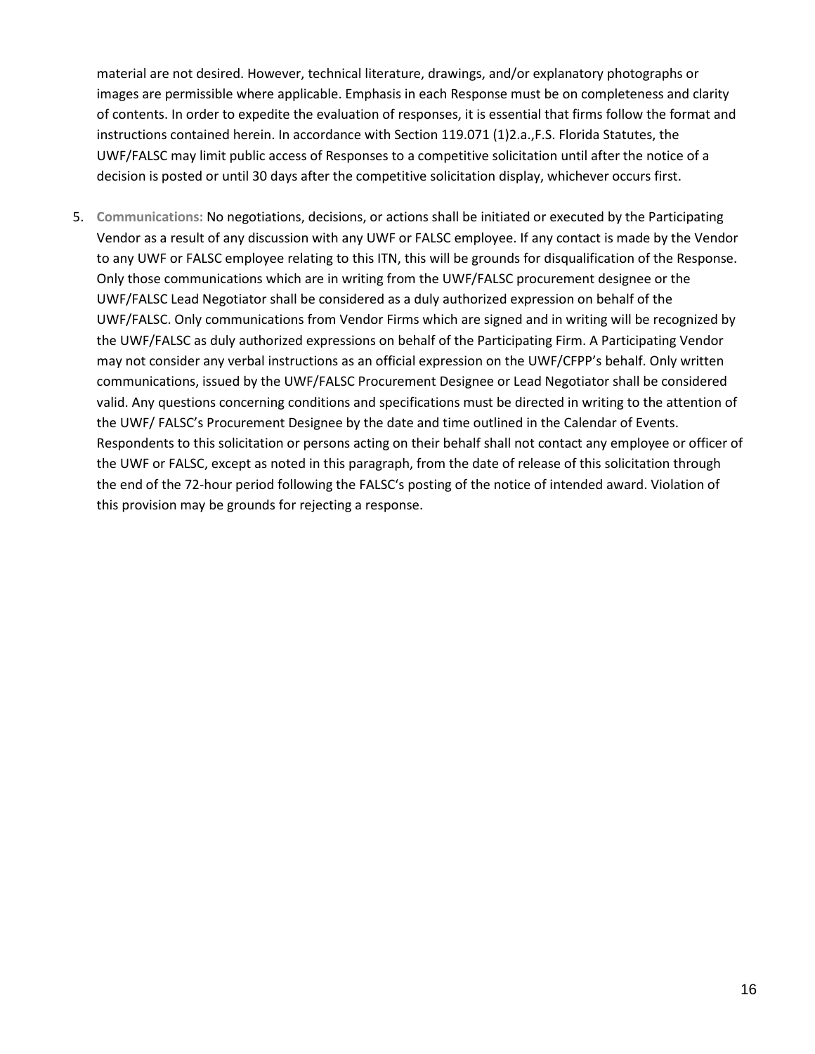material are not desired. However, technical literature, drawings, and/or explanatory photographs or images are permissible where applicable. Emphasis in each Response must be on completeness and clarity of contents. In order to expedite the evaluation of responses, it is essential that firms follow the format and instructions contained herein. In accordance with Section 119.071 (1)2.a.,F.S. Florida Statutes, the UWF/FALSC may limit public access of Responses to a competitive solicitation until after the notice of a decision is posted or until 30 days after the competitive solicitation display, whichever occurs first.

5. **Communications:** No negotiations, decisions, or actions shall be initiated or executed by the Participating Vendor as a result of any discussion with any UWF or FALSC employee. If any contact is made by the Vendor to any UWF or FALSC employee relating to this ITN, this will be grounds for disqualification of the Response. Only those communications which are in writing from the UWF/FALSC procurement designee or the UWF/FALSC Lead Negotiator shall be considered as a duly authorized expression on behalf of the UWF/FALSC. Only communications from Vendor Firms which are signed and in writing will be recognized by the UWF/FALSC as duly authorized expressions on behalf of the Participating Firm. A Participating Vendor may not consider any verbal instructions as an official expression on the UWF/CFPP's behalf. Only written communications, issued by the UWF/FALSC Procurement Designee or Lead Negotiator shall be considered valid. Any questions concerning conditions and specifications must be directed in writing to the attention of the UWF/ FALSC's Procurement Designee by the date and time outlined in the Calendar of Events. Respondents to this solicitation or persons acting on their behalf shall not contact any employee or officer of the UWF or FALSC, except as noted in this paragraph, from the date of release of this solicitation through the end of the 72-hour period following the FALSC's posting of the notice of intended award. Violation of this provision may be grounds for rejecting a response.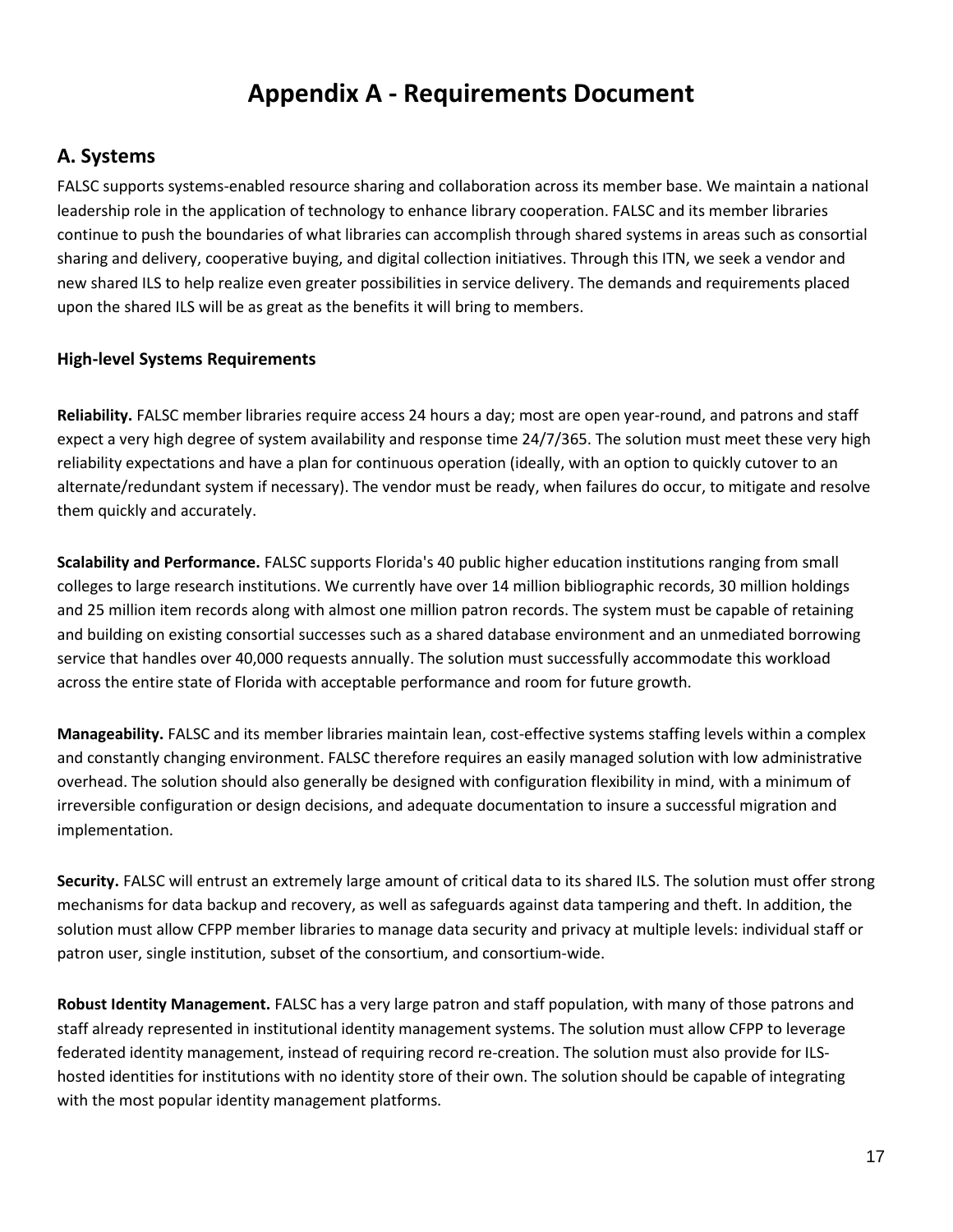# Appendix A - Requirements Document

## A. Systems

FALSC supports systems-enabled resource sharing and collaboration across its member base. We maintain a national leadership role in the application of technology to enhance library cooperation. FALSC and its member libraries continue to push the boundaries of what libraries can accomplish through shared systems in areas such as consortial sharing and delivery, cooperative buying, and digital collection initiatives. Through this ITN, we seek a vendor and new shared ILS to help realize even greater possibilities in service delivery. The demands and requirements placed upon the shared ILS will be as great as the benefits it will bring to members.

### High-level Systems Requirements

**Reliability.** FALSC member libraries require access 24 hours a day; most are open year-round, and patrons and staff expect a very high degree of system availability and response time 24/7/365. The solution must meet these very high reliability expectations and have a plan for continuous operation (ideally, with an option to quickly cutover to an alternate/redundant system if necessary). The vendor must be ready, when failures do occur, to mitigate and resolve them quickly and accurately.

**Scalability and Performance.** FALSC supports Florida's 40 public higher education institutions ranging from small colleges to large research institutions. We currently have over 14 million bibliographic records, 30 million holdings and 25 million item records along with almost one million patron records. The system must be capable of retaining and building on existing consortial successes such as a shared database environment and an unmediated borrowing service that handles over 40,000 requests annually. The solution must successfully accommodate this workload across the entire state of Florida with acceptable performance and room for future growth.

**Manageability.** FALSC and its member libraries maintain lean, cost-effective systems staffing levels within a complex and constantly changing environment. FALSC therefore requires an easily managed solution with low administrative overhead. The solution should also generally be designed with configuration flexibility in mind, with a minimum of irreversible configuration or design decisions, and adequate documentation to insure a successful migration and implementation.

**Security.** FALSC will entrust an extremely large amount of critical data to its shared ILS. The solution must offer strong mechanisms for data backup and recovery, as well as safeguards against data tampering and theft. In addition, the solution must allow CFPP member libraries to manage data security and privacy at multiple levels: individual staff or patron user, single institution, subset of the consortium, and consortium-wide.

**Robust Identity Management.** FALSC has a very large patron and staff population, with many of those patrons and staff already represented in institutional identity management systems. The solution must allow CFPP to leverage federated identity management, instead of requiring record re-creation. The solution must also provide for ILS-hosted identities for institutions with no identity store of their own. The solution should be capable of integrating with the most popular identity management platforms.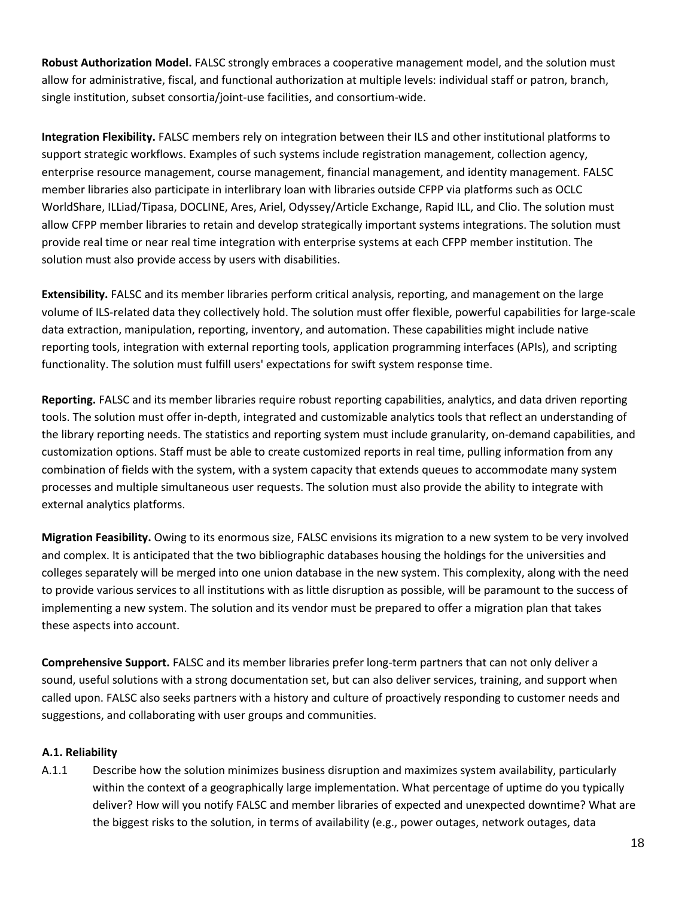**Robust Authorization Model.** FALSC strongly embraces a cooperative management model, and the solution must allow for administrative, fiscal, and functional authorization at multiple levels: individual staff or patron, branch, single institution, subset consortia/joint-use facilities, and consortium-wide.

**Integration Flexibility.** FALSC members rely on integration between their ILS and other institutional platforms to support strategic workflows. Examples of such systems include registration management, collection agency, enterprise resource management, course management, financial management, and identity management. FALSC member libraries also participate in interlibrary loan with libraries outside CFPP via platforms such as OCLC WorldShare, ILLiad/Tipasa, DOCLINE, Ares, Ariel, Odyssey/Article Exchange, Rapid ILL, and Clio. The solution must allow CFPP member libraries to retain and develop strategically important systems integrations. The solution must provide real time or near real time integration with enterprise systems at each CFPP member institution. The solution must also provide access by users with disabilities.

**Extensibility.** FALSC and its member libraries perform critical analysis, reporting, and management on the large volume of ILS-related data they collectively hold. The solution must offer flexible, powerful capabilities for large-scale data extraction, manipulation, reporting, inventory, and automation. These capabilities might include native reporting tools, integration with external reporting tools, application programming interfaces (APIs), and scripting functionality. The solution must fulfill users' expectations for swift system response time.

**Reporting.** FALSC and its member libraries require robust reporting capabilities, analytics, and data driven reporting tools. The solution must offer in-depth, integrated and customizable analytics tools that reflect an understanding of the library reporting needs. The statistics and reporting system must include granularity, on-demand capabilities, and customization options. Staff must be able to create customized reports in real time, pulling information from any combination of fields with the system, with a system capacity that extends queues to accommodate many system processes and multiple simultaneous user requests. The solution must also provide the ability to integrate with external analytics platforms.

**Migration Feasibility.** Owing to its enormous size, FALSC envisions its migration to a new system to be very involved and complex. It is anticipated that the two bibliographic databases housing the holdings for the universities and colleges separately will be merged into one union database in the new system. This complexity, along with the need to provide various services to all institutions with as little disruption as possible, will be paramount to the success of implementing a new system. The solution and its vendor must be prepared to offer a migration plan that takes these aspects into account.

**Comprehensive Support.** FALSC and its member libraries prefer long-term partners that can not only deliver a sound, useful solutions with a strong documentation set, but can also deliver services, training, and support when called upon. FALSC also seeks partners with a history and culture of proactively responding to customer needs and suggestions, and collaborating with user groups and communities.

### A.1. Reliability

A.1.1 Describe how the solution minimizes business disruption and maximizes system availability, particularly within the context of a geographically large implementation. What percentage of uptime do you typically deliver? How will you notify FALSC and member libraries of expected and unexpected downtime? What are the biggest risks to the solution, in terms of availability (e.g., power outages, network outages, data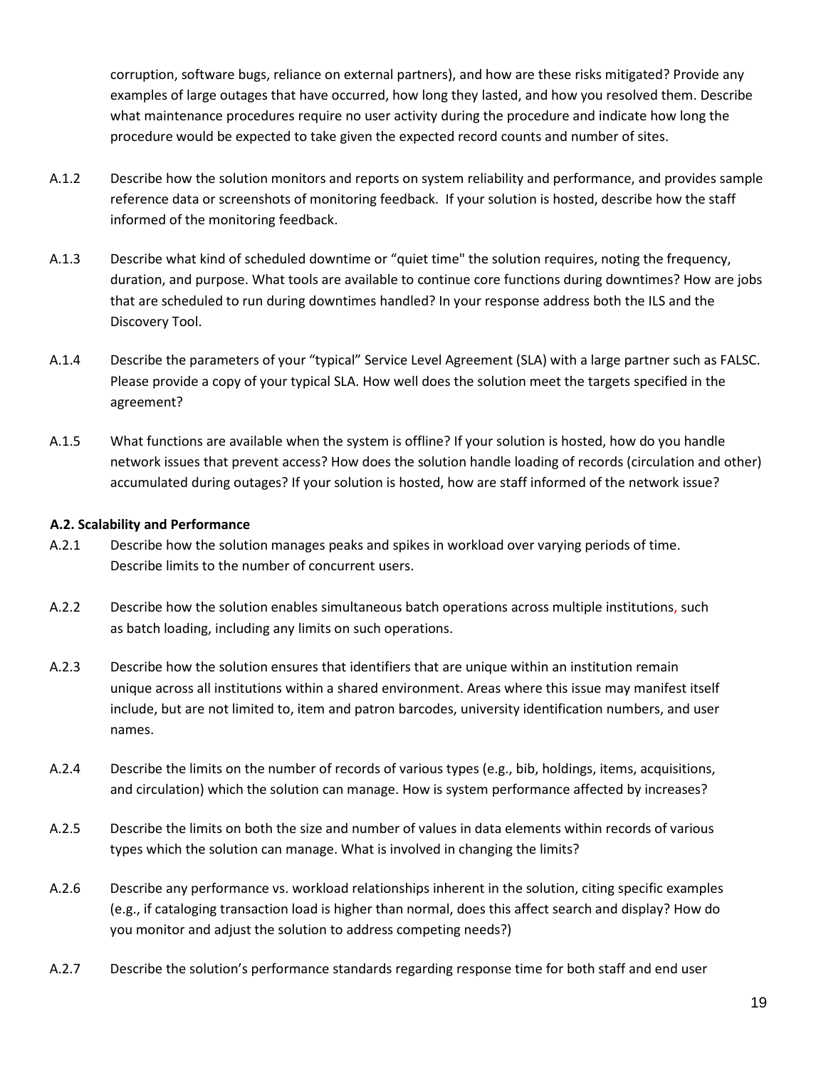corruption, software bugs, reliance on external partners), and how are these risks mitigated? Provide any examples of large outages that have occurred, how long they lasted, and how you resolved them. Describe what maintenance procedures require no user activity during the procedure and indicate how long the procedure would be expected to take given the expected record counts and number of sites.

A.1.2 Describe how the solution monitors and reports on system reliability and performance, and provides sample reference data or screenshots of monitoring feedback. If your solution is hosted, describe how the staff informed of the monitoring feedback.

A.1.3 Describe what kind of scheduled downtime or "quiet time" the solution requires, noting the frequency, duration, and purpose. What tools are available to continue core functions during downtimes? How are jobs that are scheduled to run during downtimes handled? In your response address both the ILS and the Discovery Tool.

A.1.4 Describe the parameters of your "typical" Service Level Agreement (SLA) with a large partner such as FALSC. Please provide a copy of your typical SLA. How well does the solution meet the targets specified in the agreement?

A.1.5 What functions are available when the system is offline? If your solution is hosted, how do you handle network issues that prevent access? How does the solution handle loading of records (circulation and other) accumulated during outages? If your solution is hosted, how are staff informed of the network issue?

**A.2. Scalability and Performance**

A.2.1 Describe how the solution manages peaks and spikes in workload over varying periods of time. Describe limits to the number of concurrent users.

A.2.2 Describe how the solution enables simultaneous batch operations across multiple institutions, such as batch loading, including any limits on such operations.

A.2.3 Describe how the solution ensures that identifiers that are unique within an institution remain unique across all institutions within a shared environment. Areas where this issue may manifest itself include, but are not limited to, item and patron barcodes, university identification numbers, and user names.

A.2.4 Describe the limits on the number of records of various types (e.g., bib, holdings, items, acquisitions, and circulation) which the solution can manage. How is system performance affected by increases?

A.2.5 Describe the limits on both the size and number of values in data elements within records of various types which the solution can manage. What is involved in changing the limits?

A.2.6 Describe any performance vs. workload relationships inherent in the solution, citing specific examples (e.g., if cataloging transaction load is higher than normal, does this affect search and display? How do you monitor and adjust the solution to address competing needs?)

A.2.7 Describe the solution's performance standards regarding response time for both staff and end user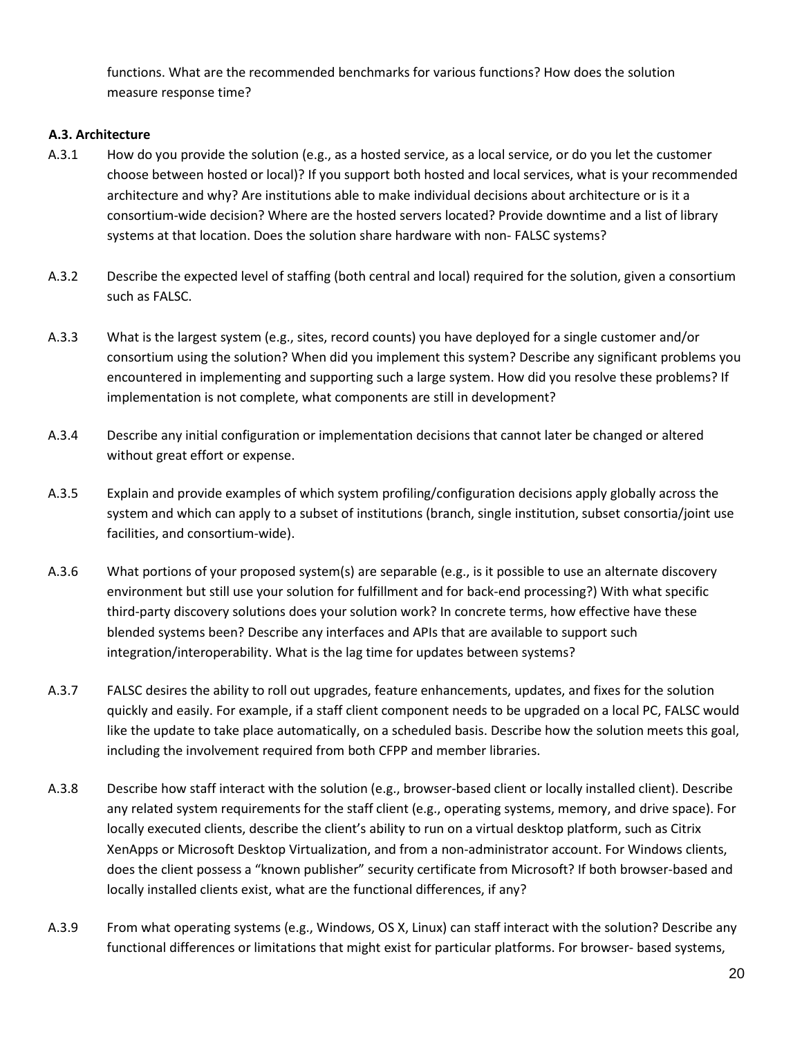functions. What are the recommended benchmarks for various functions? How does the solution measure response time?

**A.3. Architecture**

A.3.1 How do you provide the solution (e.g., as a hosted service, as a local service, or do you let the customer choose between hosted or local)? If you support both hosted and local services, what is your recommended architecture and why? Are institutions able to make individual decisions about architecture or is it a consortium-wide decision? Where are the hosted servers located? Provide downtime and a list of library systems at that location. Does the solution share hardware with non- FALSC systems?

A.3.2 Describe the expected level of staffing (both central and local) required for the solution, given a consortium such as FALSC.

A.3.3 What is the largest system (e.g., sites, record counts) you have deployed for a single customer and/or consortium using the solution? When did you implement this system? Describe any significant problems you encountered in implementing and supporting such a large system. How did you resolve these problems? If implementation is not complete, what components are still in development?

A.3.4 Describe any initial configuration or implementation decisions that cannot later be changed or altered without great effort or expense.

A.3.5 Explain and provide examples of which system profiling/configuration decisions apply globally across the system and which can apply to a subset of institutions (branch, single institution, subset consortia/joint use facilities, and consortium-wide).

A.3.6 What portions of your proposed system(s) are separable (e.g., is it possible to use an alternate discovery environment but still use your solution for fulfillment and for back-end processing?) With what specific third-party discovery solutions does your solution work? In concrete terms, how effective have these blended systems been? Describe any interfaces and APIs that are available to support such integration/interoperability. What is the lag time for updates between systems?

A.3.7 FALSC desires the ability to roll out upgrades, feature enhancements, updates, and fixes for the solution quickly and easily. For example, if a staff client component needs to be upgraded on a local PC, FALSC would like the update to take place automatically, on a scheduled basis. Describe how the solution meets this goal, including the involvement required from both CFPP and member libraries.

A.3.8 Describe how staff interact with the solution (e.g., browser-based client or locally installed client). Describe any related system requirements for the staff client (e.g., operating systems, memory, and drive space). For locally executed clients, describe the client's ability to run on a virtual desktop platform, such as Citrix XenApps or Microsoft Desktop Virtualization, and from a non-administrator account. For Windows clients, does the client possess a "known publisher" security certificate from Microsoft? If both browser-based and locally installed clients exist, what are the functional differences, if any?

A.3.9 From what operating systems (e.g., Windows, OS X, Linux) can staff interact with the solution? Describe any functional differences or limitations that might exist for particular platforms. For browser- based systems,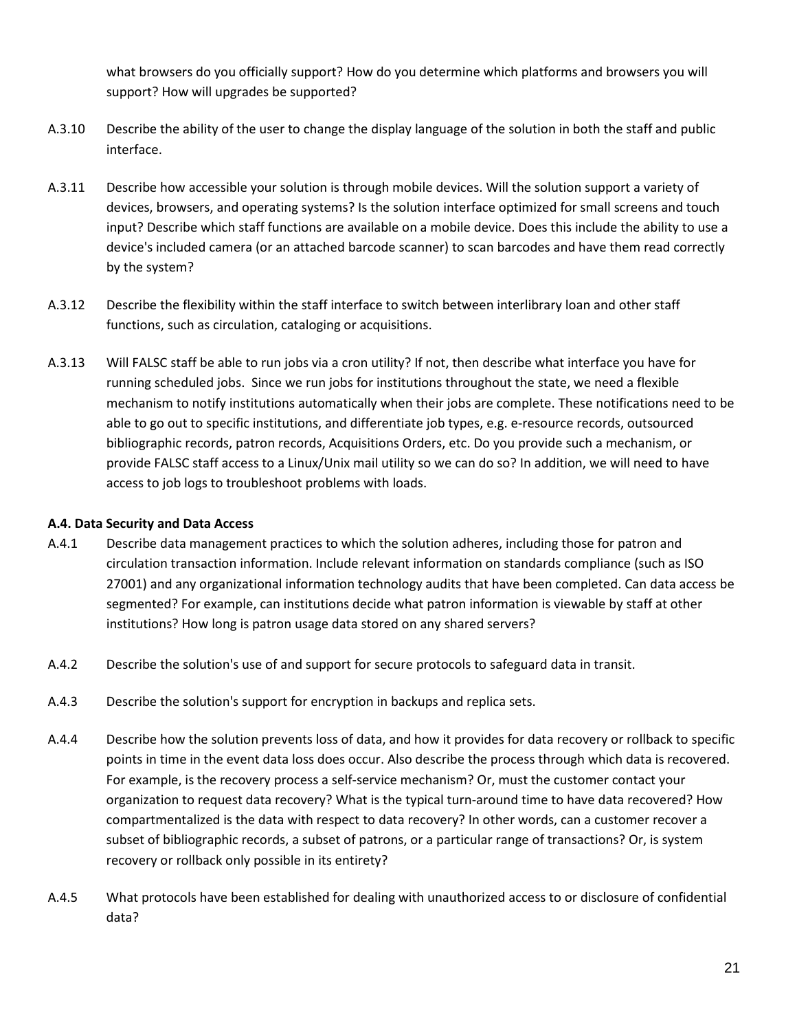what browsers do you officially support? How do you determine which platforms and browsers you will support? How will upgrades be supported?

A.3.10 Describe the ability of the user to change the display language of the solution in both the staff and public interface.

A.3.11 Describe how accessible your solution is through mobile devices. Will the solution support a variety of devices, browsers, and operating systems? Is the solution interface optimized for small screens and touch input? Describe which staff functions are available on a mobile device. Does this include the ability to use a device's included camera (or an attached barcode scanner) to scan barcodes and have them read correctly by the system?

A.3.12 Describe the flexibility within the staff interface to switch between interlibrary loan and other staff functions, such as circulation, cataloging or acquisitions.

A.3.13 Will FALSC staff be able to run jobs via a cron utility? If not, then describe what interface you have for running scheduled jobs. Since we run jobs for institutions throughout the state, we need a flexible mechanism to notify institutions automatically when their jobs are complete. These notifications need to be able to go out to specific institutions, and differentiate job types, e.g. e-resource records, outsourced bibliographic records, patron records, Acquisitions Orders, etc. Do you provide such a mechanism, or provide FALSC staff access to a Linux/Unix mail utility so we can do so? In addition, we will need to have access to job logs to troubleshoot problems with loads.

**A.4. Data Security and Data Access**

A.4.1 Describe data management practices to which the solution adheres, including those for patron and circulation transaction information. Include relevant information on standards compliance (such as ISO 27001) and any organizational information technology audits that have been completed. Can data access be segmented? For example, can institutions decide what patron information is viewable by staff at other institutions? How long is patron usage data stored on any shared servers?

A.4.2 Describe the solution's use of and support for secure protocols to safeguard data in transit.

A.4.3 Describe the solution's support for encryption in backups and replica sets.

A.4.4 Describe how the solution prevents loss of data, and how it provides for data recovery or rollback to specific points in time in the event data loss does occur. Also describe the process through which data is recovered. For example, is the recovery process a self-service mechanism? Or, must the customer contact your organization to request data recovery? What is the typical turn-around time to have data recovered? How compartmentalized is the data with respect to data recovery? In other words, can a customer recover a subset of bibliographic records, a subset of patrons, or a particular range of transactions? Or, is system recovery or rollback only possible in its entirety?

A.4.5 What protocols have been established for dealing with unauthorized access to or disclosure of confidential data?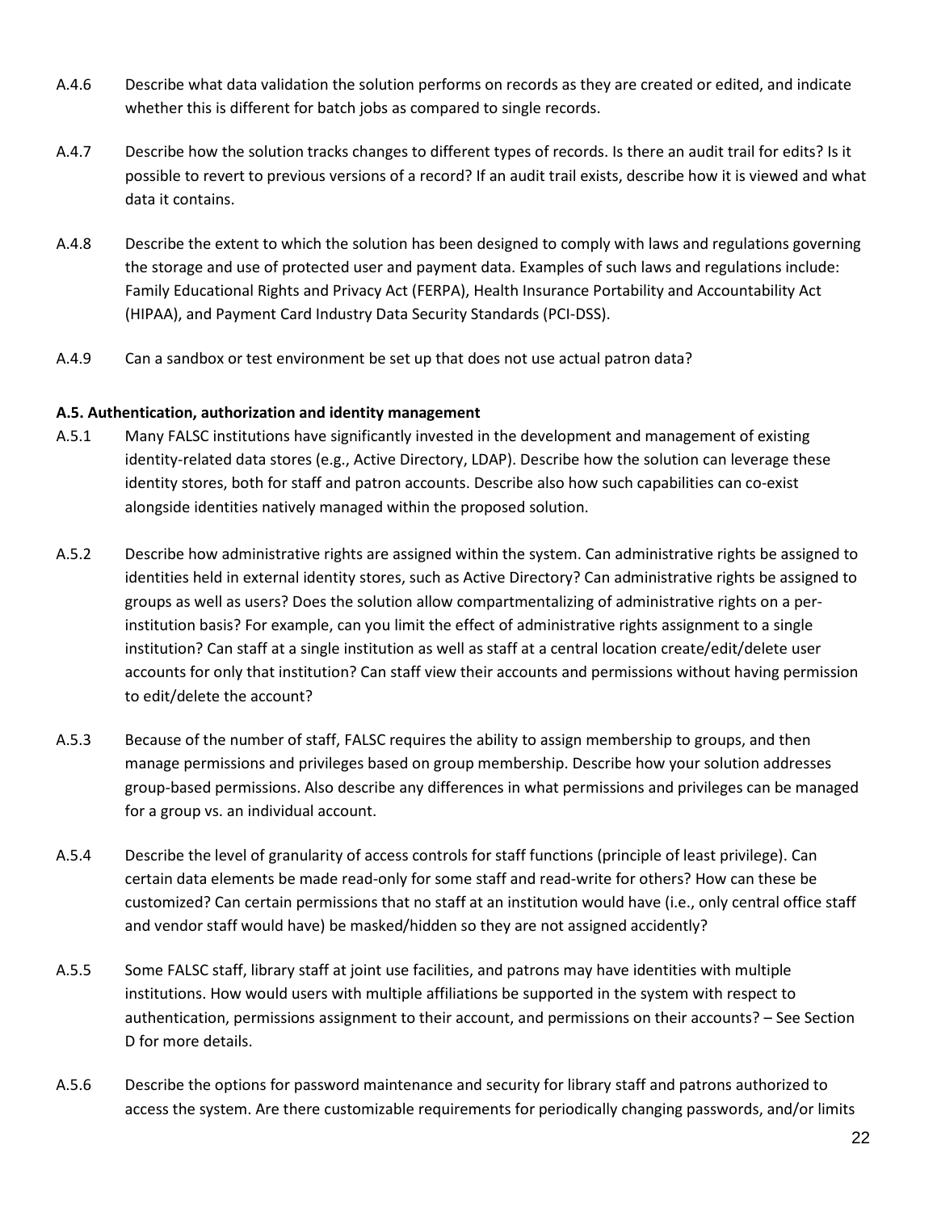A.4.6 Describe what data validation the solution performs on records as they are created or edited, and indicate whether this is different for batch jobs as compared to single records.

A.4.7 Describe how the solution tracks changes to different types of records. Is there an audit trail for edits? Is it possible to revert to previous versions of a record? If an audit trail exists, describe how it is viewed and what data it contains.

A.4.8 Describe the extent to which the solution has been designed to comply with laws and regulations governing the storage and use of protected user and payment data. Examples of such laws and regulations include: Family Educational Rights and Privacy Act (FERPA), Health Insurance Portability and Accountability Act (HIPAA), and Payment Card Industry Data Security Standards (PCI-DSS).

A.4.9 Can a sandbox or test environment be set up that does not use actual patron data?

**A.5. Authentication, authorization and identity management**

A.5.1 Many FALSC institutions have significantly invested in the development and management of existing identity-related data stores (e.g., Active Directory, LDAP). Describe how the solution can leverage these identity stores, both for staff and patron accounts. Describe also how such capabilities can co-exist alongside identities natively managed within the proposed solution.

A.5.2 Describe how administrative rights are assigned within the system. Can administrative rights be assigned to identities held in external identity stores, such as Active Directory? Can administrative rights be assigned to groups as well as users? Does the solution allow compartmentalizing of administrative rights on a per-institution basis? For example, can you limit the effect of administrative rights assignment to a single institution? Can staff at a single institution as well as staff at a central location create/edit/delete user accounts for only that institution? Can staff view their accounts and permissions without having permission to edit/delete the account?

A.5.3 Because of the number of staff, FALSC requires the ability to assign membership to groups, and then manage permissions and privileges based on group membership. Describe how your solution addresses group-based permissions. Also describe any differences in what permissions and privileges can be managed for a group vs. an individual account.

A.5.4 Describe the level of granularity of access controls for staff functions (principle of least privilege). Can certain data elements be made read-only for some staff and read-write for others? How can these be customized? Can certain permissions that no staff at an institution would have (i.e., only central office staff and vendor staff would have) be masked/hidden so they are not assigned accidently?

A.5.5 Some FALSC staff, library staff at joint use facilities, and patrons may have identities with multiple institutions. How would users with multiple affiliations be supported in the system with respect to authentication, permissions assignment to their account, and permissions on their accounts? – See Section D for more details.

A.5.6 Describe the options for password maintenance and security for library staff and patrons authorized to access the system. Are there customizable requirements for periodically changing passwords, and/or limits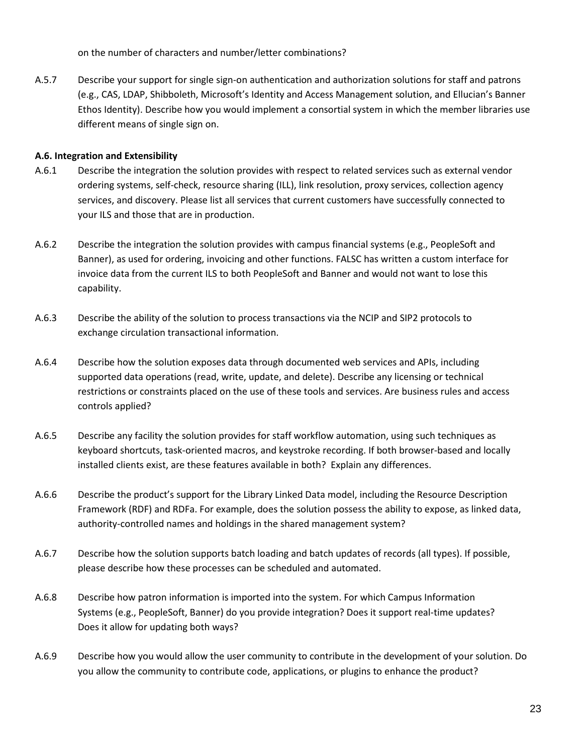on the number of characters and number/letter combinations?

A.5.7 Describe your support for single sign-on authentication and authorization solutions for staff and patrons (e.g., CAS, LDAP, Shibboleth, Microsoft's Identity and Access Management solution, and Ellucian's Banner Ethos Identity). Describe how you would implement a consortial system in which the member libraries use different means of single sign on.

**A.6. Integration and Extensibility**

A.6.1 Describe the integration the solution provides with respect to related services such as external vendor ordering systems, self-check, resource sharing (ILL), link resolution, proxy services, collection agency services, and discovery. Please list all services that current customers have successfully connected to your ILS and those that are in production.

A.6.2 Describe the integration the solution provides with campus financial systems (e.g., PeopleSoft and Banner), as used for ordering, invoicing and other functions. FALSC has written a custom interface for invoice data from the current ILS to both PeopleSoft and Banner and would not want to lose this capability.

A.6.3 Describe the ability of the solution to process transactions via the NCIP and SIP2 protocols to exchange circulation transactional information.

A.6.4 Describe how the solution exposes data through documented web services and APIs, including supported data operations (read, write, update, and delete). Describe any licensing or technical restrictions or constraints placed on the use of these tools and services. Are business rules and access controls applied?

A.6.5 Describe any facility the solution provides for staff workflow automation, using such techniques as keyboard shortcuts, task-oriented macros, and keystroke recording. If both browser-based and locally installed clients exist, are these features available in both? Explain any differences.

A.6.6 Describe the product's support for the Library Linked Data model, including the Resource Description Framework (RDF) and RDFa. For example, does the solution possess the ability to expose, as linked data, authority-controlled names and holdings in the shared management system?

A.6.7 Describe how the solution supports batch loading and batch updates of records (all types). If possible, please describe how these processes can be scheduled and automated.

A.6.8 Describe how patron information is imported into the system. For which Campus Information Systems (e.g., PeopleSoft, Banner) do you provide integration? Does it support real-time updates? Does it allow for updating both ways?

A.6.9 Describe how you would allow the user community to contribute in the development of your solution. Do you allow the community to contribute code, applications, or plugins to enhance the product?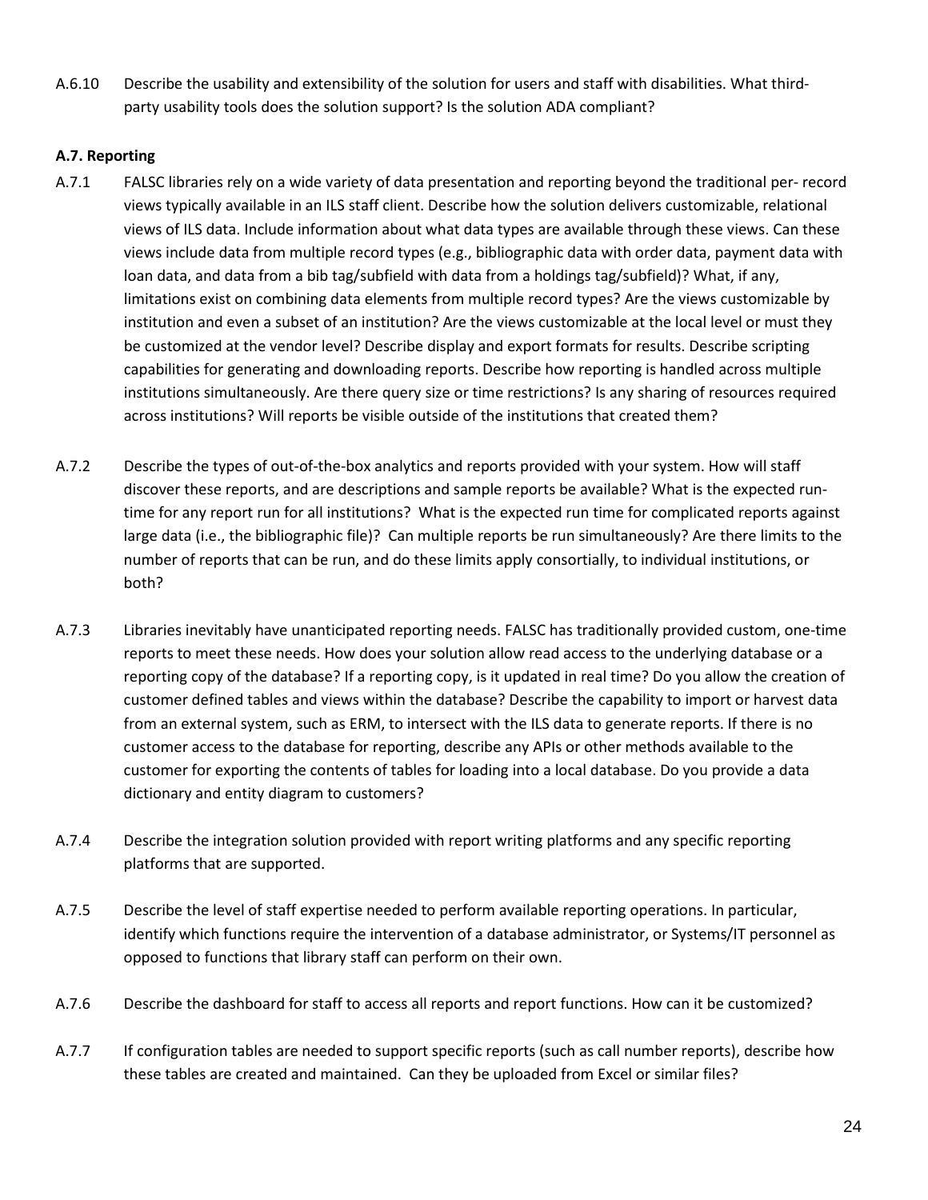A.6.10 Describe the usability and extensibility of the solution for users and staff with disabilities. What third-party usability tools does the solution support? Is the solution ADA compliant?

**A.7. Reporting**

A.7.1 FALSC libraries rely on a wide variety of data presentation and reporting beyond the traditional per- record views typically available in an ILS staff client. Describe how the solution delivers customizable, relational views of ILS data. Include information about what data types are available through these views. Can these views include data from multiple record types (e.g., bibliographic data with order data, payment data with loan data, and data from a bib tag/subfield with data from a holdings tag/subfield)? What, if any, limitations exist on combining data elements from multiple record types? Are the views customizable by institution and even a subset of an institution? Are the views customizable at the local level or must they be customized at the vendor level? Describe display and export formats for results. Describe scripting capabilities for generating and downloading reports. Describe how reporting is handled across multiple institutions simultaneously. Are there query size or time restrictions? Is any sharing of resources required across institutions? Will reports be visible outside of the institutions that created them?

A.7.2 Describe the types of out-of-the-box analytics and reports provided with your system. How will staff discover these reports, and are descriptions and sample reports be available? What is the expected run-time for any report run for all institutions? What is the expected run time for complicated reports against large data (i.e., the bibliographic file)? Can multiple reports be run simultaneously? Are there limits to the number of reports that can be run, and do these limits apply consortially, to individual institutions, or both?

A.7.3 Libraries inevitably have unanticipated reporting needs. FALSC has traditionally provided custom, one-time reports to meet these needs. How does your solution allow read access to the underlying database or a reporting copy of the database? If a reporting copy, is it updated in real time? Do you allow the creation of customer defined tables and views within the database? Describe the capability to import or harvest data from an external system, such as ERM, to intersect with the ILS data to generate reports. If there is no customer access to the database for reporting, describe any APIs or other methods available to the customer for exporting the contents of tables for loading into a local database. Do you provide a data dictionary and entity diagram to customers?

A.7.4 Describe the integration solution provided with report writing platforms and any specific reporting platforms that are supported.

A.7.5 Describe the level of staff expertise needed to perform available reporting operations. In particular, identify which functions require the intervention of a database administrator, or Systems/IT personnel as opposed to functions that library staff can perform on their own.

A.7.6 Describe the dashboard for staff to access all reports and report functions. How can it be customized?

A.7.7 If configuration tables are needed to support specific reports (such as call number reports), describe how these tables are created and maintained. Can they be uploaded from Excel or similar files?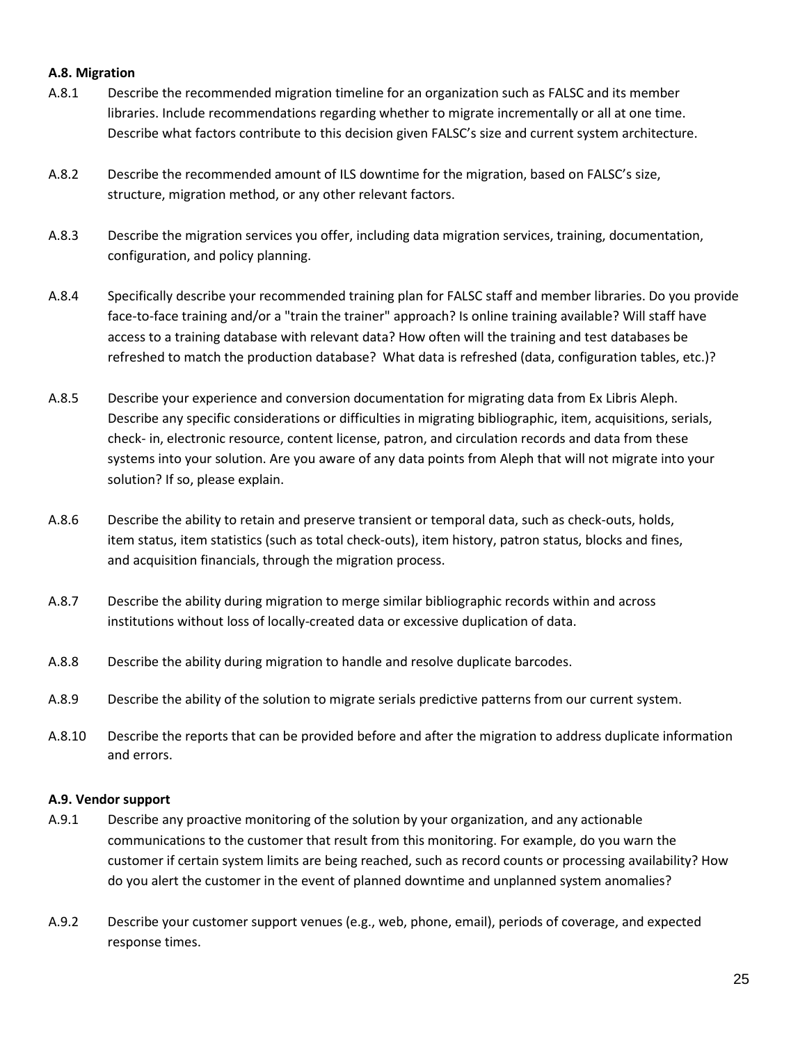#### A.8. Migration

A.8.1 Describe the recommended migration timeline for an organization such as FALSC and its member libraries. Include recommendations regarding whether to migrate incrementally or all at one time. Describe what factors contribute to this decision given FALSC's size and current system architecture.

A.8.2 Describe the recommended amount of ILS downtime for the migration, based on FALSC's size, structure, migration method, or any other relevant factors.

A.8.3 Describe the migration services you offer, including data migration services, training, documentation, configuration, and policy planning.

A.8.4 Specifically describe your recommended training plan for FALSC staff and member libraries. Do you provide face-to-face training and/or a "train the trainer" approach? Is online training available? Will staff have access to a training database with relevant data? How often will the training and test databases be refreshed to match the production database? What data is refreshed (data, configuration tables, etc.)?

A.8.5 Describe your experience and conversion documentation for migrating data from Ex Libris Aleph. Describe any specific considerations or difficulties in migrating bibliographic, item, acquisitions, serials, check- in, electronic resource, content license, patron, and circulation records and data from these systems into your solution. Are you aware of any data points from Aleph that will not migrate into your solution? If so, please explain.

A.8.6 Describe the ability to retain and preserve transient or temporal data, such as check-outs, holds, item status, item statistics (such as total check-outs), item history, patron status, blocks and fines, and acquisition financials, through the migration process.

A.8.7 Describe the ability during migration to merge similar bibliographic records within and across institutions without loss of locally-created data or excessive duplication of data.

A.8.8 Describe the ability during migration to handle and resolve duplicate barcodes.

A.8.9 Describe the ability of the solution to migrate serials predictive patterns from our current system.

A.8.10 Describe the reports that can be provided before and after the migration to address duplicate information and errors.

#### A.9. Vendor support

A.9.1 Describe any proactive monitoring of the solution by your organization, and any actionable communications to the customer that result from this monitoring. For example, do you warn the customer if certain system limits are being reached, such as record counts or processing availability? How do you alert the customer in the event of planned downtime and unplanned system anomalies?

A.9.2 Describe your customer support venues (e.g., web, phone, email), periods of coverage, and expected response times.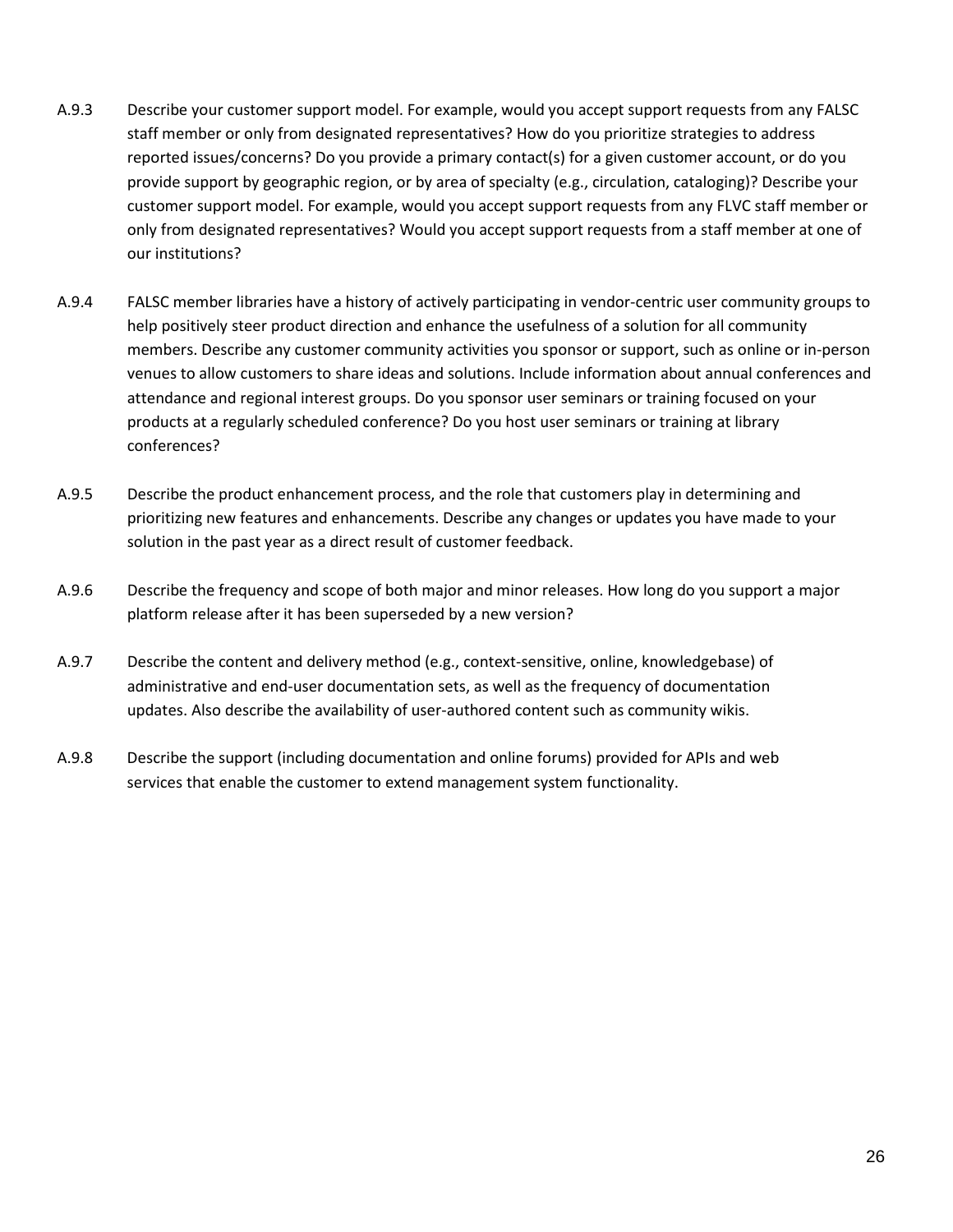A.9.3 Describe your customer support model. For example, would you accept support requests from any FALSC staff member or only from designated representatives? How do you prioritize strategies to address reported issues/concerns? Do you provide a primary contact(s) for a given customer account, or do you provide support by geographic region, or by area of specialty (e.g., circulation, cataloging)? Describe your customer support model. For example, would you accept support requests from any FLVC staff member or only from designated representatives? Would you accept support requests from a staff member at one of our institutions?

A.9.4 FALSC member libraries have a history of actively participating in vendor-centric user community groups to help positively steer product direction and enhance the usefulness of a solution for all community members. Describe any customer community activities you sponsor or support, such as online or in-person venues to allow customers to share ideas and solutions. Include information about annual conferences and attendance and regional interest groups. Do you sponsor user seminars or training focused on your products at a regularly scheduled conference? Do you host user seminars or training at library conferences?

A.9.5 Describe the product enhancement process, and the role that customers play in determining and prioritizing new features and enhancements. Describe any changes or updates you have made to your solution in the past year as a direct result of customer feedback.

A.9.6 Describe the frequency and scope of both major and minor releases. How long do you support a major platform release after it has been superseded by a new version?

A.9.7 Describe the content and delivery method (e.g., context-sensitive, online, knowledgebase) of administrative and end-user documentation sets, as well as the frequency of documentation updates. Also describe the availability of user-authored content such as community wikis.

A.9.8 Describe the support (including documentation and online forums) provided for APIs and web services that enable the customer to extend management system functionality.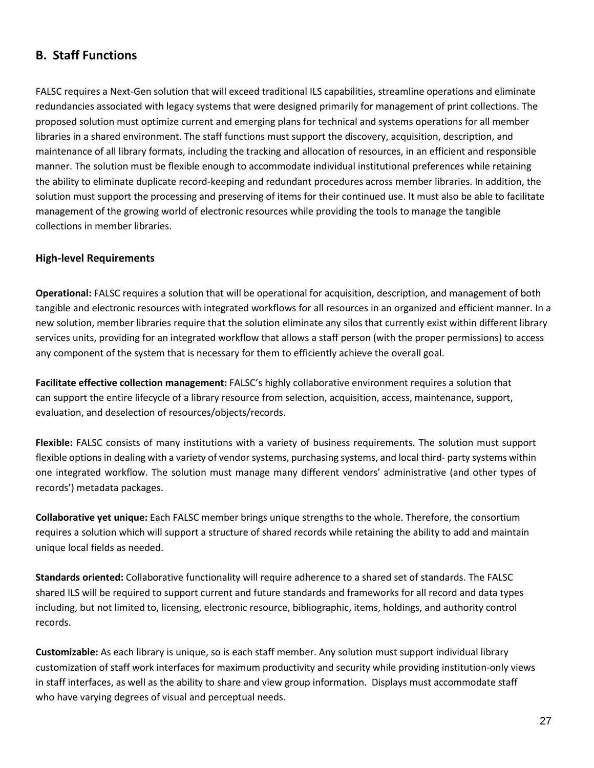## B. Staff Functions

FALSC requires a Next-Gen solution that will exceed traditional ILS capabilities, streamline operations and eliminate redundancies associated with legacy systems that were designed primarily for management of print collections. The proposed solution must optimize current and emerging plans for technical and systems operations for all member libraries in a shared environment. The staff functions must support the discovery, acquisition, description, and maintenance of all library formats, including the tracking and allocation of resources, in an efficient and responsible manner. The solution must be flexible enough to accommodate individual institutional preferences while retaining the ability to eliminate duplicate record-keeping and redundant procedures across member libraries. In addition, the solution must support the processing and preserving of items for their continued use. It must also be able to facilitate management of the growing world of electronic resources while providing the tools to manage the tangible collections in member libraries.

### High-level Requirements

**Operational:** FALSC requires a solution that will be operational for acquisition, description, and management of both tangible and electronic resources with integrated workflows for all resources in an organized and efficient manner. In a new solution, member libraries require that the solution eliminate any silos that currently exist within different library services units, providing for an integrated workflow that allows a staff person (with the proper permissions) to access any component of the system that is necessary for them to efficiently achieve the overall goal.

**Facilitate effective collection management:** FALSC's highly collaborative environment requires a solution that can support the entire lifecycle of a library resource from selection, acquisition, access, maintenance, support, evaluation, and deselection of resources/objects/records.

**Flexible:** FALSC consists of many institutions with a variety of business requirements. The solution must support flexible options in dealing with a variety of vendor systems, purchasing systems, and local third- party systems within one integrated workflow. The solution must manage many different vendors' administrative (and other types of records') metadata packages.

**Collaborative yet unique:** Each FALSC member brings unique strengths to the whole. Therefore, the consortium requires a solution which will support a structure of shared records while retaining the ability to add and maintain unique local fields as needed.

**Standards oriented:** Collaborative functionality will require adherence to a shared set of standards. The FALSC shared ILS will be required to support current and future standards and frameworks for all record and data types including, but not limited to, licensing, electronic resource, bibliographic, items, holdings, and authority control records.

**Customizable:** As each library is unique, so is each staff member. Any solution must support individual library customization of staff work interfaces for maximum productivity and security while providing institution-only views in staff interfaces, as well as the ability to share and view group information. Displays must accommodate staff who have varying degrees of visual and perceptual needs.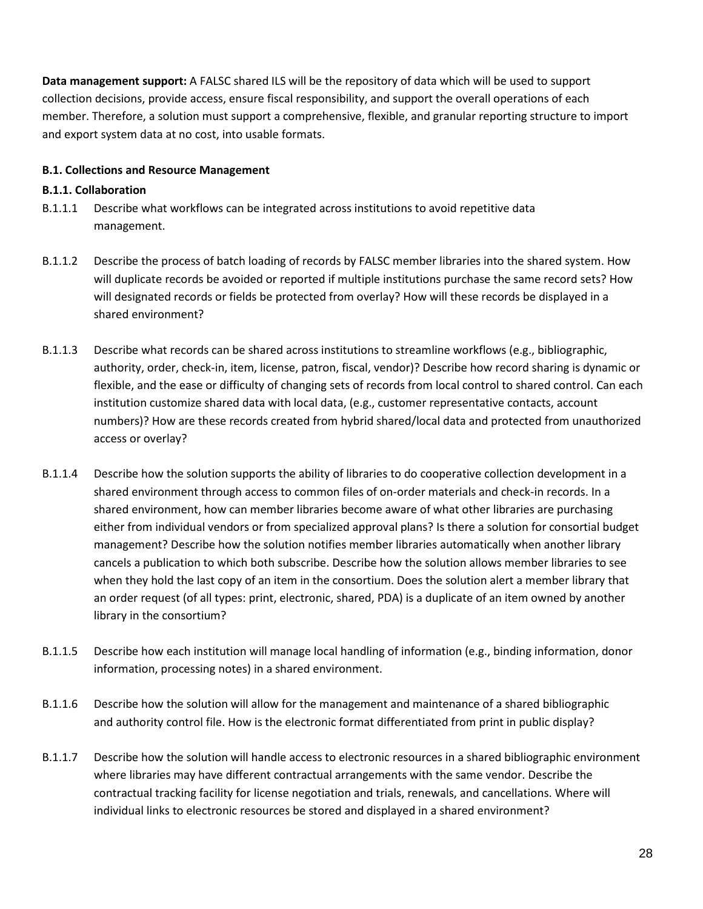**Data management support:** A FALSC shared ILS will be the repository of data which will be used to support collection decisions, provide access, ensure fiscal responsibility, and support the overall operations of each member. Therefore, a solution must support a comprehensive, flexible, and granular reporting structure to import and export system data at no cost, into usable formats.

#### B.1. Collections and Resource Management

#### B.1.1. Collaboration

B.1.1.1 Describe what workflows can be integrated across institutions to avoid repetitive data management.

B.1.1.2 Describe the process of batch loading of records by FALSC member libraries into the shared system. How will duplicate records be avoided or reported if multiple institutions purchase the same record sets? How will designated records or fields be protected from overlay? How will these records be displayed in a shared environment?

B.1.1.3 Describe what records can be shared across institutions to streamline workflows (e.g., bibliographic, authority, order, check-in, item, license, patron, fiscal, vendor)? Describe how record sharing is dynamic or flexible, and the ease or difficulty of changing sets of records from local control to shared control. Can each institution customize shared data with local data, (e.g., customer representative contacts, account numbers)? How are these records created from hybrid shared/local data and protected from unauthorized access or overlay?

B.1.1.4 Describe how the solution supports the ability of libraries to do cooperative collection development in a shared environment through access to common files of on-order materials and check-in records. In a shared environment, how can member libraries become aware of what other libraries are purchasing either from individual vendors or from specialized approval plans? Is there a solution for consortial budget management? Describe how the solution notifies member libraries automatically when another library cancels a publication to which both subscribe. Describe how the solution allows member libraries to see when they hold the last copy of an item in the consortium. Does the solution alert a member library that an order request (of all types: print, electronic, shared, PDA) is a duplicate of an item owned by another library in the consortium?

B.1.1.5 Describe how each institution will manage local handling of information (e.g., binding information, donor information, processing notes) in a shared environment.

B.1.1.6 Describe how the solution will allow for the management and maintenance of a shared bibliographic and authority control file. How is the electronic format differentiated from print in public display?

B.1.1.7 Describe how the solution will handle access to electronic resources in a shared bibliographic environment where libraries may have different contractual arrangements with the same vendor. Describe the contractual tracking facility for license negotiation and trials, renewals, and cancellations. Where will individual links to electronic resources be stored and displayed in a shared environment?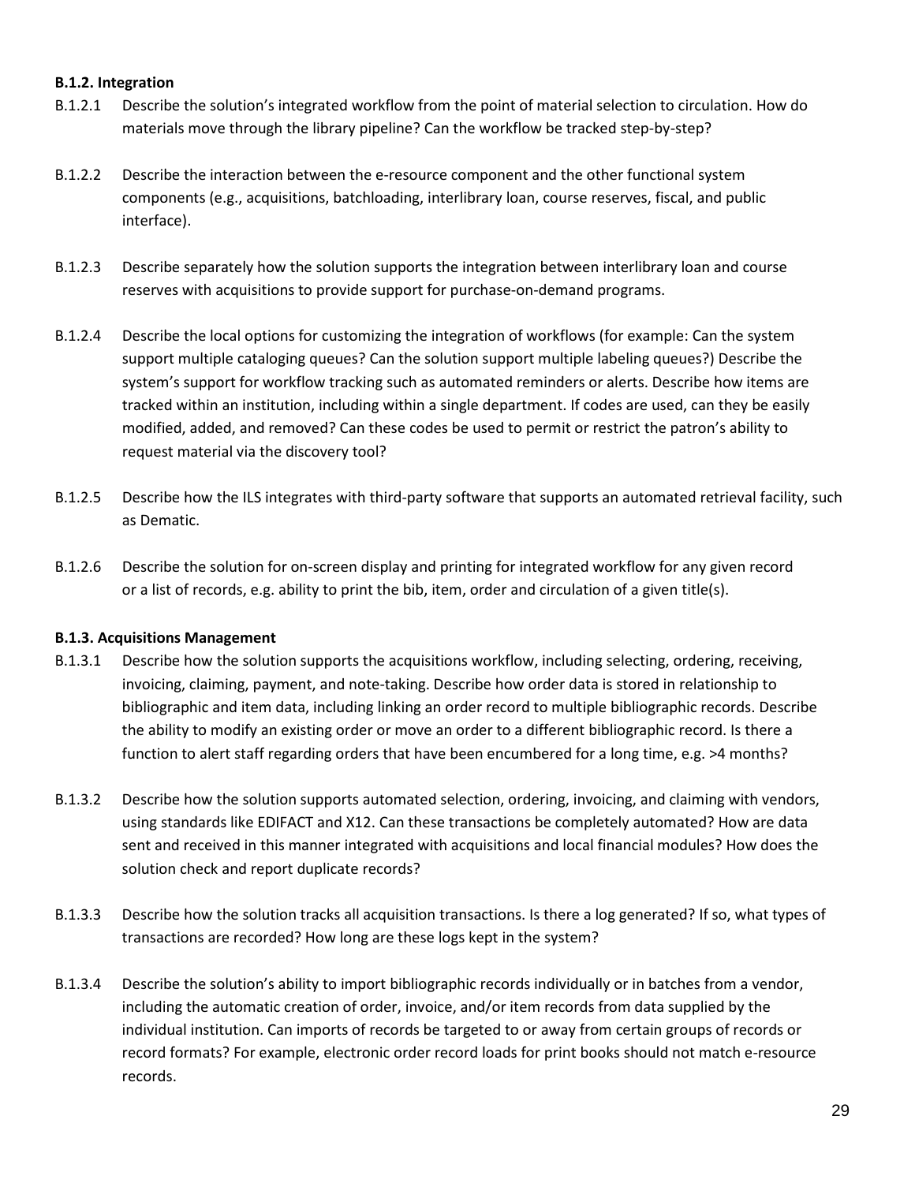**B.1.2. Integration**

B.1.2.1 Describe the solution's integrated workflow from the point of material selection to circulation. How do materials move through the library pipeline? Can the workflow be tracked step-by-step?

B.1.2.2 Describe the interaction between the e-resource component and the other functional system components (e.g., acquisitions, batchloading, interlibrary loan, course reserves, fiscal, and public interface).

B.1.2.3 Describe separately how the solution supports the integration between interlibrary loan and course reserves with acquisitions to provide support for purchase-on-demand programs.

B.1.2.4 Describe the local options for customizing the integration of workflows (for example: Can the system support multiple cataloging queues? Can the solution support multiple labeling queues?) Describe the system's support for workflow tracking such as automated reminders or alerts. Describe how items are tracked within an institution, including within a single department. If codes are used, can they be easily modified, added, and removed? Can these codes be used to permit or restrict the patron's ability to request material via the discovery tool?

B.1.2.5 Describe how the ILS integrates with third-party software that supports an automated retrieval facility, such as Dematic.

B.1.2.6 Describe the solution for on-screen display and printing for integrated workflow for any given record or a list of records, e.g. ability to print the bib, item, order and circulation of a given title(s).

**B.1.3. Acquisitions Management**

B.1.3.1 Describe how the solution supports the acquisitions workflow, including selecting, ordering, receiving, invoicing, claiming, payment, and note-taking. Describe how order data is stored in relationship to bibliographic and item data, including linking an order record to multiple bibliographic records. Describe the ability to modify an existing order or move an order to a different bibliographic record. Is there a function to alert staff regarding orders that have been encumbered for a long time, e.g. >4 months?

B.1.3.2 Describe how the solution supports automated selection, ordering, invoicing, and claiming with vendors, using standards like EDIFACT and X12. Can these transactions be completely automated? How are data sent and received in this manner integrated with acquisitions and local financial modules? How does the solution check and report duplicate records?

B.1.3.3 Describe how the solution tracks all acquisition transactions. Is there a log generated? If so, what types of transactions are recorded? How long are these logs kept in the system?

B.1.3.4 Describe the solution's ability to import bibliographic records individually or in batches from a vendor, including the automatic creation of order, invoice, and/or item records from data supplied by the individual institution. Can imports of records be targeted to or away from certain groups of records or record formats? For example, electronic order record loads for print books should not match e-resource records.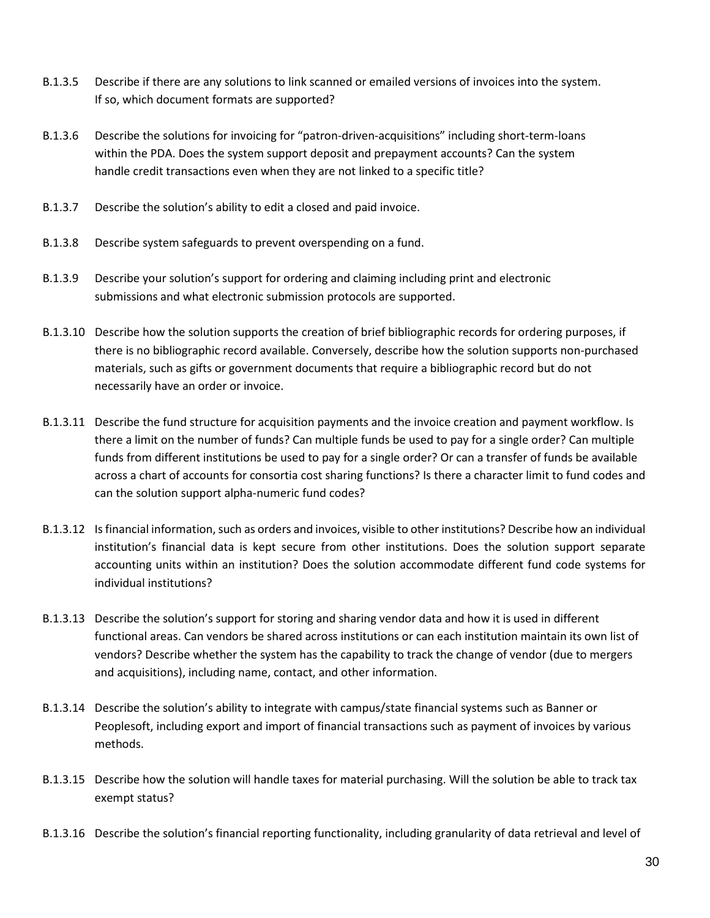B.1.3.5 Describe if there are any solutions to link scanned or emailed versions of invoices into the system. If so, which document formats are supported?

B.1.3.6 Describe the solutions for invoicing for "patron-driven-acquisitions" including short-term-loans within the PDA. Does the system support deposit and prepayment accounts? Can the system handle credit transactions even when they are not linked to a specific title?

B.1.3.7 Describe the solution's ability to edit a closed and paid invoice.

B.1.3.8 Describe system safeguards to prevent overspending on a fund.

B.1.3.9 Describe your solution's support for ordering and claiming including print and electronic submissions and what electronic submission protocols are supported.

B.1.3.10 Describe how the solution supports the creation of brief bibliographic records for ordering purposes, if there is no bibliographic record available. Conversely, describe how the solution supports non-purchased materials, such as gifts or government documents that require a bibliographic record but do not necessarily have an order or invoice.

B.1.3.11 Describe the fund structure for acquisition payments and the invoice creation and payment workflow. Is there a limit on the number of funds? Can multiple funds be used to pay for a single order? Can multiple funds from different institutions be used to pay for a single order? Or can a transfer of funds be available across a chart of accounts for consortia cost sharing functions? Is there a character limit to fund codes and can the solution support alpha-numeric fund codes?

B.1.3.12 Is financial information, such as orders and invoices, visible to other institutions? Describe how an individual institution's financial data is kept secure from other institutions. Does the solution support separate accounting units within an institution? Does the solution accommodate different fund code systems for individual institutions?

B.1.3.13 Describe the solution's support for storing and sharing vendor data and how it is used in different functional areas. Can vendors be shared across institutions or can each institution maintain its own list of vendors? Describe whether the system has the capability to track the change of vendor (due to mergers and acquisitions), including name, contact, and other information.

B.1.3.14 Describe the solution's ability to integrate with campus/state financial systems such as Banner or Peoplesoft, including export and import of financial transactions such as payment of invoices by various methods.

B.1.3.15 Describe how the solution will handle taxes for material purchasing. Will the solution be able to track tax exempt status?

B.1.3.16 Describe the solution's financial reporting functionality, including granularity of data retrieval and level of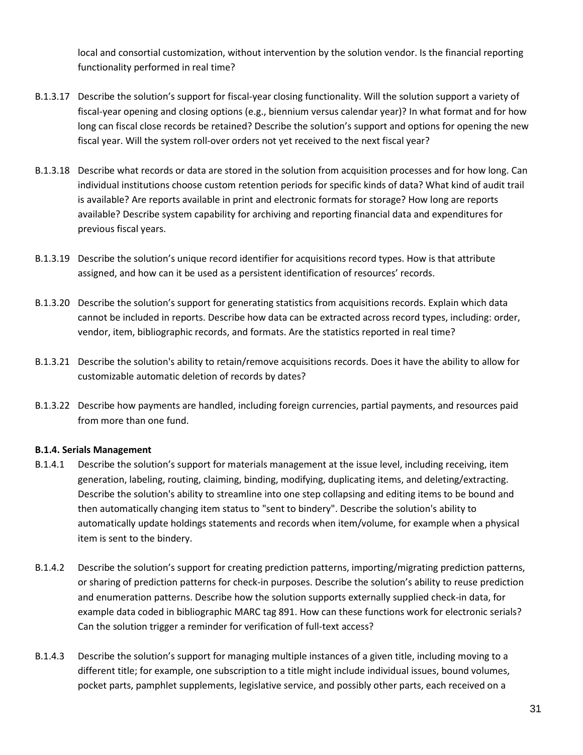local and consortial customization, without intervention by the solution vendor. Is the financial reporting functionality performed in real time?

B.1.3.17 Describe the solution's support for fiscal-year closing functionality. Will the solution support a variety of fiscal-year opening and closing options (e.g., biennium versus calendar year)? In what format and for how long can fiscal close records be retained? Describe the solution's support and options for opening the new fiscal year. Will the system roll-over orders not yet received to the next fiscal year?

B.1.3.18 Describe what records or data are stored in the solution from acquisition processes and for how long. Can individual institutions choose custom retention periods for specific kinds of data? What kind of audit trail is available? Are reports available in print and electronic formats for storage? How long are reports available? Describe system capability for archiving and reporting financial data and expenditures for previous fiscal years.

B.1.3.19 Describe the solution's unique record identifier for acquisitions record types. How is that attribute assigned, and how can it be used as a persistent identification of resources' records.

B.1.3.20 Describe the solution's support for generating statistics from acquisitions records. Explain which data cannot be included in reports. Describe how data can be extracted across record types, including: order, vendor, item, bibliographic records, and formats. Are the statistics reported in real time?

B.1.3.21 Describe the solution's ability to retain/remove acquisitions records. Does it have the ability to allow for customizable automatic deletion of records by dates?

B.1.3.22 Describe how payments are handled, including foreign currencies, partial payments, and resources paid from more than one fund.

**B.1.4. Serials Management**

B.1.4.1 Describe the solution's support for materials management at the issue level, including receiving, item generation, labeling, routing, claiming, binding, modifying, duplicating items, and deleting/extracting. Describe the solution's ability to streamline into one step collapsing and editing items to be bound and then automatically changing item status to "sent to bindery". Describe the solution's ability to automatically update holdings statements and records when item/volume, for example when a physical item is sent to the bindery.

B.1.4.2 Describe the solution's support for creating prediction patterns, importing/migrating prediction patterns, or sharing of prediction patterns for check-in purposes. Describe the solution's ability to reuse prediction and enumeration patterns. Describe how the solution supports externally supplied check-in data, for example data coded in bibliographic MARC tag 891. How can these functions work for electronic serials? Can the solution trigger a reminder for verification of full-text access?

B.1.4.3 Describe the solution's support for managing multiple instances of a given title, including moving to a different title; for example, one subscription to a title might include individual issues, bound volumes, pocket parts, pamphlet supplements, legislative service, and possibly other parts, each received on a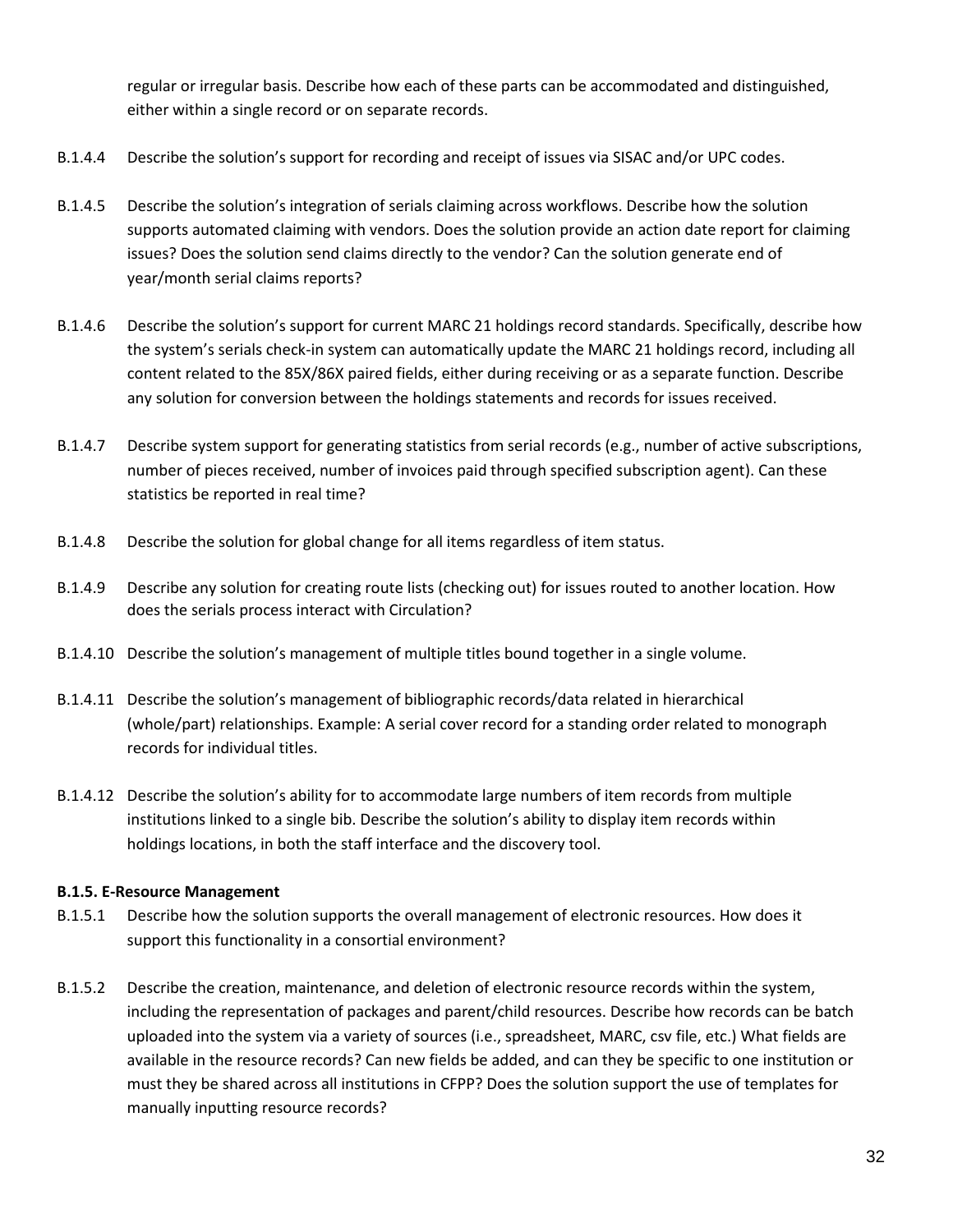regular or irregular basis. Describe how each of these parts can be accommodated and distinguished, either within a single record or on separate records.

B.1.4.4 Describe the solution's support for recording and receipt of issues via SISAC and/or UPC codes.

B.1.4.5 Describe the solution's integration of serials claiming across workflows. Describe how the solution supports automated claiming with vendors. Does the solution provide an action date report for claiming issues? Does the solution send claims directly to the vendor? Can the solution generate end of year/month serial claims reports?

B.1.4.6 Describe the solution's support for current MARC 21 holdings record standards. Specifically, describe how the system's serials check-in system can automatically update the MARC 21 holdings record, including all content related to the 85X/86X paired fields, either during receiving or as a separate function. Describe any solution for conversion between the holdings statements and records for issues received.

B.1.4.7 Describe system support for generating statistics from serial records (e.g., number of active subscriptions, number of pieces received, number of invoices paid through specified subscription agent). Can these statistics be reported in real time?

B.1.4.8 Describe the solution for global change for all items regardless of item status.

B.1.4.9 Describe any solution for creating route lists (checking out) for issues routed to another location. How does the serials process interact with Circulation?

B.1.4.10 Describe the solution's management of multiple titles bound together in a single volume.

B.1.4.11 Describe the solution's management of bibliographic records/data related in hierarchical (whole/part) relationships. Example: A serial cover record for a standing order related to monograph records for individual titles.

B.1.4.12 Describe the solution's ability for to accommodate large numbers of item records from multiple institutions linked to a single bib. Describe the solution's ability to display item records within holdings locations, in both the staff interface and the discovery tool.

**B.1.5. E-Resource Management**

B.1.5.1 Describe how the solution supports the overall management of electronic resources. How does it support this functionality in a consortial environment?

B.1.5.2 Describe the creation, maintenance, and deletion of electronic resource records within the system, including the representation of packages and parent/child resources. Describe how records can be batch uploaded into the system via a variety of sources (i.e., spreadsheet, MARC, csv file, etc.) What fields are available in the resource records? Can new fields be added, and can they be specific to one institution or must they be shared across all institutions in CFPP? Does the solution support the use of templates for manually inputting resource records?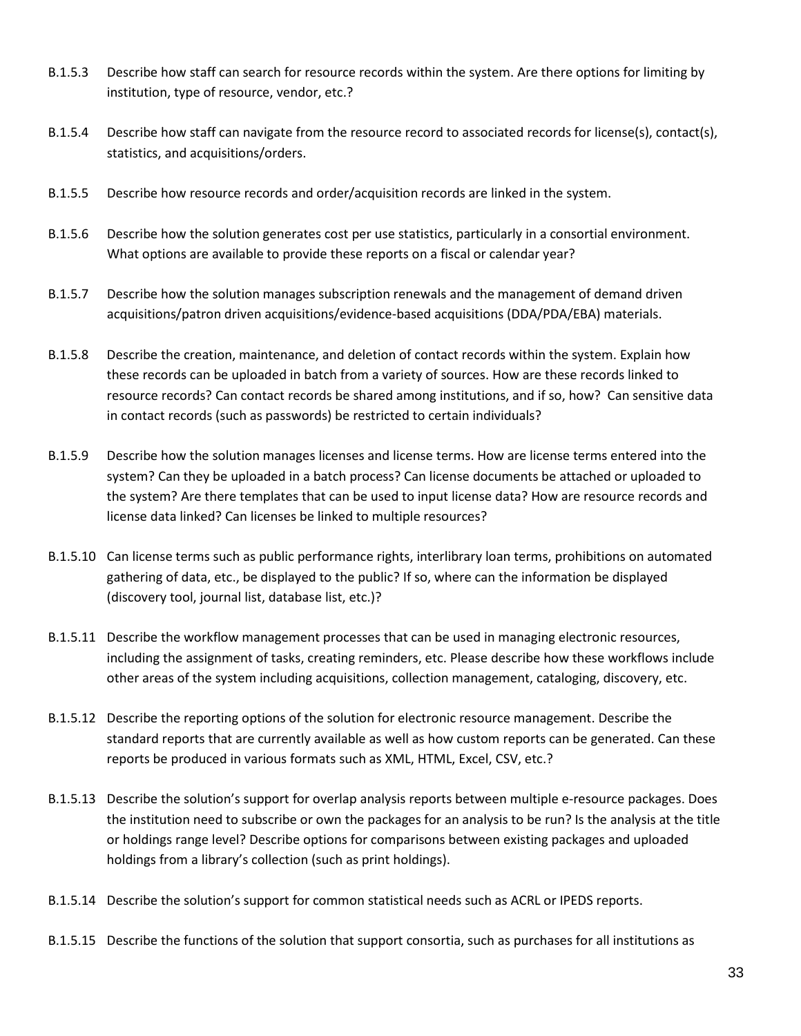B.1.5.3 Describe how staff can search for resource records within the system. Are there options for limiting by institution, type of resource, vendor, etc.?

B.1.5.4 Describe how staff can navigate from the resource record to associated records for license(s), contact(s), statistics, and acquisitions/orders.

B.1.5.5 Describe how resource records and order/acquisition records are linked in the system.

B.1.5.6 Describe how the solution generates cost per use statistics, particularly in a consortial environment. What options are available to provide these reports on a fiscal or calendar year?

B.1.5.7 Describe how the solution manages subscription renewals and the management of demand driven acquisitions/patron driven acquisitions/evidence-based acquisitions (DDA/PDA/EBA) materials.

B.1.5.8 Describe the creation, maintenance, and deletion of contact records within the system. Explain how these records can be uploaded in batch from a variety of sources. How are these records linked to resource records? Can contact records be shared among institutions, and if so, how? Can sensitive data in contact records (such as passwords) be restricted to certain individuals?

B.1.5.9 Describe how the solution manages licenses and license terms. How are license terms entered into the system? Can they be uploaded in a batch process? Can license documents be attached or uploaded to the system? Are there templates that can be used to input license data? How are resource records and license data linked? Can licenses be linked to multiple resources?

B.1.5.10 Can license terms such as public performance rights, interlibrary loan terms, prohibitions on automated gathering of data, etc., be displayed to the public? If so, where can the information be displayed (discovery tool, journal list, database list, etc.)?

B.1.5.11 Describe the workflow management processes that can be used in managing electronic resources, including the assignment of tasks, creating reminders, etc. Please describe how these workflows include other areas of the system including acquisitions, collection management, cataloging, discovery, etc.

B.1.5.12 Describe the reporting options of the solution for electronic resource management. Describe the standard reports that are currently available as well as how custom reports can be generated. Can these reports be produced in various formats such as XML, HTML, Excel, CSV, etc.?

B.1.5.13 Describe the solution's support for overlap analysis reports between multiple e-resource packages. Does the institution need to subscribe or own the packages for an analysis to be run? Is the analysis at the title or holdings range level? Describe options for comparisons between existing packages and uploaded holdings from a library's collection (such as print holdings).

B.1.5.14 Describe the solution's support for common statistical needs such as ACRL or IPEDS reports.

B.1.5.15 Describe the functions of the solution that support consortia, such as purchases for all institutions as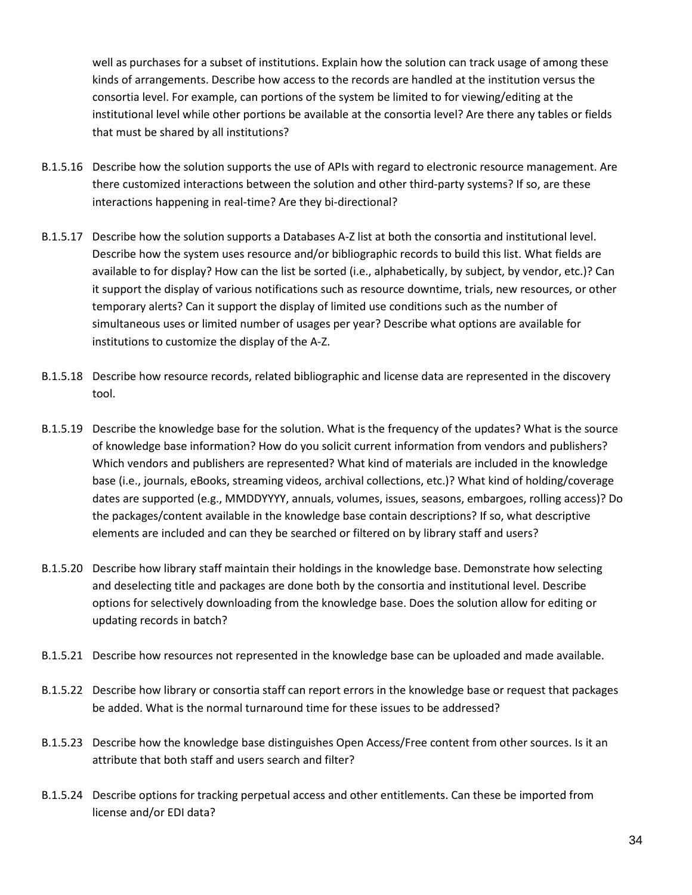well as purchases for a subset of institutions. Explain how the solution can track usage of among these kinds of arrangements. Describe how access to the records are handled at the institution versus the consortia level. For example, can portions of the system be limited to for viewing/editing at the institutional level while other portions be available at the consortia level? Are there any tables or fields that must be shared by all institutions?

B.1.5.16 Describe how the solution supports the use of APIs with regard to electronic resource management. Are there customized interactions between the solution and other third-party systems? If so, are these interactions happening in real-time? Are they bi-directional?

B.1.5.17 Describe how the solution supports a Databases A-Z list at both the consortia and institutional level. Describe how the system uses resource and/or bibliographic records to build this list. What fields are available to for display? How can the list be sorted (i.e., alphabetically, by subject, by vendor, etc.)? Can it support the display of various notifications such as resource downtime, trials, new resources, or other temporary alerts? Can it support the display of limited use conditions such as the number of simultaneous uses or limited number of usages per year? Describe what options are available for institutions to customize the display of the A-Z.

B.1.5.18 Describe how resource records, related bibliographic and license data are represented in the discovery tool.

B.1.5.19 Describe the knowledge base for the solution. What is the frequency of the updates? What is the source of knowledge base information? How do you solicit current information from vendors and publishers? Which vendors and publishers are represented? What kind of materials are included in the knowledge base (i.e., journals, eBooks, streaming videos, archival collections, etc.)? What kind of holding/coverage dates are supported (e.g., MMDDYYYY, annuals, volumes, issues, seasons, embargoes, rolling access)? Do the packages/content available in the knowledge base contain descriptions? If so, what descriptive elements are included and can they be searched or filtered on by library staff and users?

B.1.5.20 Describe how library staff maintain their holdings in the knowledge base. Demonstrate how selecting and deselecting title and packages are done both by the consortia and institutional level. Describe options for selectively downloading from the knowledge base. Does the solution allow for editing or updating records in batch?

B.1.5.21 Describe how resources not represented in the knowledge base can be uploaded and made available.

B.1.5.22 Describe how library or consortia staff can report errors in the knowledge base or request that packages be added. What is the normal turnaround time for these issues to be addressed?

B.1.5.23 Describe how the knowledge base distinguishes Open Access/Free content from other sources. Is it an attribute that both staff and users search and filter?

B.1.5.24 Describe options for tracking perpetual access and other entitlements. Can these be imported from license and/or EDI data?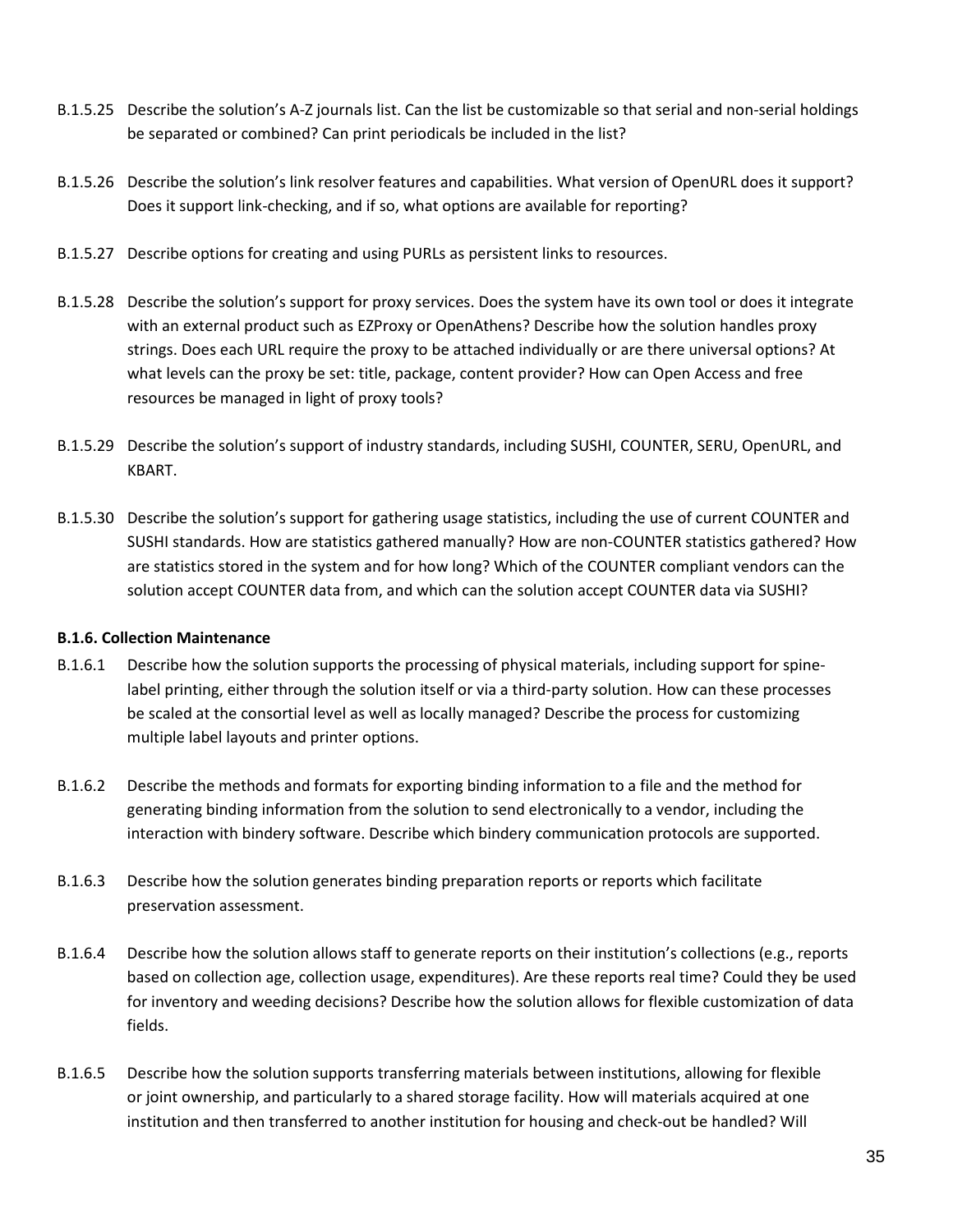B.1.5.25 Describe the solution's A-Z journals list. Can the list be customizable so that serial and non-serial holdings be separated or combined? Can print periodicals be included in the list?

B.1.5.26 Describe the solution's link resolver features and capabilities. What version of OpenURL does it support? Does it support link-checking, and if so, what options are available for reporting?

B.1.5.27 Describe options for creating and using PURLs as persistent links to resources.

B.1.5.28 Describe the solution's support for proxy services. Does the system have its own tool or does it integrate with an external product such as EZProxy or OpenAthens? Describe how the solution handles proxy strings. Does each URL require the proxy to be attached individually or are there universal options? At what levels can the proxy be set: title, package, content provider? How can Open Access and free resources be managed in light of proxy tools?

B.1.5.29 Describe the solution's support of industry standards, including SUSHI, COUNTER, SERU, OpenURL, and KBART.

B.1.5.30 Describe the solution's support for gathering usage statistics, including the use of current COUNTER and SUSHI standards. How are statistics gathered manually? How are non-COUNTER statistics gathered? How are statistics stored in the system and for how long? Which of the COUNTER compliant vendors can the solution accept COUNTER data from, and which can the solution accept COUNTER data via SUSHI?

**B.1.6. Collection Maintenance**

B.1.6.1 Describe how the solution supports the processing of physical materials, including support for spine-label printing, either through the solution itself or via a third-party solution. How can these processes be scaled at the consortial level as well as locally managed? Describe the process for customizing multiple label layouts and printer options.

B.1.6.2 Describe the methods and formats for exporting binding information to a file and the method for generating binding information from the solution to send electronically to a vendor, including the interaction with bindery software. Describe which bindery communication protocols are supported.

B.1.6.3 Describe how the solution generates binding preparation reports or reports which facilitate preservation assessment.

B.1.6.4 Describe how the solution allows staff to generate reports on their institution's collections (e.g., reports based on collection age, collection usage, expenditures). Are these reports real time? Could they be used for inventory and weeding decisions? Describe how the solution allows for flexible customization of data fields.

B.1.6.5 Describe how the solution supports transferring materials between institutions, allowing for flexible or joint ownership, and particularly to a shared storage facility. How will materials acquired at one institution and then transferred to another institution for housing and check-out be handled? Will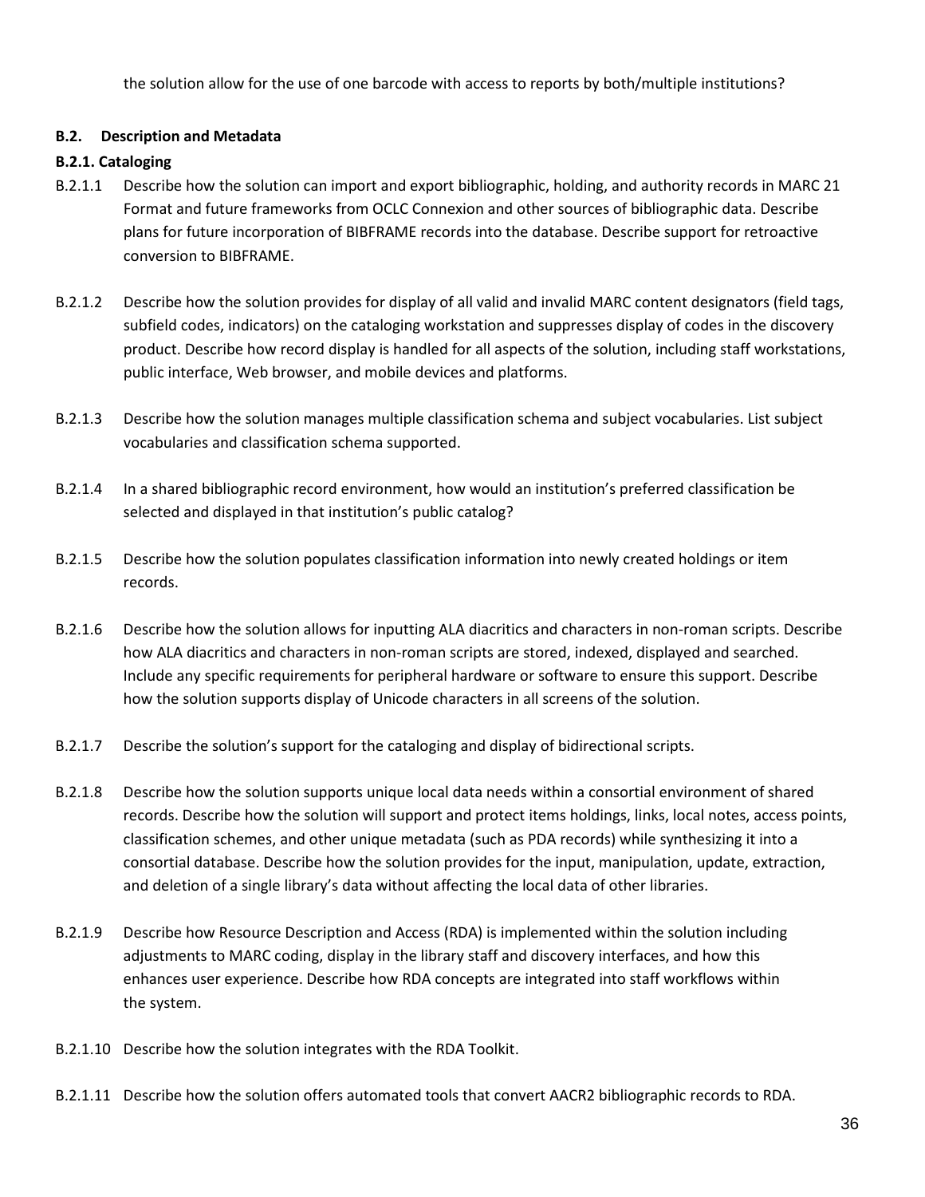the solution allow for the use of one barcode with access to reports by both/multiple institutions?

### B.2. Description and Metadata

#### B.2.1. Cataloging

B.2.1.1 Describe how the solution can import and export bibliographic, holding, and authority records in MARC 21 Format and future frameworks from OCLC Connexion and other sources of bibliographic data. Describe plans for future incorporation of BIBFRAME records into the database. Describe support for retroactive conversion to BIBFRAME.

B.2.1.2 Describe how the solution provides for display of all valid and invalid MARC content designators (field tags, subfield codes, indicators) on the cataloging workstation and suppresses display of codes in the discovery product. Describe how record display is handled for all aspects of the solution, including staff workstations, public interface, Web browser, and mobile devices and platforms.

B.2.1.3 Describe how the solution manages multiple classification schema and subject vocabularies. List subject vocabularies and classification schema supported.

B.2.1.4 In a shared bibliographic record environment, how would an institution's preferred classification be selected and displayed in that institution's public catalog?

B.2.1.5 Describe how the solution populates classification information into newly created holdings or item records.

B.2.1.6 Describe how the solution allows for inputting ALA diacritics and characters in non-roman scripts. Describe how ALA diacritics and characters in non-roman scripts are stored, indexed, displayed and searched. Include any specific requirements for peripheral hardware or software to ensure this support. Describe how the solution supports display of Unicode characters in all screens of the solution.

B.2.1.7 Describe the solution's support for the cataloging and display of bidirectional scripts.

B.2.1.8 Describe how the solution supports unique local data needs within a consortial environment of shared records. Describe how the solution will support and protect items holdings, links, local notes, access points, classification schemes, and other unique metadata (such as PDA records) while synthesizing it into a consortial database. Describe how the solution provides for the input, manipulation, update, extraction, and deletion of a single library's data without affecting the local data of other libraries.

B.2.1.9 Describe how Resource Description and Access (RDA) is implemented within the solution including adjustments to MARC coding, display in the library staff and discovery interfaces, and how this enhances user experience. Describe how RDA concepts are integrated into staff workflows within the system.

B.2.1.10 Describe how the solution integrates with the RDA Toolkit.

B.2.1.11 Describe how the solution offers automated tools that convert AACR2 bibliographic records to RDA.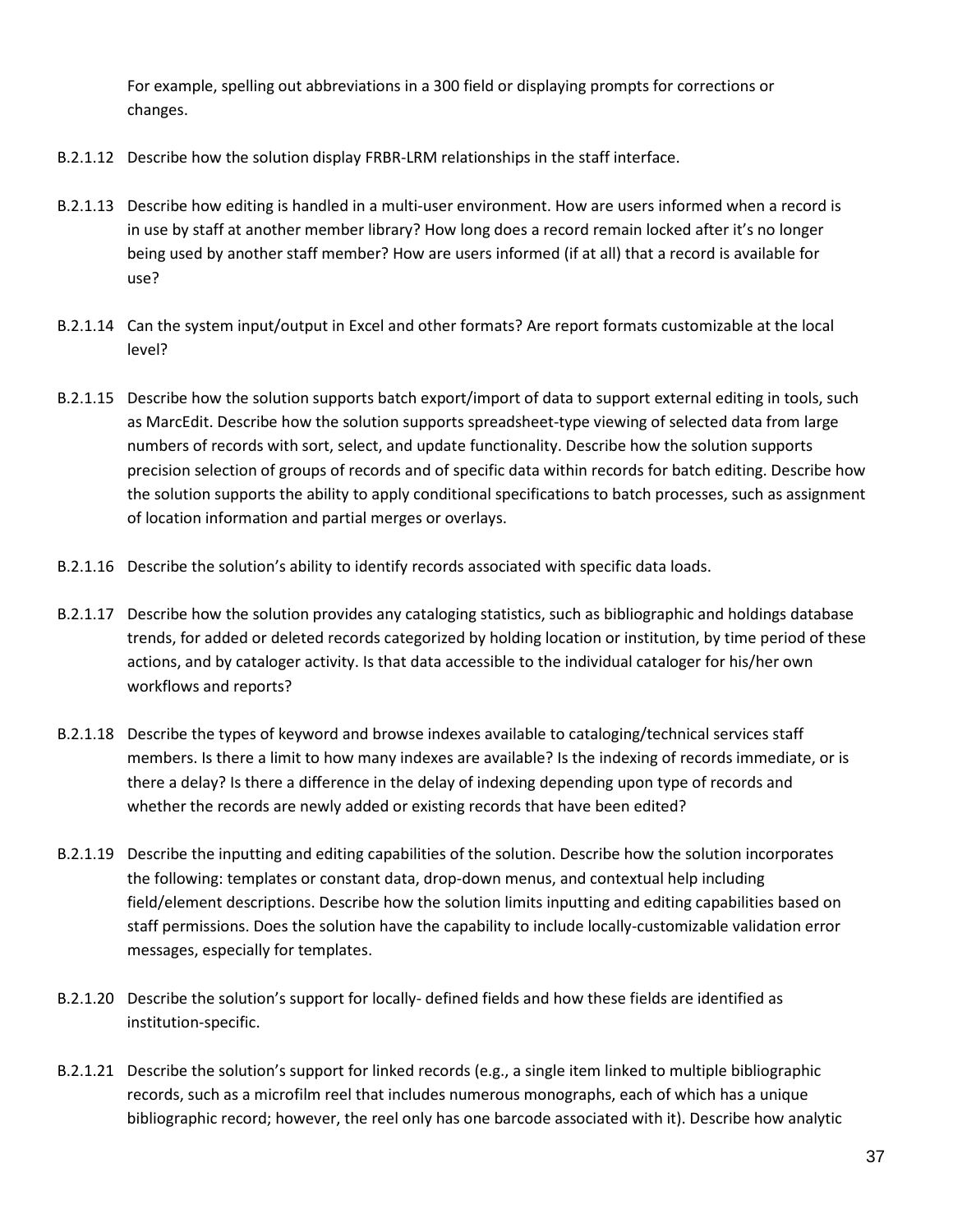For example, spelling out abbreviations in a 300 field or displaying prompts for corrections or changes.

B.2.1.12 Describe how the solution display FRBR-LRM relationships in the staff interface.

B.2.1.13 Describe how editing is handled in a multi-user environment. How are users informed when a record is in use by staff at another member library? How long does a record remain locked after it's no longer being used by another staff member? How are users informed (if at all) that a record is available for use?

B.2.1.14 Can the system input/output in Excel and other formats? Are report formats customizable at the local level?

B.2.1.15 Describe how the solution supports batch export/import of data to support external editing in tools, such as MarcEdit. Describe how the solution supports spreadsheet-type viewing of selected data from large numbers of records with sort, select, and update functionality. Describe how the solution supports precision selection of groups of records and of specific data within records for batch editing. Describe how the solution supports the ability to apply conditional specifications to batch processes, such as assignment of location information and partial merges or overlays.

B.2.1.16 Describe the solution's ability to identify records associated with specific data loads.

B.2.1.17 Describe how the solution provides any cataloging statistics, such as bibliographic and holdings database trends, for added or deleted records categorized by holding location or institution, by time period of these actions, and by cataloger activity. Is that data accessible to the individual cataloger for his/her own workflows and reports?

B.2.1.18 Describe the types of keyword and browse indexes available to cataloging/technical services staff members. Is there a limit to how many indexes are available? Is the indexing of records immediate, or is there a delay? Is there a difference in the delay of indexing depending upon type of records and whether the records are newly added or existing records that have been edited?

B.2.1.19 Describe the inputting and editing capabilities of the solution. Describe how the solution incorporates the following: templates or constant data, drop-down menus, and contextual help including field/element descriptions. Describe how the solution limits inputting and editing capabilities based on staff permissions. Does the solution have the capability to include locally-customizable validation error messages, especially for templates.

B.2.1.20 Describe the solution's support for locally- defined fields and how these fields are identified as institution-specific.

B.2.1.21 Describe the solution's support for linked records (e.g., a single item linked to multiple bibliographic records, such as a microfilm reel that includes numerous monographs, each of which has a unique bibliographic record; however, the reel only has one barcode associated with it). Describe how analytic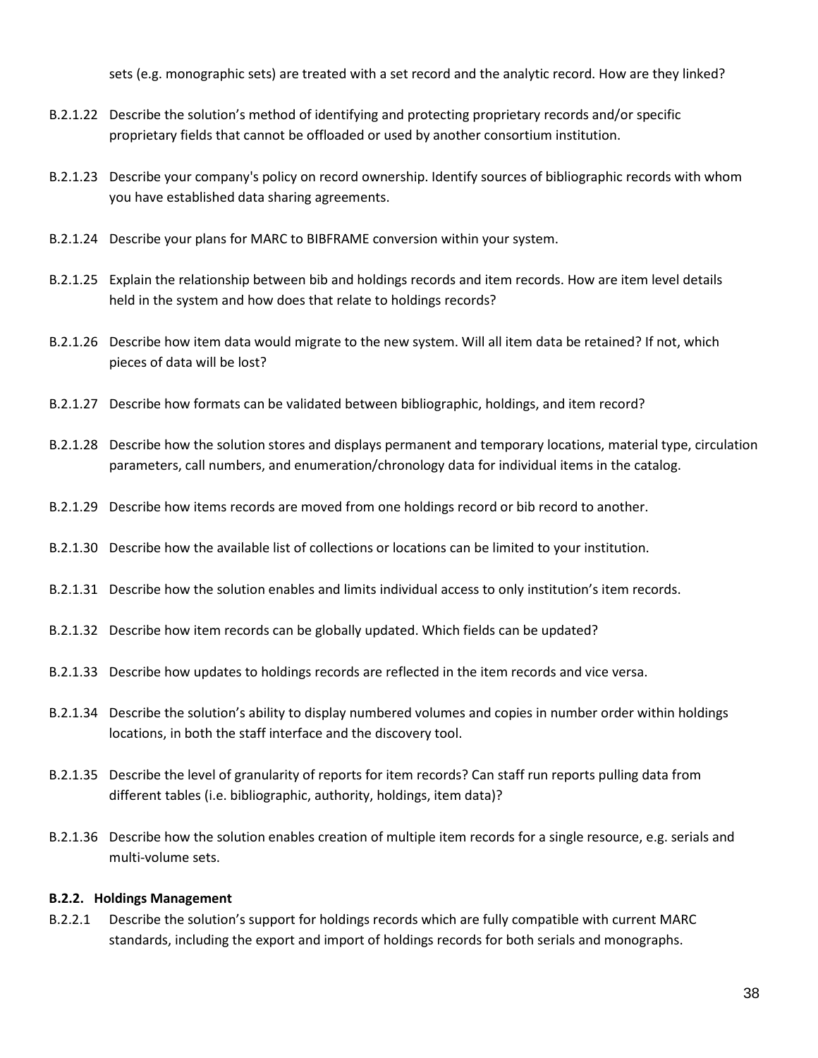sets (e.g. monographic sets) are treated with a set record and the analytic record. How are they linked?

B.2.1.22 Describe the solution's method of identifying and protecting proprietary records and/or specific proprietary fields that cannot be offloaded or used by another consortium institution.

B.2.1.23 Describe your company's policy on record ownership. Identify sources of bibliographic records with whom you have established data sharing agreements.

B.2.1.24 Describe your plans for MARC to BIBFRAME conversion within your system.

B.2.1.25 Explain the relationship between bib and holdings records and item records. How are item level details held in the system and how does that relate to holdings records?

B.2.1.26 Describe how item data would migrate to the new system. Will all item data be retained? If not, which pieces of data will be lost?

B.2.1.27 Describe how formats can be validated between bibliographic, holdings, and item record?

B.2.1.28 Describe how the solution stores and displays permanent and temporary locations, material type, circulation parameters, call numbers, and enumeration/chronology data for individual items in the catalog.

B.2.1.29 Describe how items records are moved from one holdings record or bib record to another.

B.2.1.30 Describe how the available list of collections or locations can be limited to your institution.

B.2.1.31 Describe how the solution enables and limits individual access to only institution's item records.

B.2.1.32 Describe how item records can be globally updated. Which fields can be updated?

B.2.1.33 Describe how updates to holdings records are reflected in the item records and vice versa.

B.2.1.34 Describe the solution's ability to display numbered volumes and copies in number order within holdings locations, in both the staff interface and the discovery tool.

B.2.1.35 Describe the level of granularity of reports for item records? Can staff run reports pulling data from different tables (i.e. bibliographic, authority, holdings, item data)?

B.2.1.36 Describe how the solution enables creation of multiple item records for a single resource, e.g. serials and multi-volume sets.

#### B.2.2. Holdings Management

B.2.2.1 Describe the solution's support for holdings records which are fully compatible with current MARC standards, including the export and import of holdings records for both serials and monographs.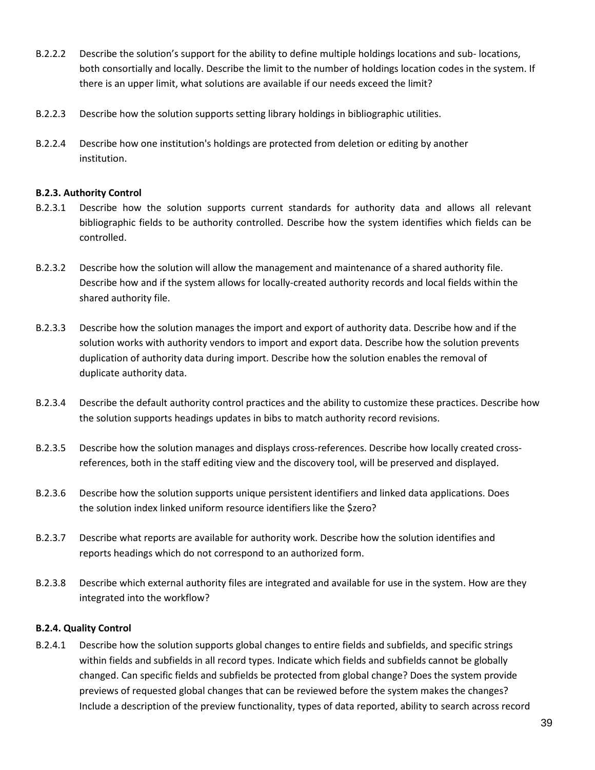B.2.2.2 Describe the solution's support for the ability to define multiple holdings locations and sub- locations, both consortially and locally. Describe the limit to the number of holdings location codes in the system. If there is an upper limit, what solutions are available if our needs exceed the limit?

B.2.2.3 Describe how the solution supports setting library holdings in bibliographic utilities.

B.2.2.4 Describe how one institution's holdings are protected from deletion or editing by another institution.

**B.2.3. Authority Control**

B.2.3.1 Describe how the solution supports current standards for authority data and allows all relevant bibliographic fields to be authority controlled. Describe how the system identifies which fields can be controlled.

B.2.3.2 Describe how the solution will allow the management and maintenance of a shared authority file. Describe how and if the system allows for locally-created authority records and local fields within the shared authority file.

B.2.3.3 Describe how the solution manages the import and export of authority data. Describe how and if the solution works with authority vendors to import and export data. Describe how the solution prevents duplication of authority data during import. Describe how the solution enables the removal of duplicate authority data.

B.2.3.4 Describe the default authority control practices and the ability to customize these practices. Describe how the solution supports headings updates in bibs to match authority record revisions.

B.2.3.5 Describe how the solution manages and displays cross-references. Describe how locally created cross-references, both in the staff editing view and the discovery tool, will be preserved and displayed.

B.2.3.6 Describe how the solution supports unique persistent identifiers and linked data applications. Does the solution index linked uniform resource identifiers like the $zero?

B.2.3.7 Describe what reports are available for authority work. Describe how the solution identifies and reports headings which do not correspond to an authorized form.

B.2.3.8 Describe which external authority files are integrated and available for use in the system. How are they integrated into the workflow?

**B.2.4. Quality Control**

B.2.4.1 Describe how the solution supports global changes to entire fields and subfields, and specific strings within fields and subfields in all record types. Indicate which fields and subfields cannot be globally changed. Can specific fields and subfields be protected from global change? Does the system provide previews of requested global changes that can be reviewed before the system makes the changes? Include a description of the preview functionality, types of data reported, ability to search across record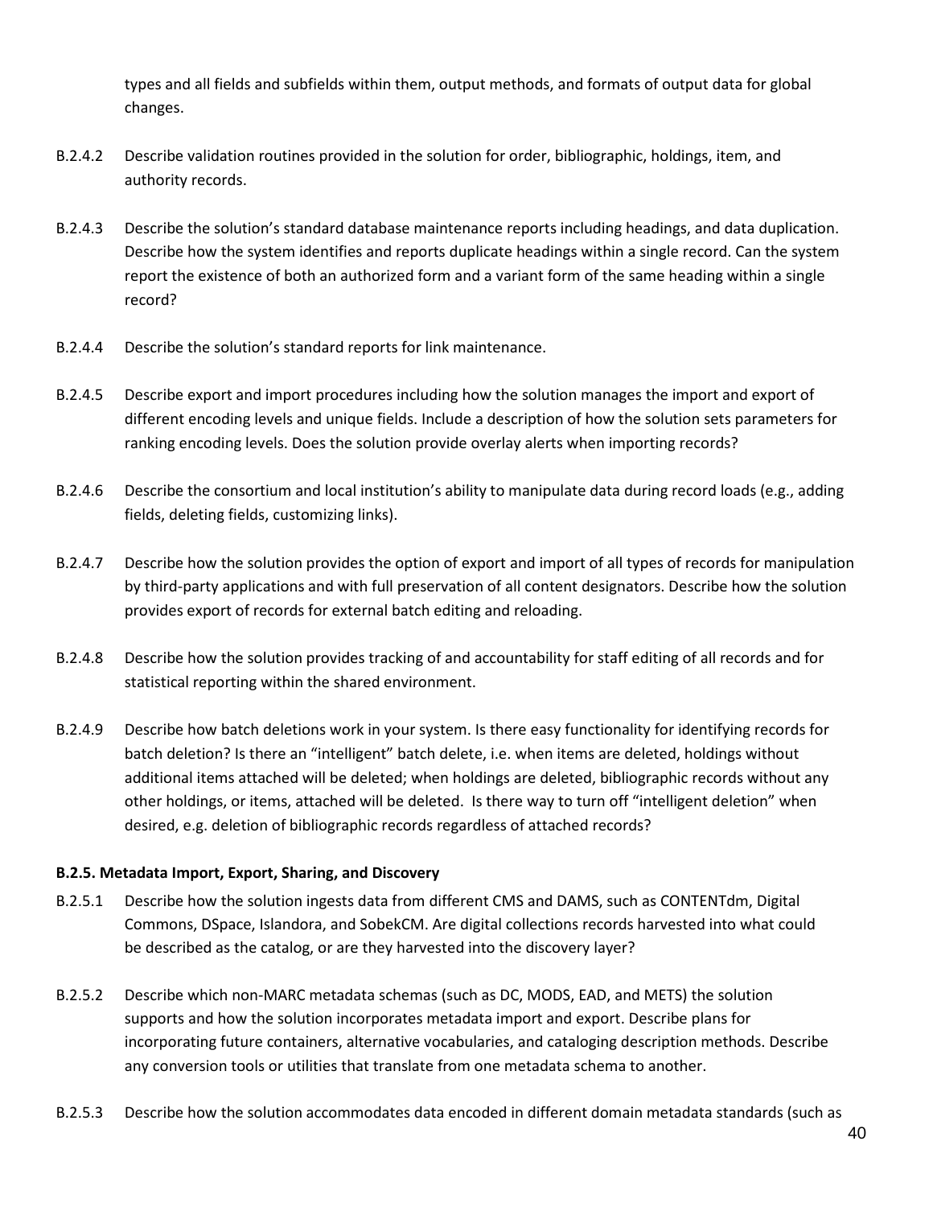types and all fields and subfields within them, output methods, and formats of output data for global changes.

B.2.4.2 Describe validation routines provided in the solution for order, bibliographic, holdings, item, and authority records.

B.2.4.3 Describe the solution's standard database maintenance reports including headings, and data duplication. Describe how the system identifies and reports duplicate headings within a single record. Can the system report the existence of both an authorized form and a variant form of the same heading within a single record?

B.2.4.4 Describe the solution's standard reports for link maintenance.

B.2.4.5 Describe export and import procedures including how the solution manages the import and export of different encoding levels and unique fields. Include a description of how the solution sets parameters for ranking encoding levels. Does the solution provide overlay alerts when importing records?

B.2.4.6 Describe the consortium and local institution's ability to manipulate data during record loads (e.g., adding fields, deleting fields, customizing links).

B.2.4.7 Describe how the solution provides the option of export and import of all types of records for manipulation by third-party applications and with full preservation of all content designators. Describe how the solution provides export of records for external batch editing and reloading.

B.2.4.8 Describe how the solution provides tracking of and accountability for staff editing of all records and for statistical reporting within the shared environment.

B.2.4.9 Describe how batch deletions work in your system. Is there easy functionality for identifying records for batch deletion? Is there an "intelligent" batch delete, i.e. when items are deleted, holdings without additional items attached will be deleted; when holdings are deleted, bibliographic records without any other holdings, or items, attached will be deleted. Is there way to turn off "intelligent deletion" when desired, e.g. deletion of bibliographic records regardless of attached records?

**B.2.5. Metadata Import, Export, Sharing, and Discovery**

B.2.5.1 Describe how the solution ingests data from different CMS and DAMS, such as CONTENTdm, Digital Commons, DSpace, Islandora, and SobekCM. Are digital collections records harvested into what could be described as the catalog, or are they harvested into the discovery layer?

B.2.5.2 Describe which non-MARC metadata schemas (such as DC, MODS, EAD, and METS) the solution supports and how the solution incorporates metadata import and export. Describe plans for incorporating future containers, alternative vocabularies, and cataloging description methods. Describe any conversion tools or utilities that translate from one metadata schema to another.

B.2.5.3 Describe how the solution accommodates data encoded in different domain metadata standards (such as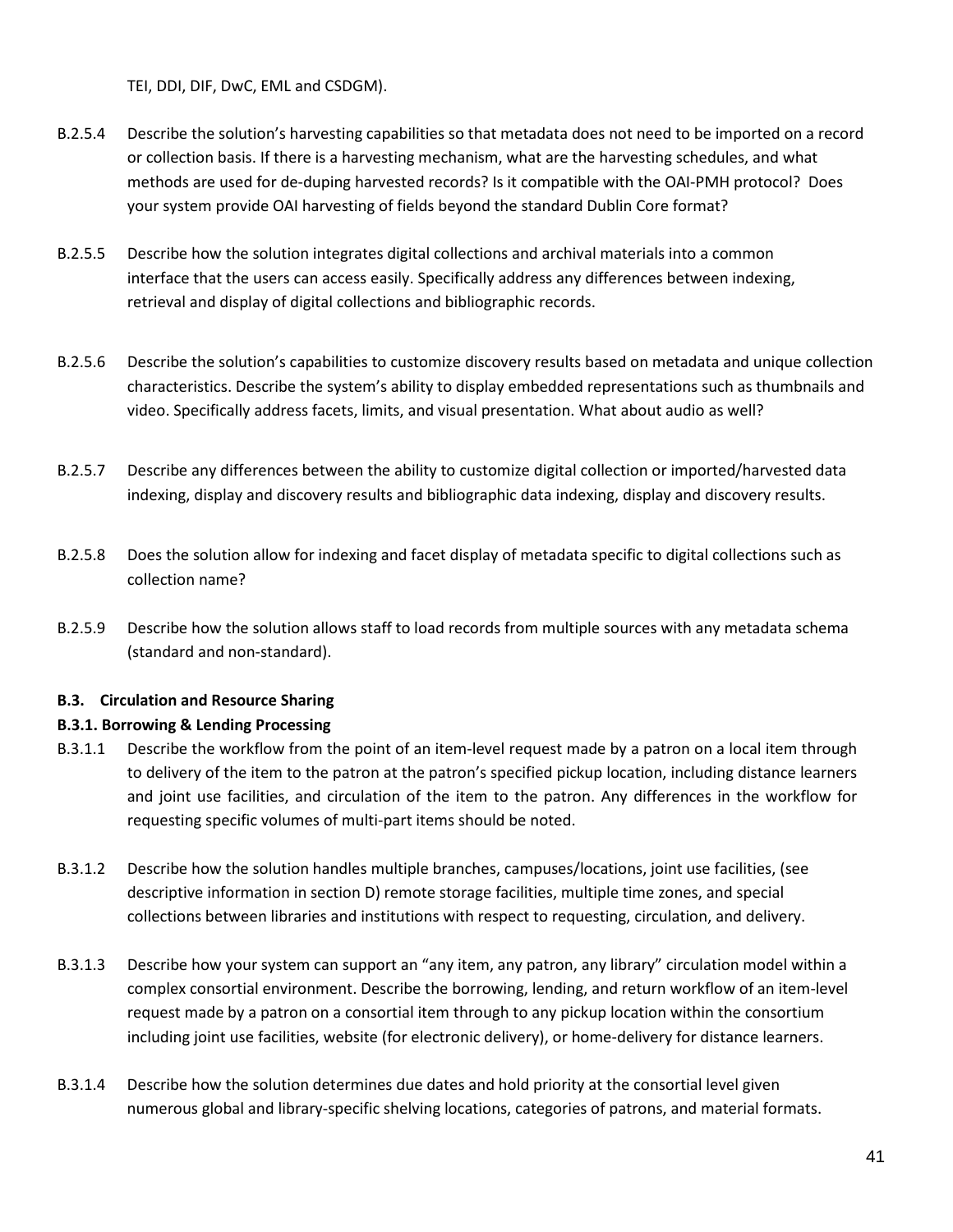TEI, DDI, DIF, DwC, EML and CSDGM).

B.2.5.4 Describe the solution's harvesting capabilities so that metadata does not need to be imported on a record or collection basis. If there is a harvesting mechanism, what are the harvesting schedules, and what methods are used for de-duping harvested records? Is it compatible with the OAI-PMH protocol? Does your system provide OAI harvesting of fields beyond the standard Dublin Core format?

B.2.5.5 Describe how the solution integrates digital collections and archival materials into a common interface that the users can access easily. Specifically address any differences between indexing, retrieval and display of digital collections and bibliographic records.

B.2.5.6 Describe the solution's capabilities to customize discovery results based on metadata and unique collection characteristics. Describe the system's ability to display embedded representations such as thumbnails and video. Specifically address facets, limits, and visual presentation. What about audio as well?

B.2.5.7 Describe any differences between the ability to customize digital collection or imported/harvested data indexing, display and discovery results and bibliographic data indexing, display and discovery results.

B.2.5.8 Does the solution allow for indexing and facet display of metadata specific to digital collections such as collection name?

B.2.5.9 Describe how the solution allows staff to load records from multiple sources with any metadata schema (standard and non-standard).

**B.3. Circulation and Resource Sharing**

**B.3.1. Borrowing & Lending Processing**

B.3.1.1 Describe the workflow from the point of an item-level request made by a patron on a local item through to delivery of the item to the patron at the patron's specified pickup location, including distance learners and joint use facilities, and circulation of the item to the patron. Any differences in the workflow for requesting specific volumes of multi-part items should be noted.

B.3.1.2 Describe how the solution handles multiple branches, campuses/locations, joint use facilities, (see descriptive information in section D) remote storage facilities, multiple time zones, and special collections between libraries and institutions with respect to requesting, circulation, and delivery.

B.3.1.3 Describe how your system can support an "any item, any patron, any library" circulation model within a complex consortial environment. Describe the borrowing, lending, and return workflow of an item-level request made by a patron on a consortial item through to any pickup location within the consortium including joint use facilities, website (for electronic delivery), or home-delivery for distance learners.

B.3.1.4 Describe how the solution determines due dates and hold priority at the consortial level given numerous global and library-specific shelving locations, categories of patrons, and material formats.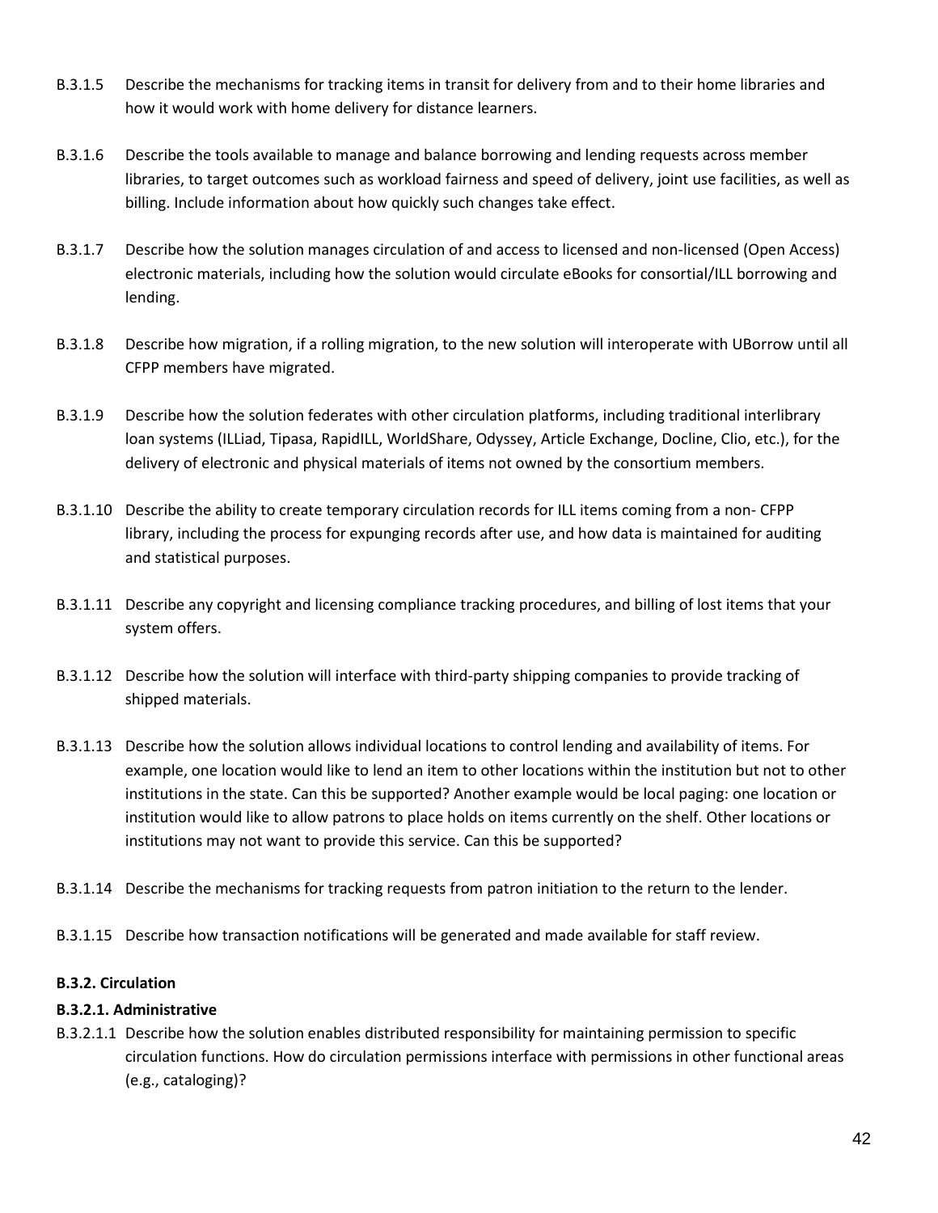B.3.1.5 Describe the mechanisms for tracking items in transit for delivery from and to their home libraries and how it would work with home delivery for distance learners.

B.3.1.6 Describe the tools available to manage and balance borrowing and lending requests across member libraries, to target outcomes such as workload fairness and speed of delivery, joint use facilities, as well as billing. Include information about how quickly such changes take effect.

B.3.1.7 Describe how the solution manages circulation of and access to licensed and non-licensed (Open Access) electronic materials, including how the solution would circulate eBooks for consortial/ILL borrowing and lending.

B.3.1.8 Describe how migration, if a rolling migration, to the new solution will interoperate with UBorrow until all CFPP members have migrated.

B.3.1.9 Describe how the solution federates with other circulation platforms, including traditional interlibrary loan systems (ILLiad, Tipasa, RapidILL, WorldShare, Odyssey, Article Exchange, Docline, Clio, etc.), for the delivery of electronic and physical materials of items not owned by the consortium members.

B.3.1.10 Describe the ability to create temporary circulation records for ILL items coming from a non- CFPP library, including the process for expunging records after use, and how data is maintained for auditing and statistical purposes.

B.3.1.11 Describe any copyright and licensing compliance tracking procedures, and billing of lost items that your system offers.

B.3.1.12 Describe how the solution will interface with third-party shipping companies to provide tracking of shipped materials.

B.3.1.13 Describe how the solution allows individual locations to control lending and availability of items. For example, one location would like to lend an item to other locations within the institution but not to other institutions in the state. Can this be supported? Another example would be local paging: one location or institution would like to allow patrons to place holds on items currently on the shelf. Other locations or institutions may not want to provide this service. Can this be supported?

B.3.1.14 Describe the mechanisms for tracking requests from patron initiation to the return to the lender.

B.3.1.15 Describe how transaction notifications will be generated and made available for staff review.

#### B.3.2. Circulation

#### B.3.2.1. Administrative

B.3.2.1.1 Describe how the solution enables distributed responsibility for maintaining permission to specific circulation functions. How do circulation permissions interface with permissions in other functional areas (e.g., cataloging)?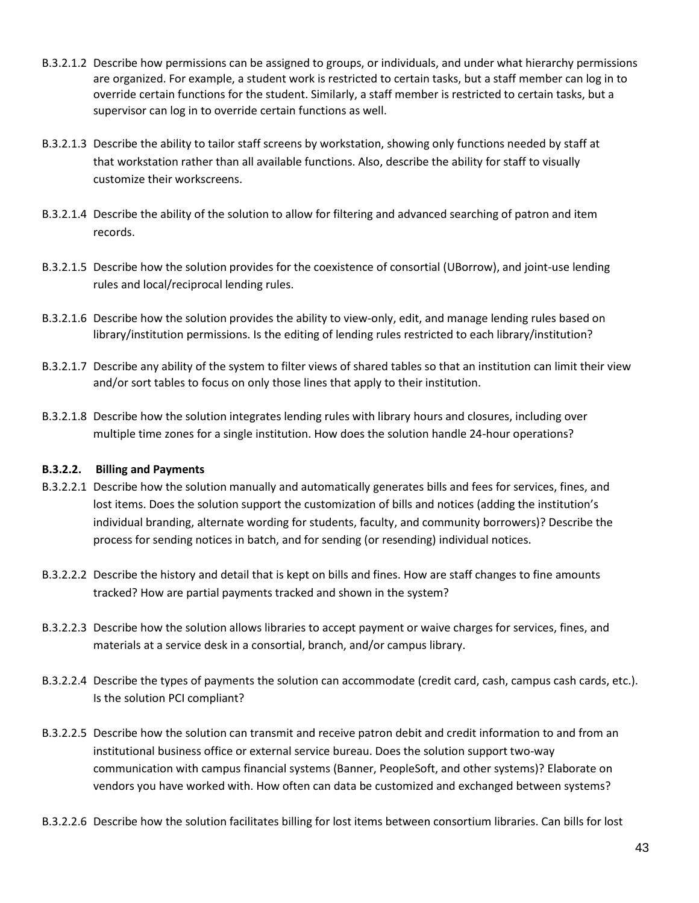B.3.2.1.2 Describe how permissions can be assigned to groups, or individuals, and under what hierarchy permissions are organized. For example, a student work is restricted to certain tasks, but a staff member can log in to override certain functions for the student. Similarly, a staff member is restricted to certain tasks, but a supervisor can log in to override certain functions as well.

B.3.2.1.3 Describe the ability to tailor staff screens by workstation, showing only functions needed by staff at that workstation rather than all available functions. Also, describe the ability for staff to visually customize their workscreens.

B.3.2.1.4 Describe the ability of the solution to allow for filtering and advanced searching of patron and item records.

B.3.2.1.5 Describe how the solution provides for the coexistence of consortial (UBorrow), and joint-use lending rules and local/reciprocal lending rules.

B.3.2.1.6 Describe how the solution provides the ability to view-only, edit, and manage lending rules based on library/institution permissions. Is the editing of lending rules restricted to each library/institution?

B.3.2.1.7 Describe any ability of the system to filter views of shared tables so that an institution can limit their view and/or sort tables to focus on only those lines that apply to their institution.

B.3.2.1.8 Describe how the solution integrates lending rules with library hours and closures, including over multiple time zones for a single institution. How does the solution handle 24-hour operations?

**B.3.2.2. Billing and Payments**

B.3.2.2.1 Describe how the solution manually and automatically generates bills and fees for services, fines, and lost items. Does the solution support the customization of bills and notices (adding the institution's individual branding, alternate wording for students, faculty, and community borrowers)? Describe the process for sending notices in batch, and for sending (or resending) individual notices.

B.3.2.2.2 Describe the history and detail that is kept on bills and fines. How are staff changes to fine amounts tracked? How are partial payments tracked and shown in the system?

B.3.2.2.3 Describe how the solution allows libraries to accept payment or waive charges for services, fines, and materials at a service desk in a consortial, branch, and/or campus library.

B.3.2.2.4 Describe the types of payments the solution can accommodate (credit card, cash, campus cash cards, etc.). Is the solution PCI compliant?

B.3.2.2.5 Describe how the solution can transmit and receive patron debit and credit information to and from an institutional business office or external service bureau. Does the solution support two-way communication with campus financial systems (Banner, PeopleSoft, and other systems)? Elaborate on vendors you have worked with. How often can data be customized and exchanged between systems?

B.3.2.2.6 Describe how the solution facilitates billing for lost items between consortium libraries. Can bills for lost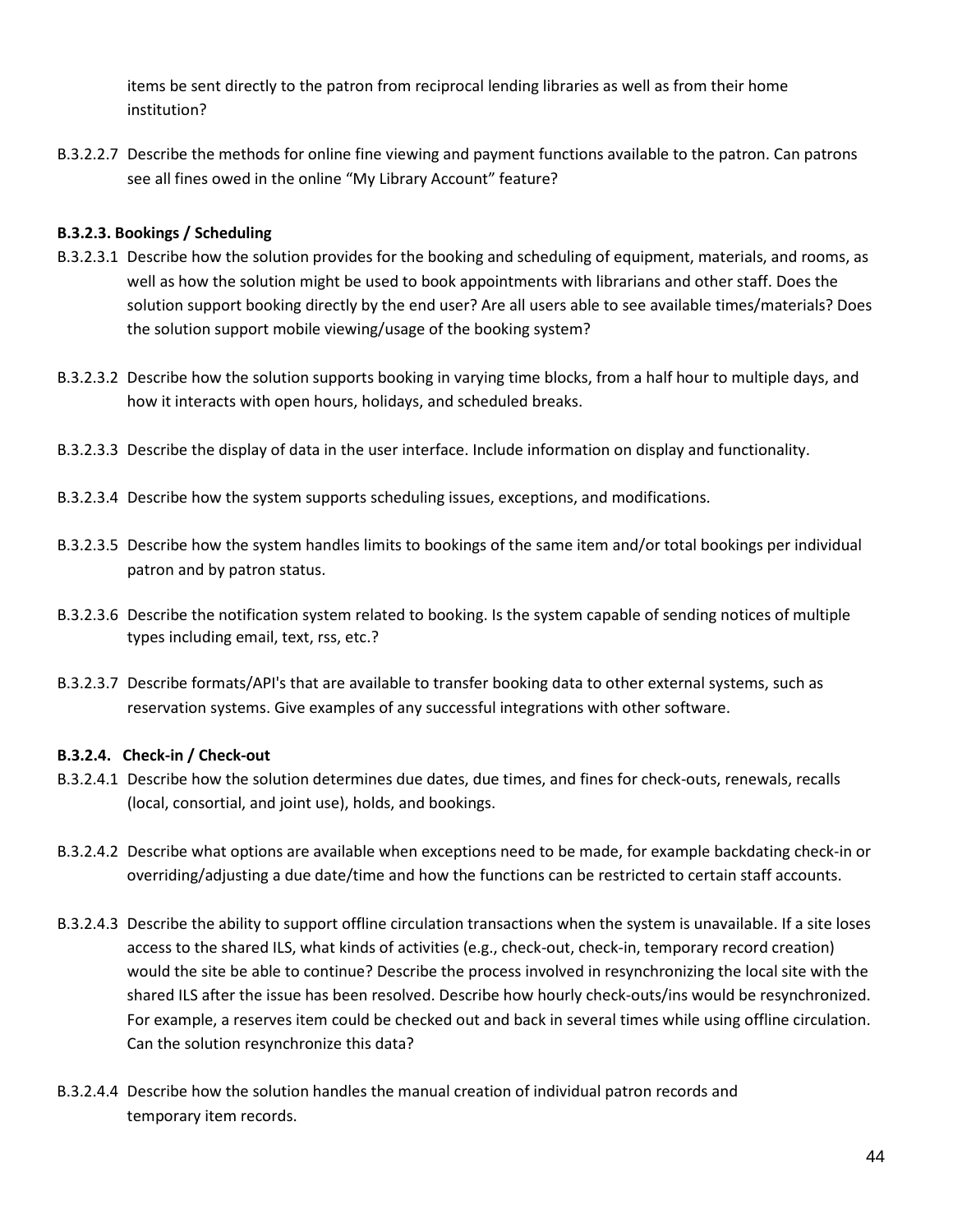items be sent directly to the patron from reciprocal lending libraries as well as from their home institution?

B.3.2.2.7 Describe the methods for online fine viewing and payment functions available to the patron. Can patrons see all fines owed in the online "My Library Account" feature?

**B.3.2.3. Bookings / Scheduling**

B.3.2.3.1 Describe how the solution provides for the booking and scheduling of equipment, materials, and rooms, as well as how the solution might be used to book appointments with librarians and other staff. Does the solution support booking directly by the end user? Are all users able to see available times/materials? Does the solution support mobile viewing/usage of the booking system?

B.3.2.3.2 Describe how the solution supports booking in varying time blocks, from a half hour to multiple days, and how it interacts with open hours, holidays, and scheduled breaks.

B.3.2.3.3 Describe the display of data in the user interface. Include information on display and functionality.

B.3.2.3.4 Describe how the system supports scheduling issues, exceptions, and modifications.

B.3.2.3.5 Describe how the system handles limits to bookings of the same item and/or total bookings per individual patron and by patron status.

B.3.2.3.6 Describe the notification system related to booking. Is the system capable of sending notices of multiple types including email, text, rss, etc.?

B.3.2.3.7 Describe formats/API's that are available to transfer booking data to other external systems, such as reservation systems. Give examples of any successful integrations with other software.

**B.3.2.4. Check-in / Check-out**

B.3.2.4.1 Describe how the solution determines due dates, due times, and fines for check-outs, renewals, recalls (local, consortial, and joint use), holds, and bookings.

B.3.2.4.2 Describe what options are available when exceptions need to be made, for example backdating check-in or overriding/adjusting a due date/time and how the functions can be restricted to certain staff accounts.

B.3.2.4.3 Describe the ability to support offline circulation transactions when the system is unavailable. If a site loses access to the shared ILS, what kinds of activities (e.g., check-out, check-in, temporary record creation) would the site be able to continue? Describe the process involved in resynchronizing the local site with the shared ILS after the issue has been resolved. Describe how hourly check-outs/ins would be resynchronized. For example, a reserves item could be checked out and back in several times while using offline circulation. Can the solution resynchronize this data?

B.3.2.4.4 Describe how the solution handles the manual creation of individual patron records and temporary item records.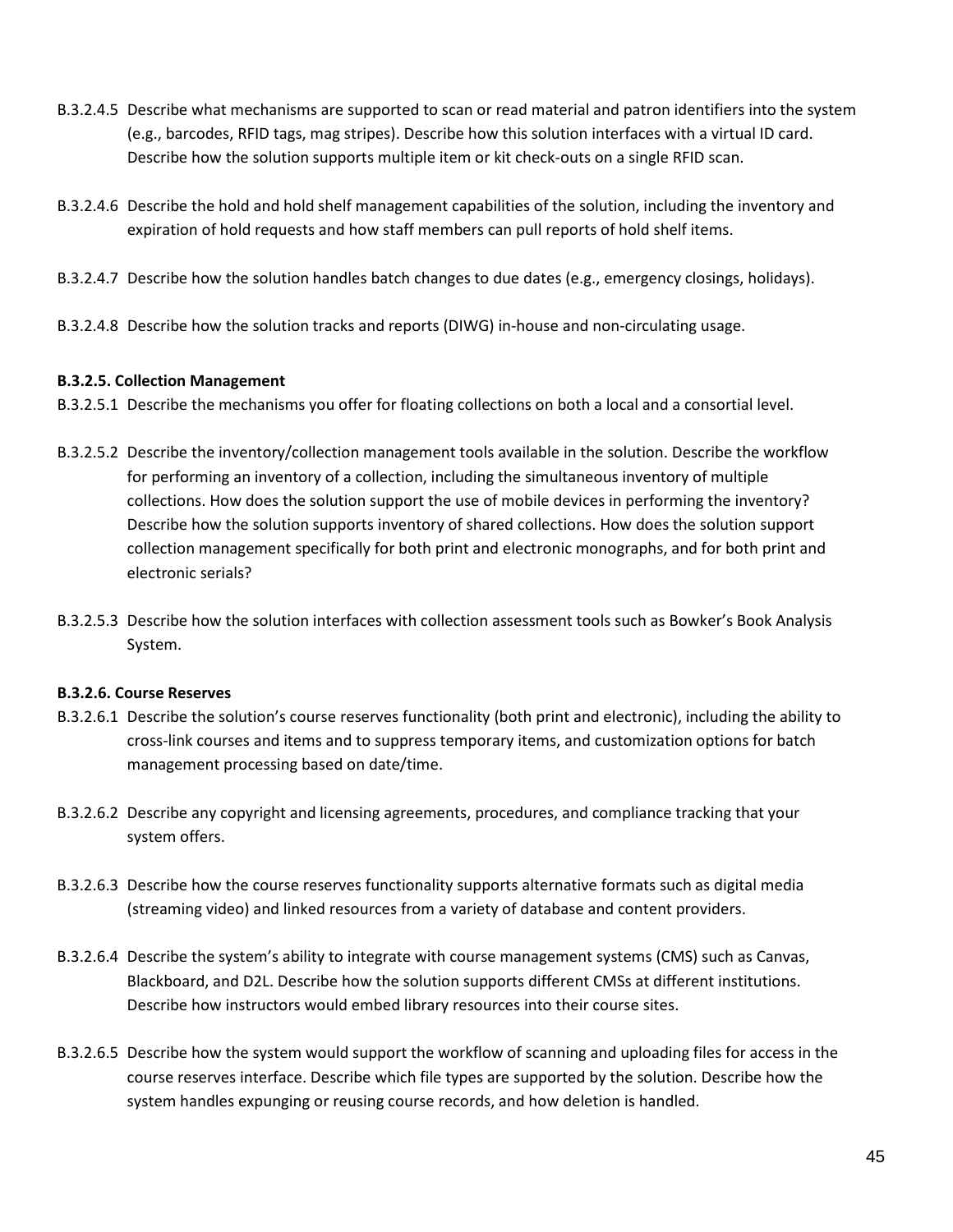B.3.2.4.5 Describe what mechanisms are supported to scan or read material and patron identifiers into the system (e.g., barcodes, RFID tags, mag stripes). Describe how this solution interfaces with a virtual ID card. Describe how the solution supports multiple item or kit check-outs on a single RFID scan.

B.3.2.4.6 Describe the hold and hold shelf management capabilities of the solution, including the inventory and expiration of hold requests and how staff members can pull reports of hold shelf items.

B.3.2.4.7 Describe how the solution handles batch changes to due dates (e.g., emergency closings, holidays).

B.3.2.4.8 Describe how the solution tracks and reports (DIWG) in-house and non-circulating usage.

**B.3.2.5. Collection Management**

B.3.2.5.1 Describe the mechanisms you offer for floating collections on both a local and a consortial level.

B.3.2.5.2 Describe the inventory/collection management tools available in the solution. Describe the workflow for performing an inventory of a collection, including the simultaneous inventory of multiple collections. How does the solution support the use of mobile devices in performing the inventory? Describe how the solution supports inventory of shared collections. How does the solution support collection management specifically for both print and electronic monographs, and for both print and electronic serials?

B.3.2.5.3 Describe how the solution interfaces with collection assessment tools such as Bowker's Book Analysis System.

**B.3.2.6. Course Reserves**

B.3.2.6.1 Describe the solution's course reserves functionality (both print and electronic), including the ability to cross-link courses and items and to suppress temporary items, and customization options for batch management processing based on date/time.

B.3.2.6.2 Describe any copyright and licensing agreements, procedures, and compliance tracking that your system offers.

B.3.2.6.3 Describe how the course reserves functionality supports alternative formats such as digital media (streaming video) and linked resources from a variety of database and content providers.

B.3.2.6.4 Describe the system's ability to integrate with course management systems (CMS) such as Canvas, Blackboard, and D2L. Describe how the solution supports different CMSs at different institutions. Describe how instructors would embed library resources into their course sites.

B.3.2.6.5 Describe how the system would support the workflow of scanning and uploading files for access in the course reserves interface. Describe which file types are supported by the solution. Describe how the system handles expunging or reusing course records, and how deletion is handled.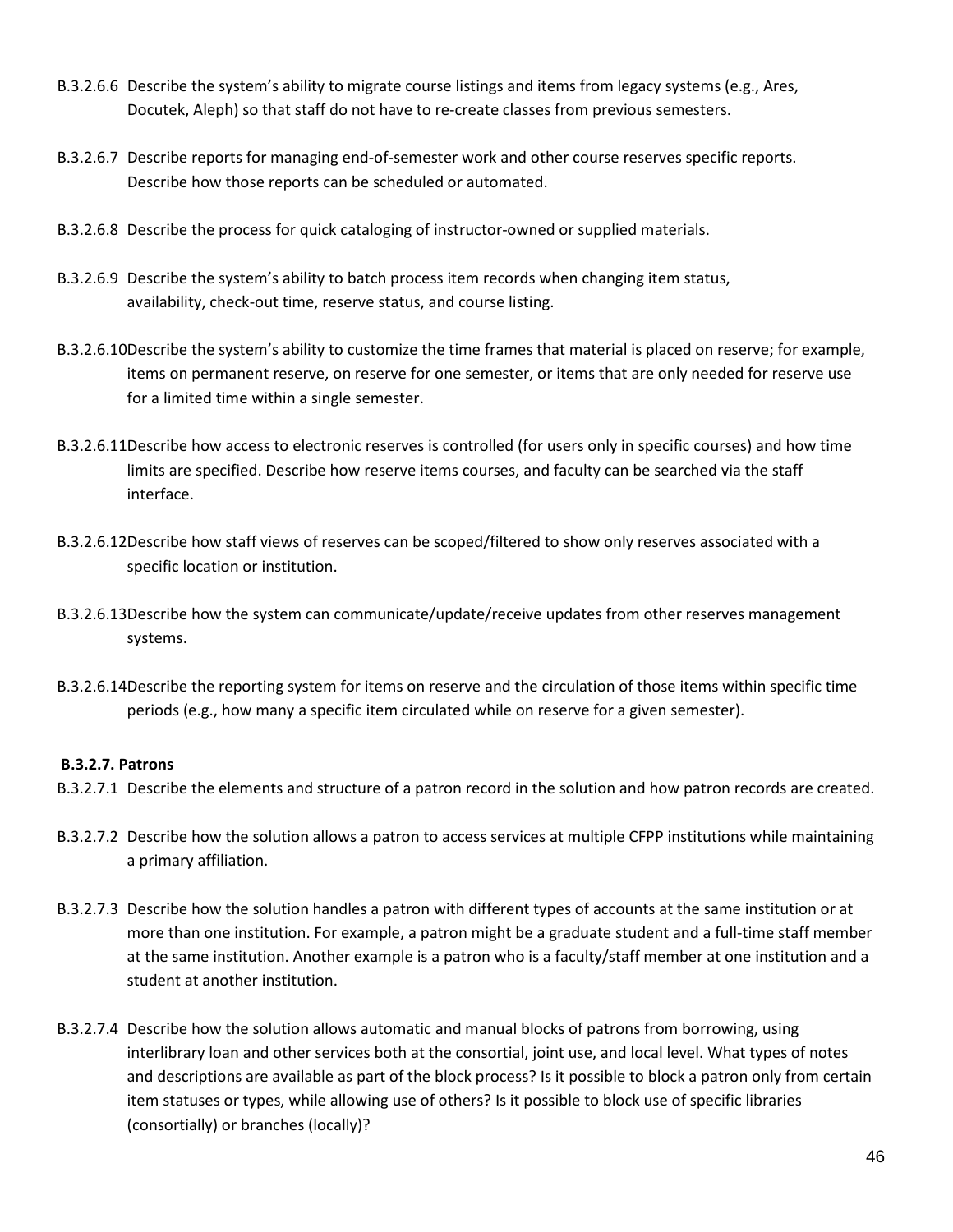B.3.2.6.6 Describe the system's ability to migrate course listings and items from legacy systems (e.g., Ares, Docutek, Aleph) so that staff do not have to re-create classes from previous semesters.

B.3.2.6.7 Describe reports for managing end-of-semester work and other course reserves specific reports. Describe how those reports can be scheduled or automated.

B.3.2.6.8 Describe the process for quick cataloging of instructor-owned or supplied materials.

B.3.2.6.9 Describe the system's ability to batch process item records when changing item status, availability, check-out time, reserve status, and course listing.

B.3.2.6.10Describe the system's ability to customize the time frames that material is placed on reserve; for example, items on permanent reserve, on reserve for one semester, or items that are only needed for reserve use for a limited time within a single semester.

B.3.2.6.11Describe how access to electronic reserves is controlled (for users only in specific courses) and how time limits are specified. Describe how reserve items courses, and faculty can be searched via the staff interface.

B.3.2.6.12Describe how staff views of reserves can be scoped/filtered to show only reserves associated with a specific location or institution.

B.3.2.6.13Describe how the system can communicate/update/receive updates from other reserves management systems.

B.3.2.6.14Describe the reporting system for items on reserve and the circulation of those items within specific time periods (e.g., how many a specific item circulated while on reserve for a given semester).

**B.3.2.7. Patrons**

B.3.2.7.1 Describe the elements and structure of a patron record in the solution and how patron records are created.

B.3.2.7.2 Describe how the solution allows a patron to access services at multiple CFPP institutions while maintaining a primary affiliation.

B.3.2.7.3 Describe how the solution handles a patron with different types of accounts at the same institution or at more than one institution. For example, a patron might be a graduate student and a full-time staff member at the same institution. Another example is a patron who is a faculty/staff member at one institution and a student at another institution.

B.3.2.7.4 Describe how the solution allows automatic and manual blocks of patrons from borrowing, using interlibrary loan and other services both at the consortial, joint use, and local level. What types of notes and descriptions are available as part of the block process? Is it possible to block a patron only from certain item statuses or types, while allowing use of others? Is it possible to block use of specific libraries (consortially) or branches (locally)?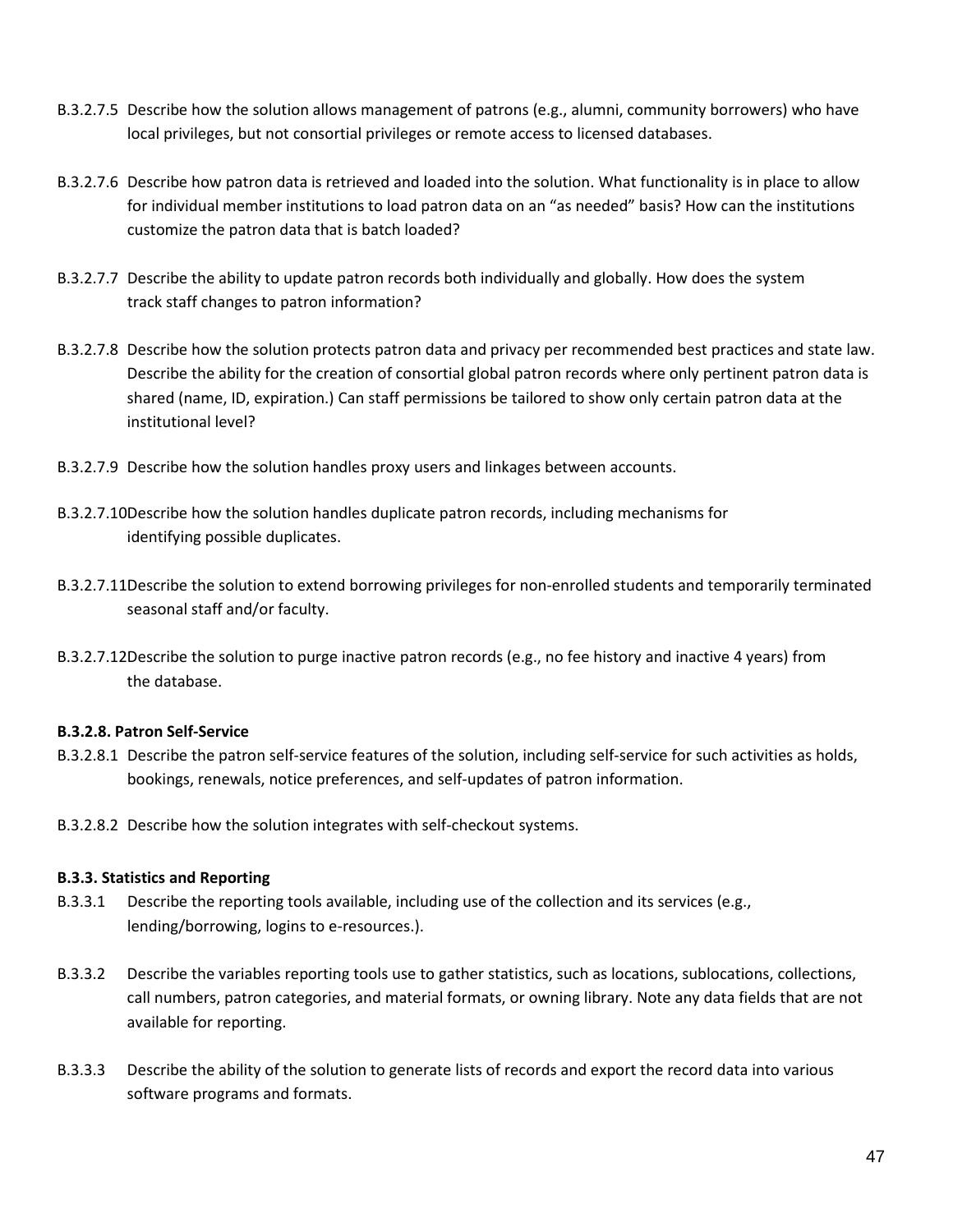B.3.2.7.5 Describe how the solution allows management of patrons (e.g., alumni, community borrowers) who have local privileges, but not consortial privileges or remote access to licensed databases.

B.3.2.7.6 Describe how patron data is retrieved and loaded into the solution. What functionality is in place to allow for individual member institutions to load patron data on an "as needed" basis? How can the institutions customize the patron data that is batch loaded?

B.3.2.7.7 Describe the ability to update patron records both individually and globally. How does the system track staff changes to patron information?

B.3.2.7.8 Describe how the solution protects patron data and privacy per recommended best practices and state law. Describe the ability for the creation of consortial global patron records where only pertinent patron data is shared (name, ID, expiration.) Can staff permissions be tailored to show only certain patron data at the institutional level?

B.3.2.7.9 Describe how the solution handles proxy users and linkages between accounts.

B.3.2.7.10 Describe how the solution handles duplicate patron records, including mechanisms for identifying possible duplicates.

B.3.2.7.11 Describe the solution to extend borrowing privileges for non-enrolled students and temporarily terminated seasonal staff and/or faculty.

B.3.2.7.12 Describe the solution to purge inactive patron records (e.g., no fee history and inactive 4 years) from the database.

**B.3.2.8. Patron Self-Service**

B.3.2.8.1 Describe the patron self-service features of the solution, including self-service for such activities as holds, bookings, renewals, notice preferences, and self-updates of patron information.

B.3.2.8.2 Describe how the solution integrates with self-checkout systems.

**B.3.3. Statistics and Reporting**

B.3.3.1 Describe the reporting tools available, including use of the collection and its services (e.g., lending/borrowing, logins to e-resources.).

B.3.3.2 Describe the variables reporting tools use to gather statistics, such as locations, sublocations, collections, call numbers, patron categories, and material formats, or owning library. Note any data fields that are not available for reporting.

B.3.3.3 Describe the ability of the solution to generate lists of records and export the record data into various software programs and formats.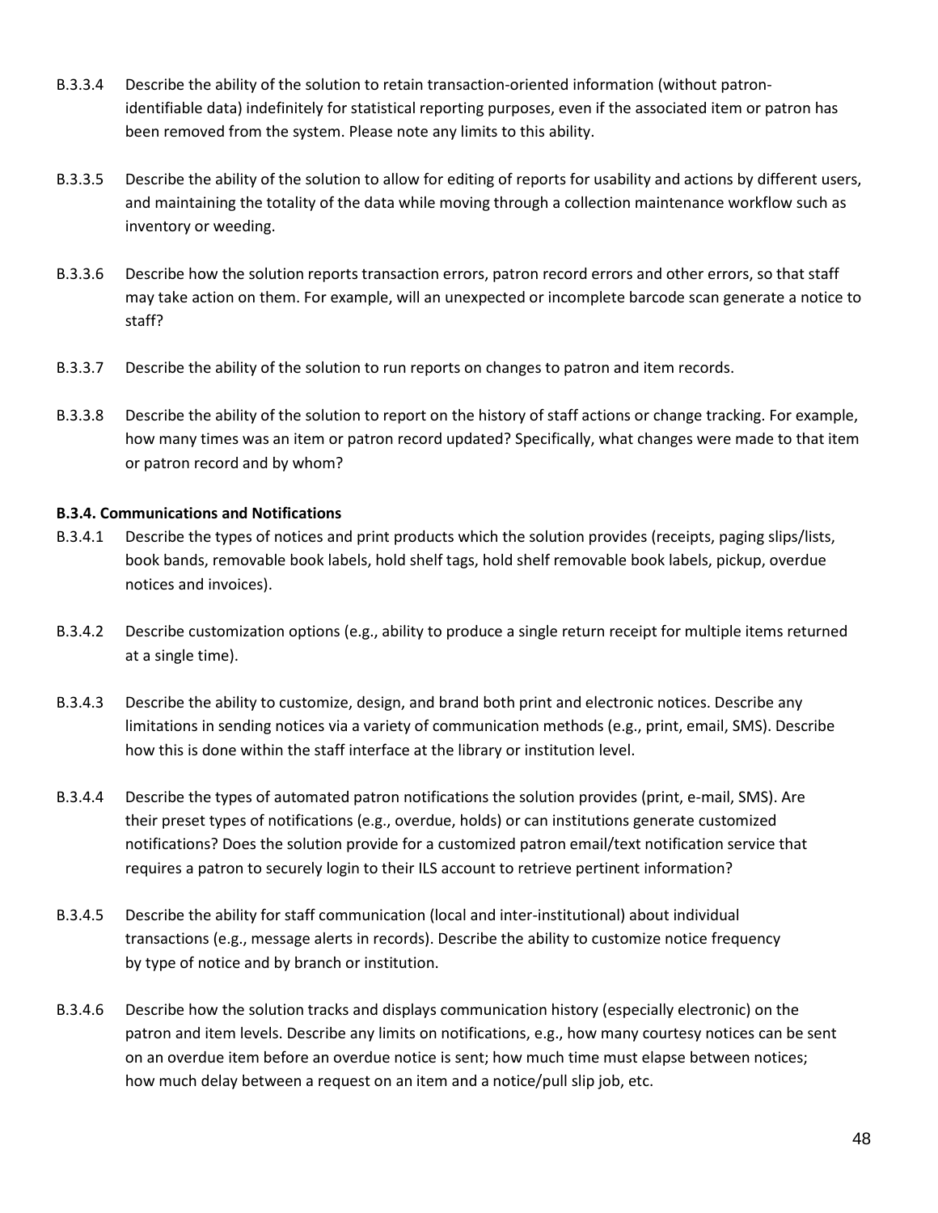B.3.3.4 Describe the ability of the solution to retain transaction-oriented information (without patron-identifiable data) indefinitely for statistical reporting purposes, even if the associated item or patron has been removed from the system. Please note any limits to this ability.

B.3.3.5 Describe the ability of the solution to allow for editing of reports for usability and actions by different users, and maintaining the totality of the data while moving through a collection maintenance workflow such as inventory or weeding.

B.3.3.6 Describe how the solution reports transaction errors, patron record errors and other errors, so that staff may take action on them. For example, will an unexpected or incomplete barcode scan generate a notice to staff?

B.3.3.7 Describe the ability of the solution to run reports on changes to patron and item records.

B.3.3.8 Describe the ability of the solution to report on the history of staff actions or change tracking. For example, how many times was an item or patron record updated? Specifically, what changes were made to that item or patron record and by whom?

**B.3.4. Communications and Notifications**

B.3.4.1 Describe the types of notices and print products which the solution provides (receipts, paging slips/lists, book bands, removable book labels, hold shelf tags, hold shelf removable book labels, pickup, overdue notices and invoices).

B.3.4.2 Describe customization options (e.g., ability to produce a single return receipt for multiple items returned at a single time).

B.3.4.3 Describe the ability to customize, design, and brand both print and electronic notices. Describe any limitations in sending notices via a variety of communication methods (e.g., print, email, SMS). Describe how this is done within the staff interface at the library or institution level.

B.3.4.4 Describe the types of automated patron notifications the solution provides (print, e-mail, SMS). Are their preset types of notifications (e.g., overdue, holds) or can institutions generate customized notifications? Does the solution provide for a customized patron email/text notification service that requires a patron to securely login to their ILS account to retrieve pertinent information?

B.3.4.5 Describe the ability for staff communication (local and inter-institutional) about individual transactions (e.g., message alerts in records). Describe the ability to customize notice frequency by type of notice and by branch or institution.

B.3.4.6 Describe how the solution tracks and displays communication history (especially electronic) on the patron and item levels. Describe any limits on notifications, e.g., how many courtesy notices can be sent on an overdue item before an overdue notice is sent; how much time must elapse between notices; how much delay between a request on an item and a notice/pull slip job, etc.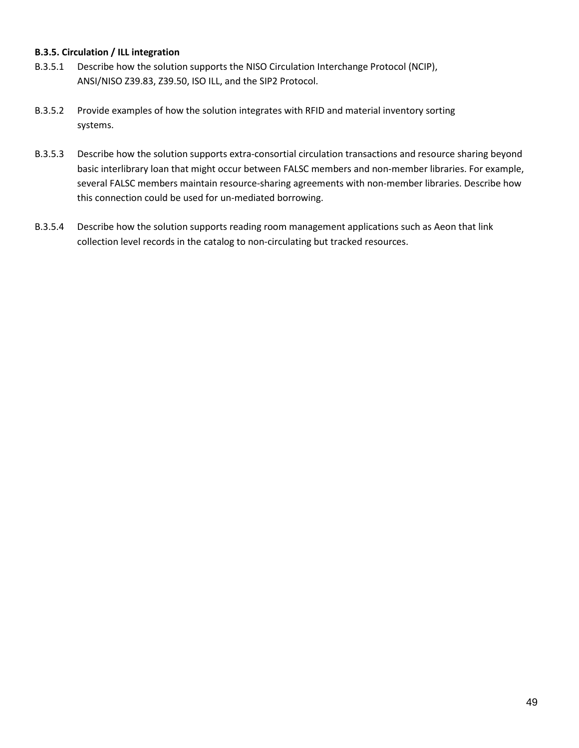**B.3.5. Circulation / ILL integration**

B.3.5.1 Describe how the solution supports the NISO Circulation Interchange Protocol (NCIP), ANSI/NISO Z39.83, Z39.50, ISO ILL, and the SIP2 Protocol.

B.3.5.2 Provide examples of how the solution integrates with RFID and material inventory sorting systems.

B.3.5.3 Describe how the solution supports extra-consortial circulation transactions and resource sharing beyond basic interlibrary loan that might occur between FALSC members and non-member libraries. For example, several FALSC members maintain resource-sharing agreements with non-member libraries. Describe how this connection could be used for un-mediated borrowing.

B.3.5.4 Describe how the solution supports reading room management applications such as Aeon that link collection level records in the catalog to non-circulating but tracked resources.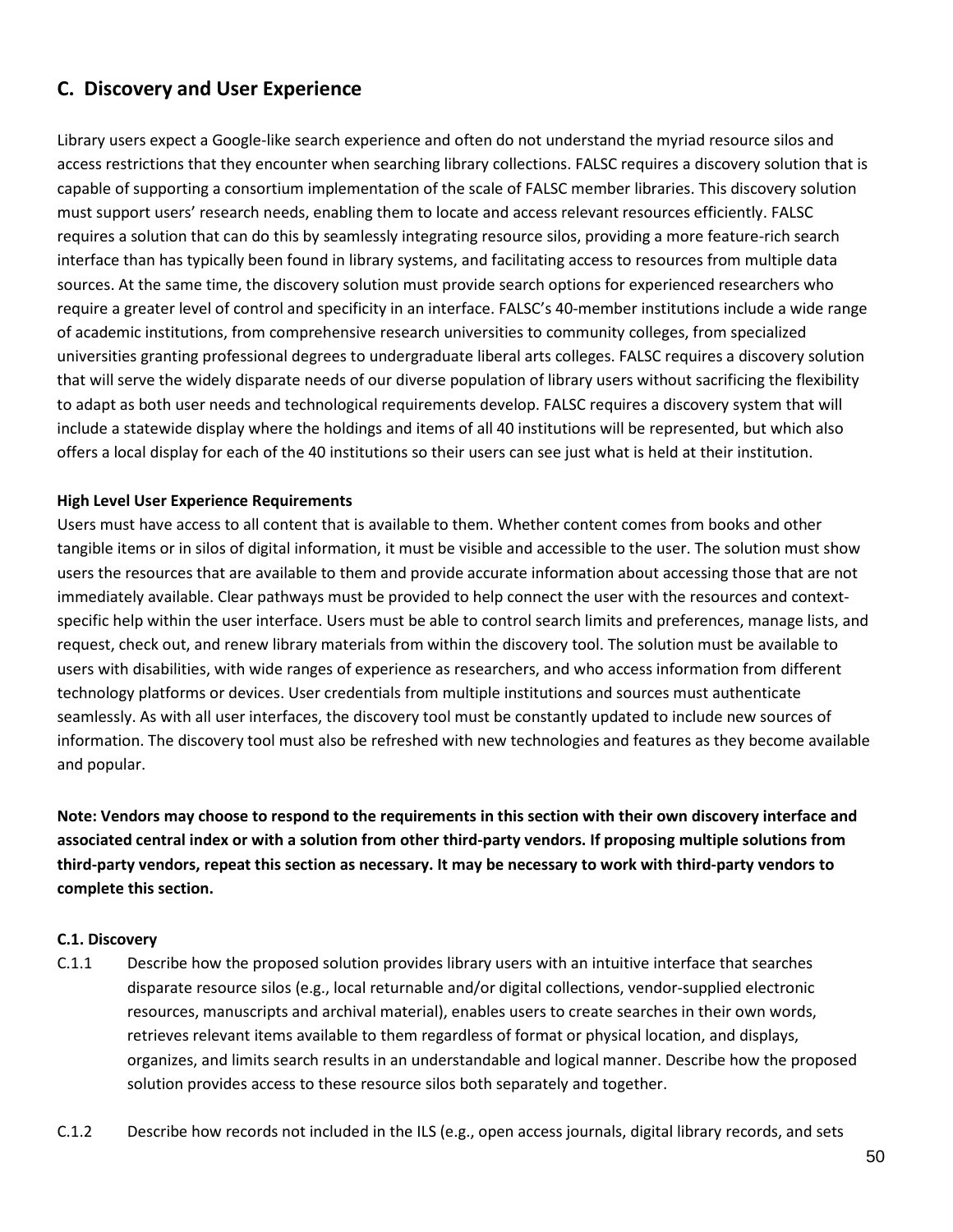## C. Discovery and User Experience

Library users expect a Google-like search experience and often do not understand the myriad resource silos and access restrictions that they encounter when searching library collections. FALSC requires a discovery solution that is capable of supporting a consortium implementation of the scale of FALSC member libraries. This discovery solution must support users' research needs, enabling them to locate and access relevant resources efficiently. FALSC requires a solution that can do this by seamlessly integrating resource silos, providing a more feature-rich search interface than has typically been found in library systems, and facilitating access to resources from multiple data sources. At the same time, the discovery solution must provide search options for experienced researchers who require a greater level of control and specificity in an interface. FALSC's 40-member institutions include a wide range of academic institutions, from comprehensive research universities to community colleges, from specialized universities granting professional degrees to undergraduate liberal arts colleges. FALSC requires a discovery solution that will serve the widely disparate needs of our diverse population of library users without sacrificing the flexibility to adapt as both user needs and technological requirements develop. FALSC requires a discovery system that will include a statewide display where the holdings and items of all 40 institutions will be represented, but which also offers a local display for each of the 40 institutions so their users can see just what is held at their institution.

**High Level User Experience Requirements**

Users must have access to all content that is available to them. Whether content comes from books and other tangible items or in silos of digital information, it must be visible and accessible to the user. The solution must show users the resources that are available to them and provide accurate information about accessing those that are not immediately available. Clear pathways must be provided to help connect the user with the resources and context-specific help within the user interface. Users must be able to control search limits and preferences, manage lists, and request, check out, and renew library materials from within the discovery tool. The solution must be available to users with disabilities, with wide ranges of experience as researchers, and who access information from different technology platforms or devices. User credentials from multiple institutions and sources must authenticate seamlessly. As with all user interfaces, the discovery tool must be constantly updated to include new sources of information. The discovery tool must also be refreshed with new technologies and features as they become available and popular.

**Note: Vendors may choose to respond to the requirements in this section with their own discovery interface and associated central index or with a solution from other third-party vendors. If proposing multiple solutions from third-party vendors, repeat this section as necessary. It may be necessary to work with third-party vendors to complete this section.**

**C.1. Discovery**

C.1.1 Describe how the proposed solution provides library users with an intuitive interface that searches disparate resource silos (e.g., local returnable and/or digital collections, vendor-supplied electronic resources, manuscripts and archival material), enables users to create searches in their own words, retrieves relevant items available to them regardless of format or physical location, and displays, organizes, and limits search results in an understandable and logical manner. Describe how the proposed solution provides access to these resource silos both separately and together.

C.1.2 Describe how records not included in the ILS (e.g., open access journals, digital library records, and sets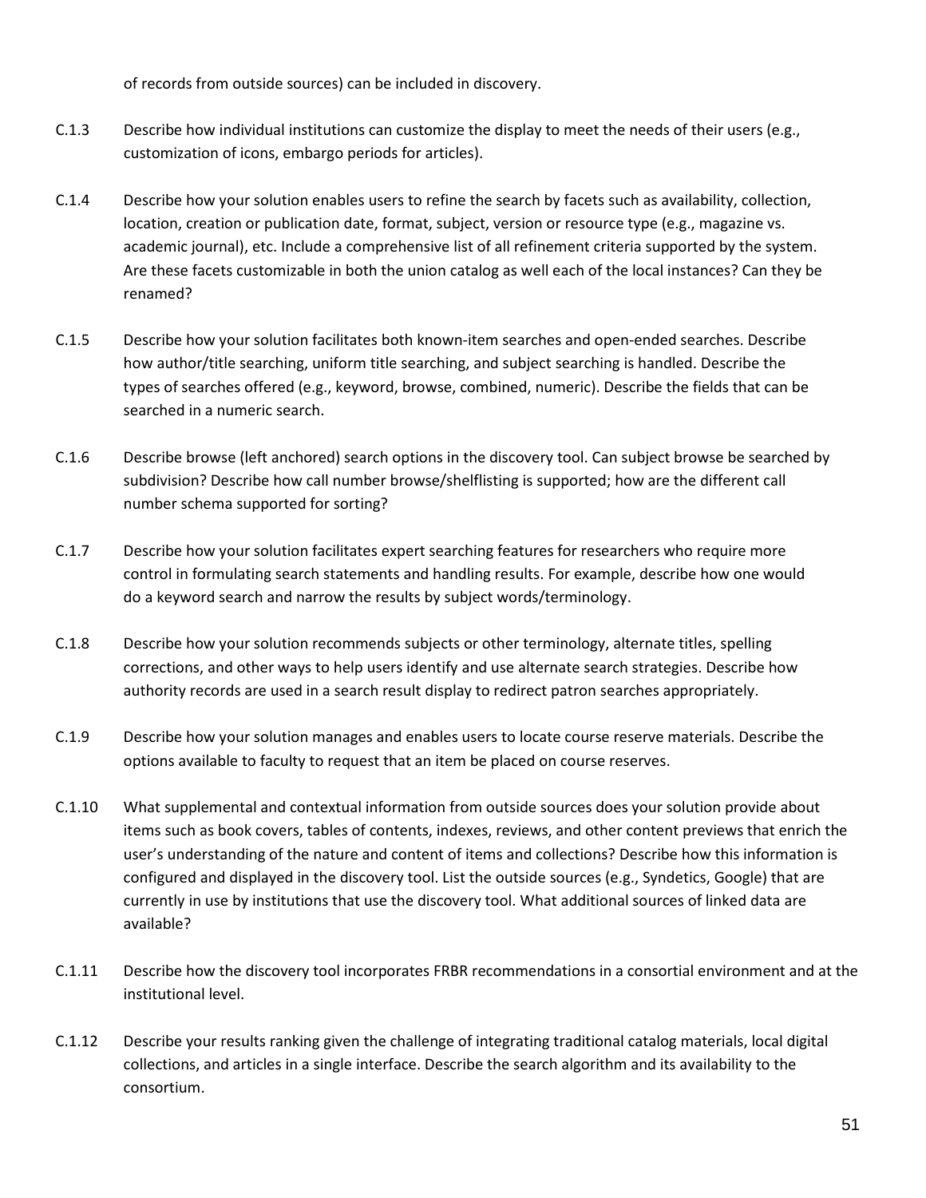of records from outside sources) can be included in discovery.

C.1.3 Describe how individual institutions can customize the display to meet the needs of their users (e.g., customization of icons, embargo periods for articles).

C.1.4 Describe how your solution enables users to refine the search by facets such as availability, collection, location, creation or publication date, format, subject, version or resource type (e.g., magazine vs. academic journal), etc. Include a comprehensive list of all refinement criteria supported by the system. Are these facets customizable in both the union catalog as well each of the local instances? Can they be renamed?

C.1.5 Describe how your solution facilitates both known-item searches and open-ended searches. Describe how author/title searching, uniform title searching, and subject searching is handled. Describe the types of searches offered (e.g., keyword, browse, combined, numeric). Describe the fields that can be searched in a numeric search.

C.1.6 Describe browse (left anchored) search options in the discovery tool. Can subject browse be searched by subdivision? Describe how call number browse/shelflisting is supported; how are the different call number schema supported for sorting?

C.1.7 Describe how your solution facilitates expert searching features for researchers who require more control in formulating search statements and handling results. For example, describe how one would do a keyword search and narrow the results by subject words/terminology.

C.1.8 Describe how your solution recommends subjects or other terminology, alternate titles, spelling corrections, and other ways to help users identify and use alternate search strategies. Describe how authority records are used in a search result display to redirect patron searches appropriately.

C.1.9 Describe how your solution manages and enables users to locate course reserve materials. Describe the options available to faculty to request that an item be placed on course reserves.

C.1.10 What supplemental and contextual information from outside sources does your solution provide about items such as book covers, tables of contents, indexes, reviews, and other content previews that enrich the user's understanding of the nature and content of items and collections? Describe how this information is configured and displayed in the discovery tool. List the outside sources (e.g., Syndetics, Google) that are currently in use by institutions that use the discovery tool. What additional sources of linked data are available?

C.1.11 Describe how the discovery tool incorporates FRBR recommendations in a consortial environment and at the institutional level.

C.1.12 Describe your results ranking given the challenge of integrating traditional catalog materials, local digital collections, and articles in a single interface. Describe the search algorithm and its availability to the consortium.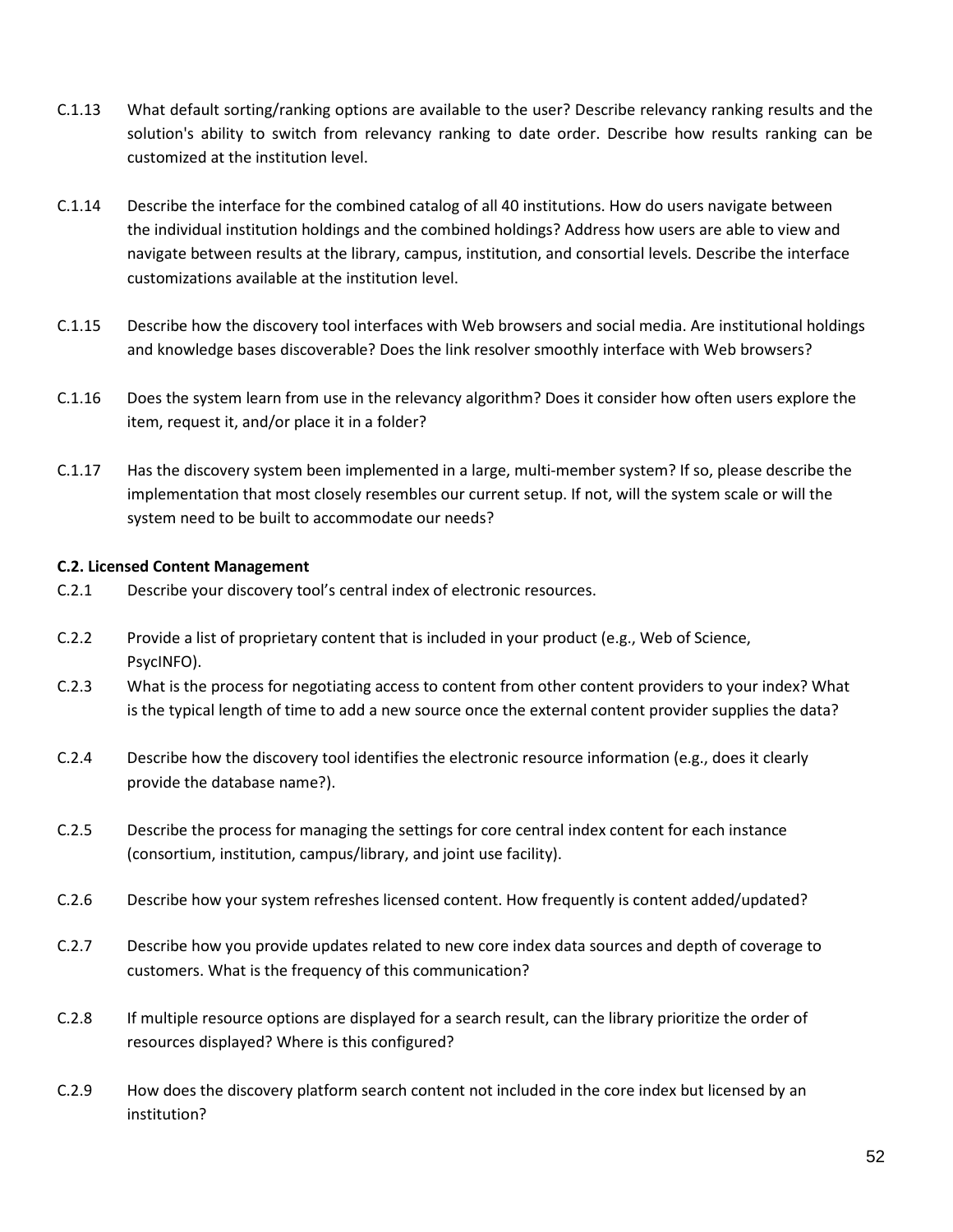C.1.13 What default sorting/ranking options are available to the user? Describe relevancy ranking results and the solution's ability to switch from relevancy ranking to date order. Describe how results ranking can be customized at the institution level.

C.1.14 Describe the interface for the combined catalog of all 40 institutions. How do users navigate between the individual institution holdings and the combined holdings? Address how users are able to view and navigate between results at the library, campus, institution, and consortial levels. Describe the interface customizations available at the institution level.

C.1.15 Describe how the discovery tool interfaces with Web browsers and social media. Are institutional holdings and knowledge bases discoverable? Does the link resolver smoothly interface with Web browsers?

C.1.16 Does the system learn from use in the relevancy algorithm? Does it consider how often users explore the item, request it, and/or place it in a folder?

C.1.17 Has the discovery system been implemented in a large, multi-member system? If so, please describe the implementation that most closely resembles our current setup. If not, will the system scale or will the system need to be built to accommodate our needs?

**C.2. Licensed Content Management**

C.2.1 Describe your discovery tool's central index of electronic resources.

C.2.2 Provide a list of proprietary content that is included in your product (e.g., Web of Science, PsycINFO).

C.2.3 What is the process for negotiating access to content from other content providers to your index? What is the typical length of time to add a new source once the external content provider supplies the data?

C.2.4 Describe how the discovery tool identifies the electronic resource information (e.g., does it clearly provide the database name?).

C.2.5 Describe the process for managing the settings for core central index content for each instance (consortium, institution, campus/library, and joint use facility).

C.2.6 Describe how your system refreshes licensed content. How frequently is content added/updated?

C.2.7 Describe how you provide updates related to new core index data sources and depth of coverage to customers. What is the frequency of this communication?

C.2.8 If multiple resource options are displayed for a search result, can the library prioritize the order of resources displayed? Where is this configured?

C.2.9 How does the discovery platform search content not included in the core index but licensed by an institution?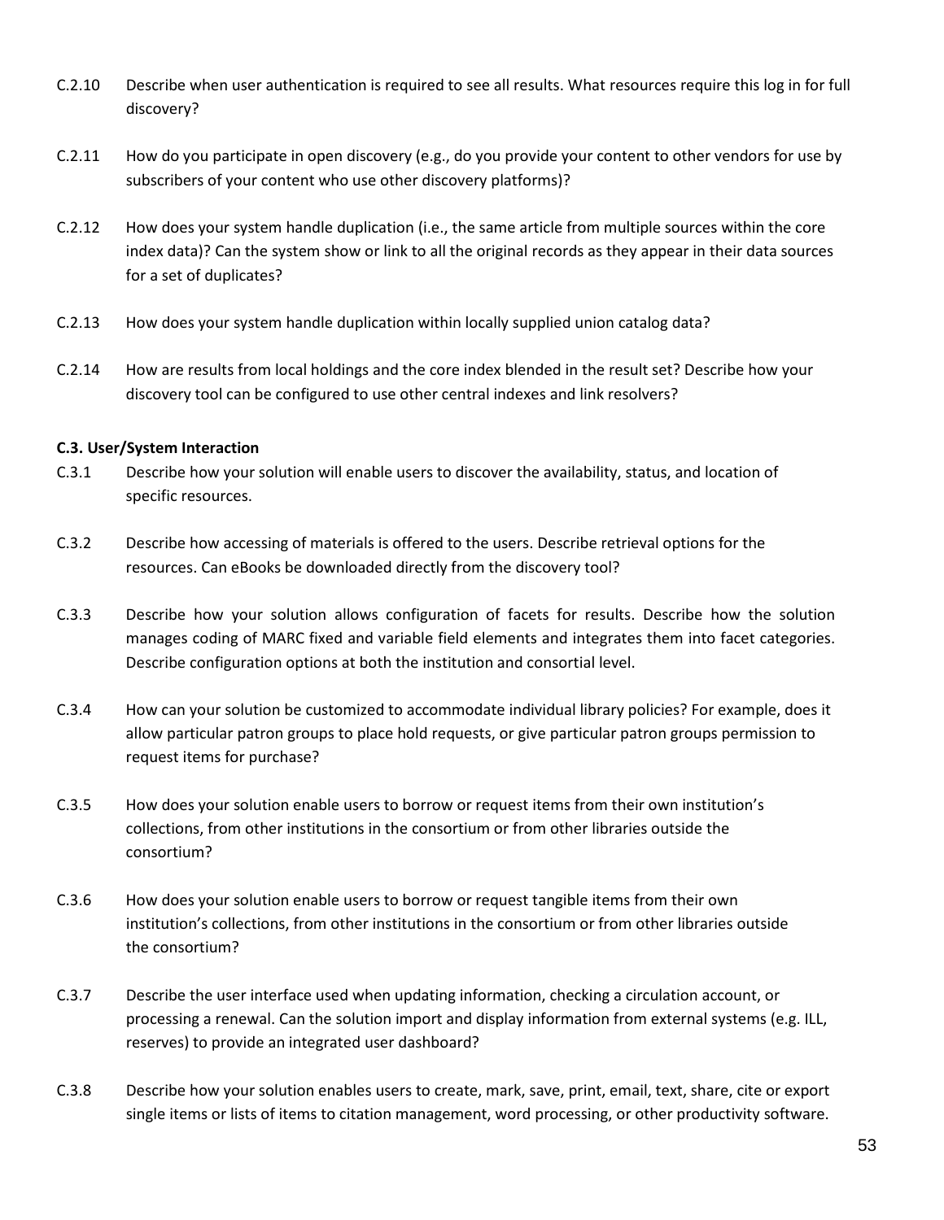C.2.10 Describe when user authentication is required to see all results. What resources require this log in for full discovery?

C.2.11 How do you participate in open discovery (e.g., do you provide your content to other vendors for use by subscribers of your content who use other discovery platforms)?

C.2.12 How does your system handle duplication (i.e., the same article from multiple sources within the core index data)? Can the system show or link to all the original records as they appear in their data sources for a set of duplicates?

C.2.13 How does your system handle duplication within locally supplied union catalog data?

C.2.14 How are results from local holdings and the core index blended in the result set? Describe how your discovery tool can be configured to use other central indexes and link resolvers?

**C.3. User/System Interaction**

C.3.1 Describe how your solution will enable users to discover the availability, status, and location of specific resources.

C.3.2 Describe how accessing of materials is offered to the users. Describe retrieval options for the resources. Can eBooks be downloaded directly from the discovery tool?

C.3.3 Describe how your solution allows configuration of facets for results. Describe how the solution manages coding of MARC fixed and variable field elements and integrates them into facet categories. Describe configuration options at both the institution and consortial level.

C.3.4 How can your solution be customized to accommodate individual library policies? For example, does it allow particular patron groups to place hold requests, or give particular patron groups permission to request items for purchase?

C.3.5 How does your solution enable users to borrow or request items from their own institution's collections, from other institutions in the consortium or from other libraries outside the consortium?

C.3.6 How does your solution enable users to borrow or request tangible items from their own institution's collections, from other institutions in the consortium or from other libraries outside the consortium?

C.3.7 Describe the user interface used when updating information, checking a circulation account, or processing a renewal. Can the solution import and display information from external systems (e.g. ILL, reserves) to provide an integrated user dashboard?

C.3.8 Describe how your solution enables users to create, mark, save, print, email, text, share, cite or export single items or lists of items to citation management, word processing, or other productivity software.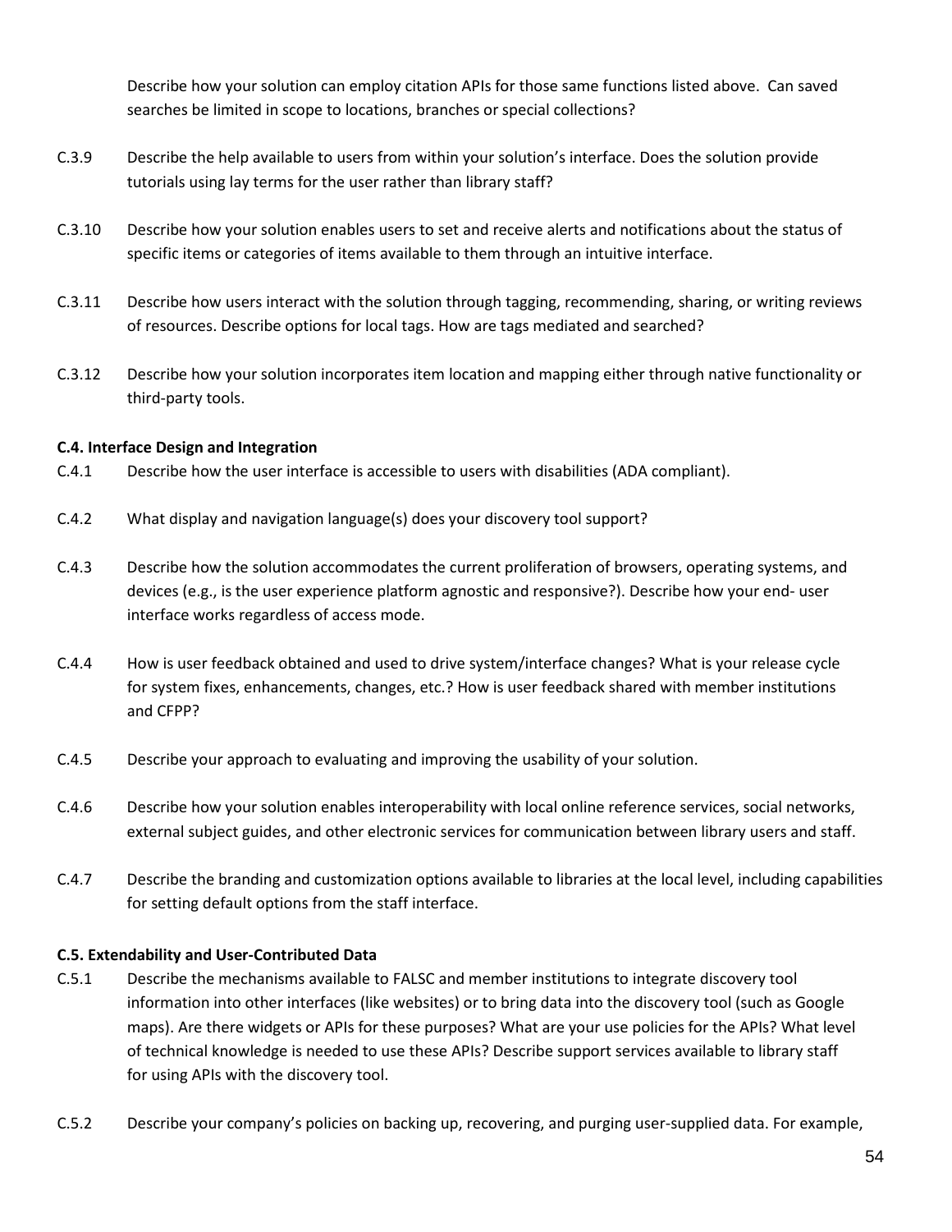Describe how your solution can employ citation APIs for those same functions listed above. Can saved searches be limited in scope to locations, branches or special collections?

C.3.9 Describe the help available to users from within your solution's interface. Does the solution provide tutorials using lay terms for the user rather than library staff?

C.3.10 Describe how your solution enables users to set and receive alerts and notifications about the status of specific items or categories of items available to them through an intuitive interface.

C.3.11 Describe how users interact with the solution through tagging, recommending, sharing, or writing reviews of resources. Describe options for local tags. How are tags mediated and searched?

C.3.12 Describe how your solution incorporates item location and mapping either through native functionality or third-party tools.

**C.4. Interface Design and Integration**

C.4.1 Describe how the user interface is accessible to users with disabilities (ADA compliant).

C.4.2 What display and navigation language(s) does your discovery tool support?

C.4.3 Describe how the solution accommodates the current proliferation of browsers, operating systems, and devices (e.g., is the user experience platform agnostic and responsive?). Describe how your end- user interface works regardless of access mode.

C.4.4 How is user feedback obtained and used to drive system/interface changes? What is your release cycle for system fixes, enhancements, changes, etc.? How is user feedback shared with member institutions and CFPP?

C.4.5 Describe your approach to evaluating and improving the usability of your solution.

C.4.6 Describe how your solution enables interoperability with local online reference services, social networks, external subject guides, and other electronic services for communication between library users and staff.

C.4.7 Describe the branding and customization options available to libraries at the local level, including capabilities for setting default options from the staff interface.

**C.5. Extendability and User-Contributed Data**

C.5.1 Describe the mechanisms available to FALSC and member institutions to integrate discovery tool information into other interfaces (like websites) or to bring data into the discovery tool (such as Google maps). Are there widgets or APIs for these purposes? What are your use policies for the APIs? What level of technical knowledge is needed to use these APIs? Describe support services available to library staff for using APIs with the discovery tool.

C.5.2 Describe your company's policies on backing up, recovering, and purging user-supplied data. For example,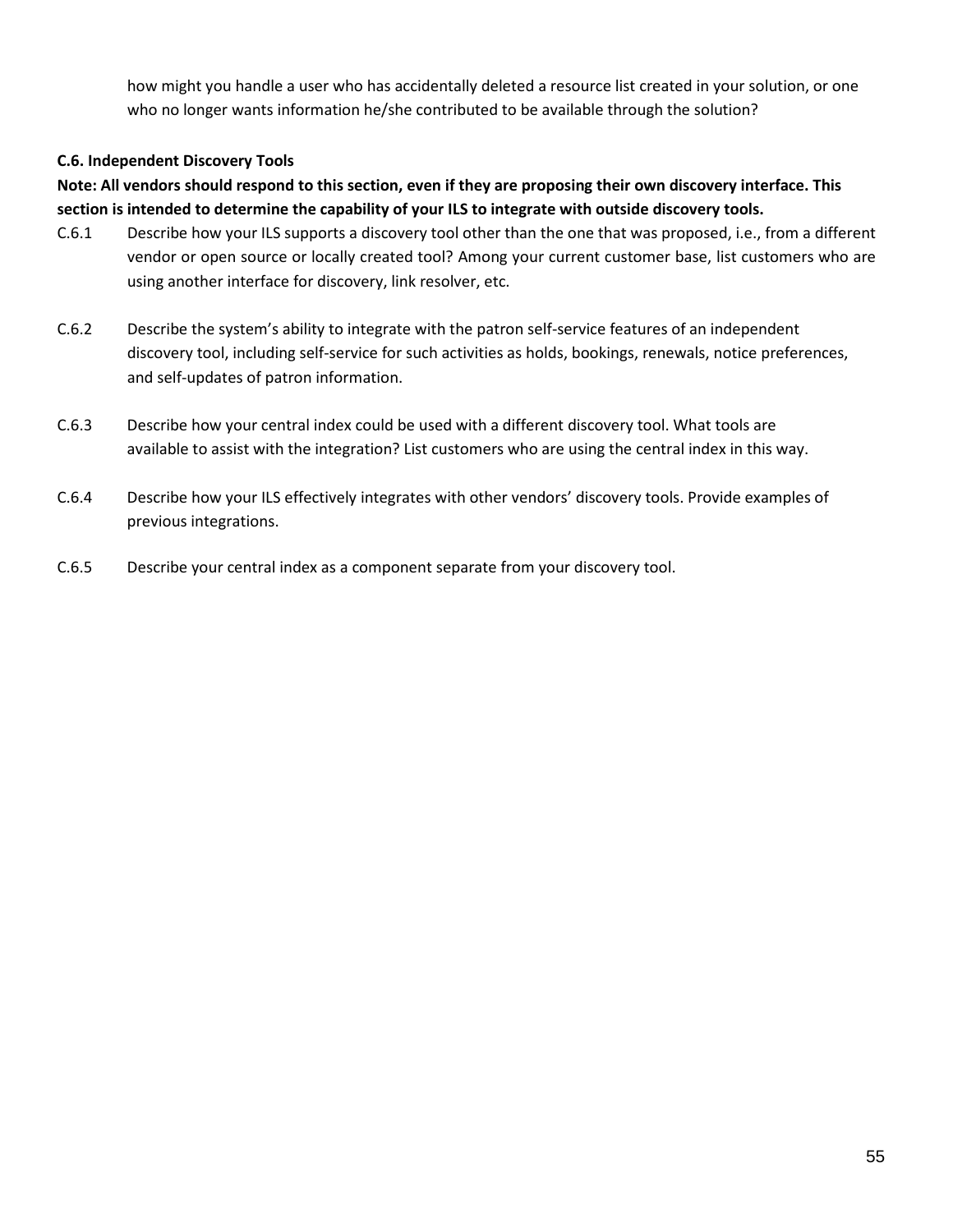how might you handle a user who has accidentally deleted a resource list created in your solution, or one who no longer wants information he/she contributed to be available through the solution?

**C.6. Independent Discovery Tools**

**Note: All vendors should respond to this section, even if they are proposing their own discovery interface. This section is intended to determine the capability of your ILS to integrate with outside discovery tools.**

C.6.1 Describe how your ILS supports a discovery tool other than the one that was proposed, i.e., from a different vendor or open source or locally created tool? Among your current customer base, list customers who are using another interface for discovery, link resolver, etc.

C.6.2 Describe the system's ability to integrate with the patron self-service features of an independent discovery tool, including self-service for such activities as holds, bookings, renewals, notice preferences, and self-updates of patron information.

C.6.3 Describe how your central index could be used with a different discovery tool. What tools are available to assist with the integration? List customers who are using the central index in this way.

C.6.4 Describe how your ILS effectively integrates with other vendors' discovery tools. Provide examples of previous integrations.

C.6.5 Describe your central index as a component separate from your discovery tool.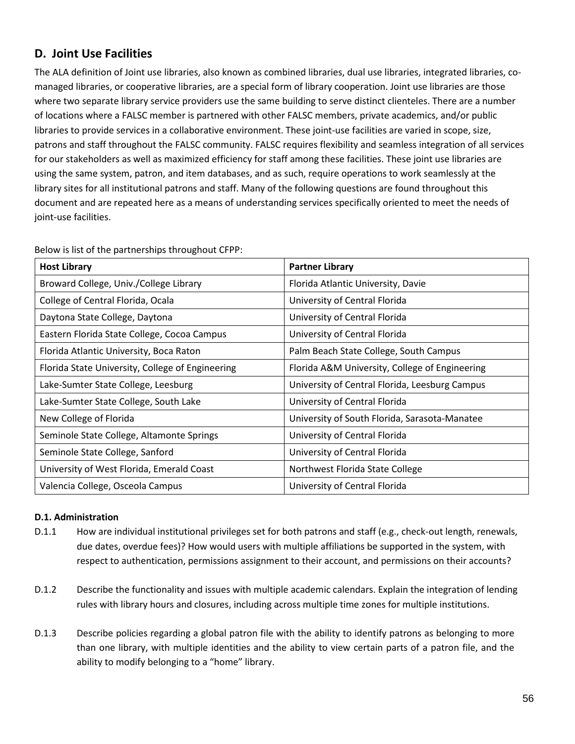## D. Joint Use Facilities

The ALA definition of Joint use libraries, also known as combined libraries, dual use libraries, integrated libraries, co-managed libraries, or cooperative libraries, are a special form of library cooperation. Joint use libraries are those where two separate library service providers use the same building to serve distinct clienteles. There are a number of locations where a FALSC member is partnered with other FALSC members, private academics, and/or public libraries to provide services in a collaborative environment. These joint-use facilities are varied in scope, size, patrons and staff throughout the FALSC community. FALSC requires flexibility and seamless integration of all services for our stakeholders as well as maximized efficiency for staff among these facilities. These joint use libraries are using the same system, patron, and item databases, and as such, require operations to work seamlessly at the library sites for all institutional patrons and staff. Many of the following questions are found throughout this document and are repeated here as a means of understanding services specifically oriented to meet the needs of joint-use facilities.

Below is list of the partnerships throughout CFPP:

| Host Library | Partner Library |
| --- | --- |
| Broward College, Univ./College Library | Florida Atlantic University, Davie |
| College of Central Florida, Ocala | University of Central Florida |
| Daytona State College, Daytona | University of Central Florida |
| Eastern Florida State College, Cocoa Campus | University of Central Florida |
| Florida Atlantic University, Boca Raton | Palm Beach State College, South Campus |
| Florida State University, College of Engineering | Florida A&M University, College of Engineering |
| Lake-Sumter State College, Leesburg | University of Central Florida, Leesburg Campus |
| Lake-Sumter State College, South Lake | University of Central Florida |
| New College of Florida | University of South Florida, Sarasota-Manatee |
| Seminole State College, Altamonte Springs | University of Central Florida |
| Seminole State College, Sanford | University of Central Florida |
| University of West Florida, Emerald Coast | Northwest Florida State College |
| Valencia College, Osceola Campus | University of Central Florida |

**D.1. Administration**

D.1.1 How are individual institutional privileges set for both patrons and staff (e.g., check-out length, renewals, due dates, overdue fees)? How would users with multiple affiliations be supported in the system, with respect to authentication, permissions assignment to their account, and permissions on their accounts?

D.1.2 Describe the functionality and issues with multiple academic calendars. Explain the integration of lending rules with library hours and closures, including across multiple time zones for multiple institutions.

D.1.3 Describe policies regarding a global patron file with the ability to identify patrons as belonging to more than one library, with multiple identities and the ability to view certain parts of a patron file, and the ability to modify belonging to a "home" library.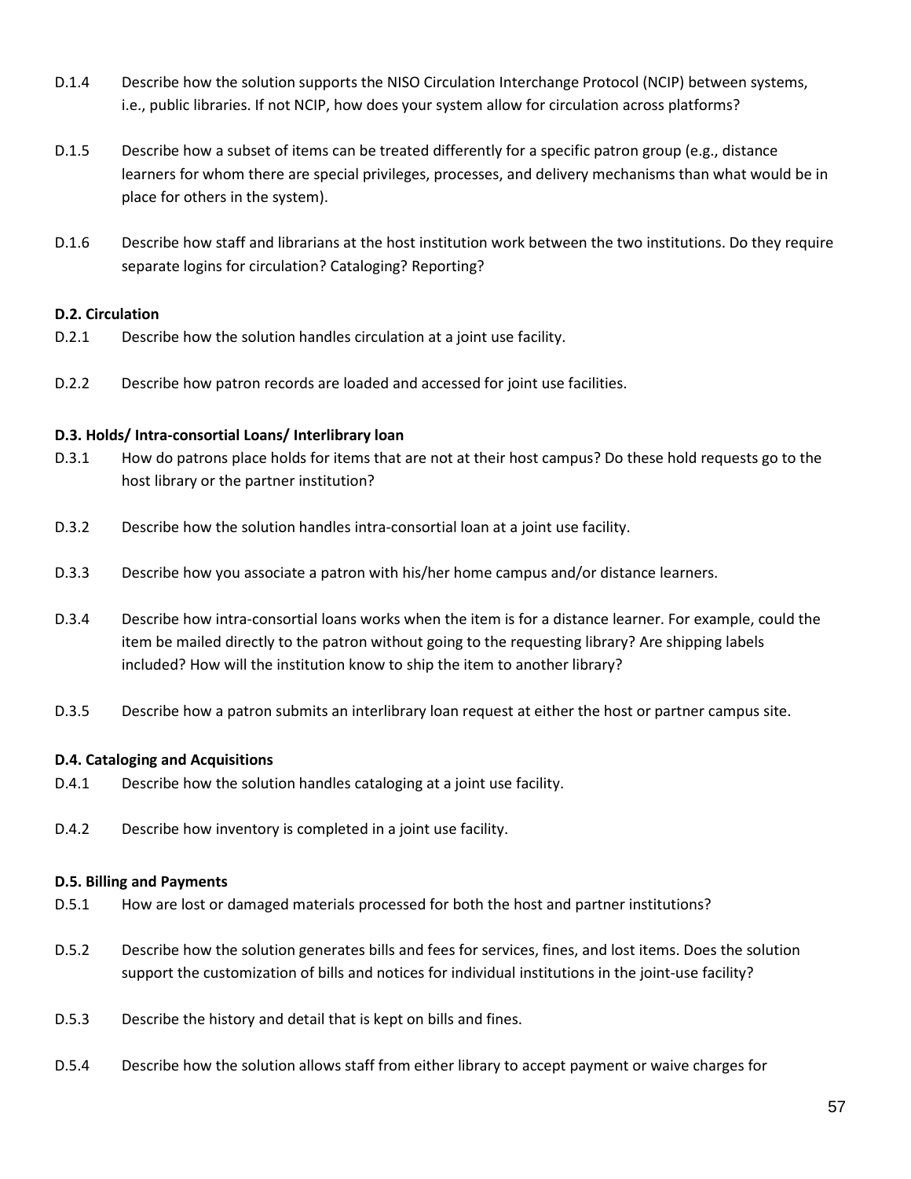D.1.4 Describe how the solution supports the NISO Circulation Interchange Protocol (NCIP) between systems, i.e., public libraries. If not NCIP, how does your system allow for circulation across platforms?

D.1.5 Describe how a subset of items can be treated differently for a specific patron group (e.g., distance learners for whom there are special privileges, processes, and delivery mechanisms than what would be in place for others in the system).

D.1.6 Describe how staff and librarians at the host institution work between the two institutions. Do they require separate logins for circulation? Cataloging? Reporting?

**D.2. Circulation**

D.2.1 Describe how the solution handles circulation at a joint use facility.

D.2.2 Describe how patron records are loaded and accessed for joint use facilities.

**D.3. Holds/ Intra-consortial Loans/ Interlibrary loan**

D.3.1 How do patrons place holds for items that are not at their host campus? Do these hold requests go to the host library or the partner institution?

D.3.2 Describe how the solution handles intra-consortial loan at a joint use facility.

D.3.3 Describe how you associate a patron with his/her home campus and/or distance learners.

D.3.4 Describe how intra-consortial loans works when the item is for a distance learner. For example, could the item be mailed directly to the patron without going to the requesting library? Are shipping labels included? How will the institution know to ship the item to another library?

D.3.5 Describe how a patron submits an interlibrary loan request at either the host or partner campus site.

**D.4. Cataloging and Acquisitions**

D.4.1 Describe how the solution handles cataloging at a joint use facility.

D.4.2 Describe how inventory is completed in a joint use facility.

**D.5. Billing and Payments**

D.5.1 How are lost or damaged materials processed for both the host and partner institutions?

D.5.2 Describe how the solution generates bills and fees for services, fines, and lost items. Does the solution support the customization of bills and notices for individual institutions in the joint-use facility?

D.5.3 Describe the history and detail that is kept on bills and fines.

D.5.4 Describe how the solution allows staff from either library to accept payment or waive charges for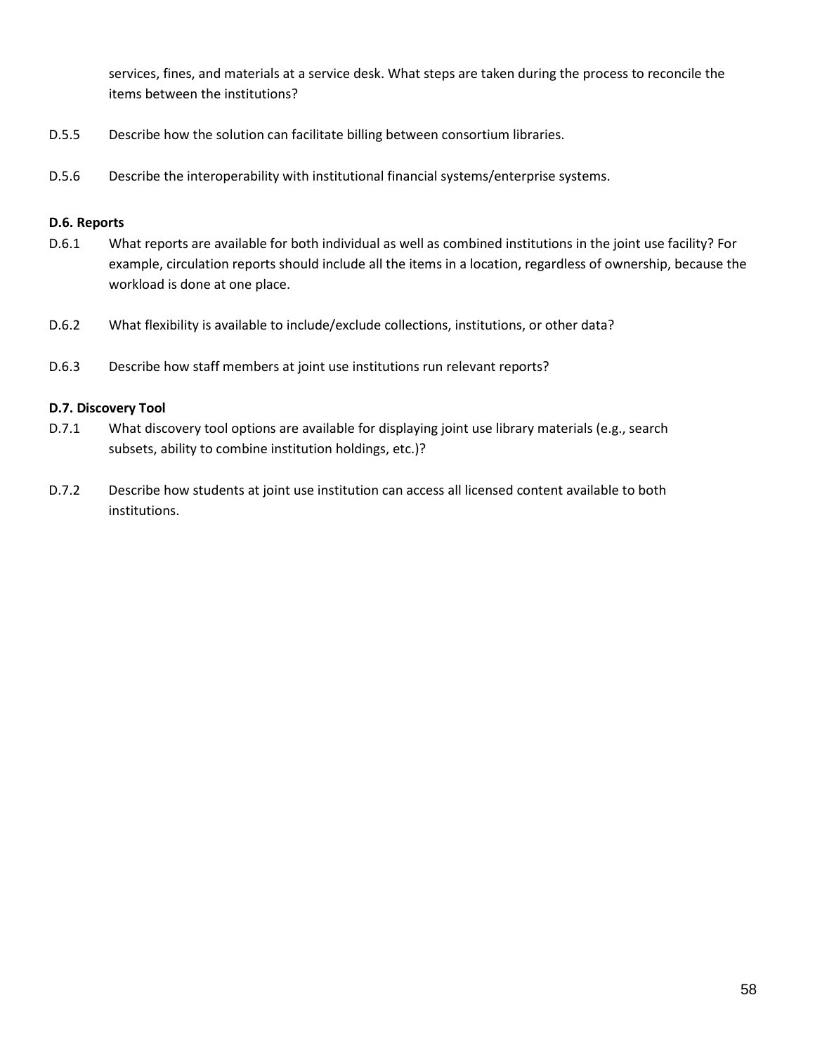services, fines, and materials at a service desk. What steps are taken during the process to reconcile the items between the institutions?

D.5.5 Describe how the solution can facilitate billing between consortium libraries.

D.5.6 Describe the interoperability with institutional financial systems/enterprise systems.

**D.6. Reports**

D.6.1 What reports are available for both individual as well as combined institutions in the joint use facility? For example, circulation reports should include all the items in a location, regardless of ownership, because the workload is done at one place.

D.6.2 What flexibility is available to include/exclude collections, institutions, or other data?

D.6.3 Describe how staff members at joint use institutions run relevant reports?

**D.7. Discovery Tool**

D.7.1 What discovery tool options are available for displaying joint use library materials (e.g., search subsets, ability to combine institution holdings, etc.)?

D.7.2 Describe how students at joint use institution can access all licensed content available to both institutions.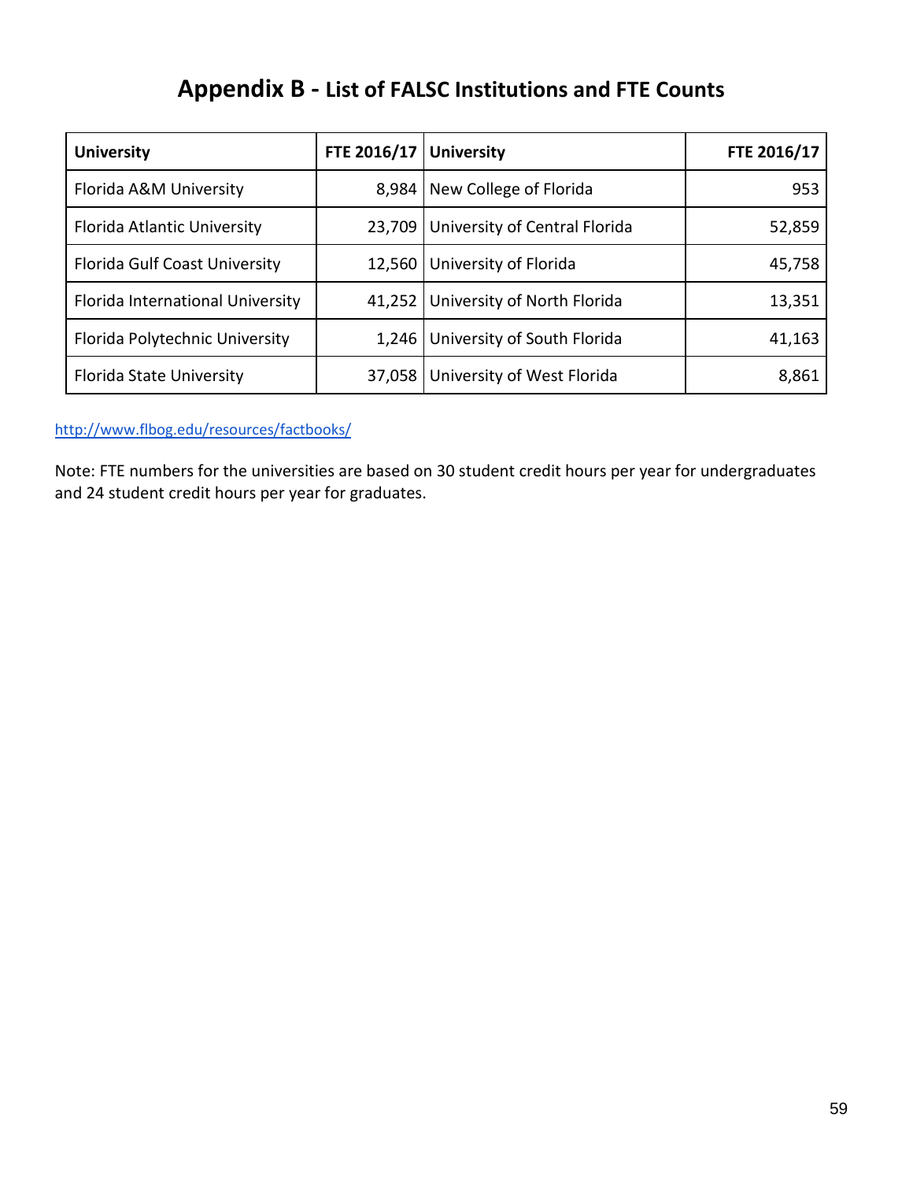# Appendix B - List of FALSC Institutions and FTE Counts

| University | FTE 2016/17 | University | FTE 2016/17 |
|---|---|---|---|
| Florida A&M University | 8,984 | New College of Florida | 953 |
| Florida Atlantic University | 23,709 | University of Central Florida | 52,859 |
| Florida Gulf Coast University | 12,560 | University of Florida | 45,758 |
| Florida International University | 41,252 | University of North Florida | 13,351 |
| Florida Polytechnic University | 1,246 | University of South Florida | 41,163 |
| Florida State University | 37,058 | University of West Florida | 8,861 |

http://www.flbog.edu/resources/factbooks/

Note: FTE numbers for the universities are based on 30 student credit hours per year for undergraduates and 24 student credit hours per year for graduates.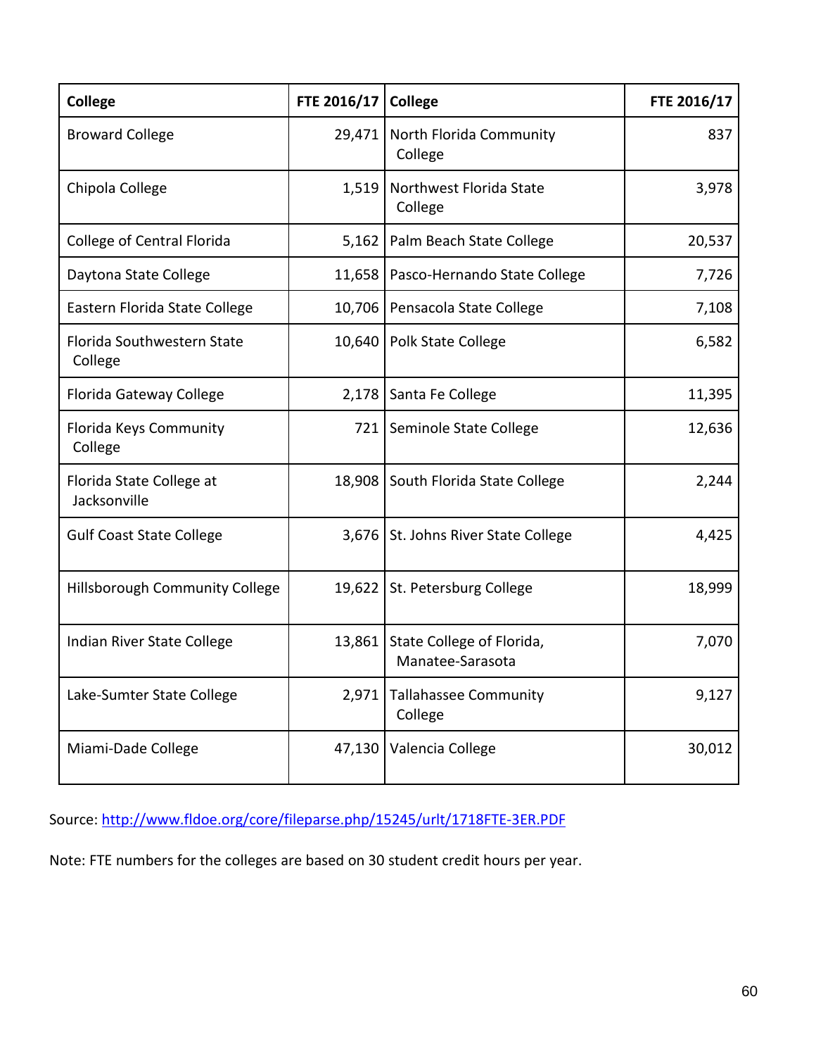| College | FTE 2016/17 | College | FTE 2016/17 |
|---|---|---|---|
| Broward College | 29,471 | North Florida Community College | 837 |
| Chipola College | 1,519 | Northwest Florida State College | 3,978 |
| College of Central Florida | 5,162 | Palm Beach State College | 20,537 |
| Daytona State College | 11,658 | Pasco-Hernando State College | 7,726 |
| Eastern Florida State College | 10,706 | Pensacola State College | 7,108 |
| Florida Southwestern State College | 10,640 | Polk State College | 6,582 |
| Florida Gateway College | 2,178 | Santa Fe College | 11,395 |
| Florida Keys Community College | 721 | Seminole State College | 12,636 |
| Florida State College at Jacksonville | 18,908 | South Florida State College | 2,244 |
| Gulf Coast State College | 3,676 | St. Johns River State College | 4,425 |
| Hillsborough Community College | 19,622 | St. Petersburg College | 18,999 |
| Indian River State College | 13,861 | State College of Florida, Manatee-Sarasota | 7,070 |
| Lake-Sumter State College | 2,971 | Tallahassee Community College | 9,127 |
| Miami-Dade College | 47,130 | Valencia College | 30,012 |

Source: http://www.fldoe.org/core/fileparse.php/15245/urlt/1718FTE-3ER.PDF

Note: FTE numbers for the colleges are based on 30 student credit hours per year.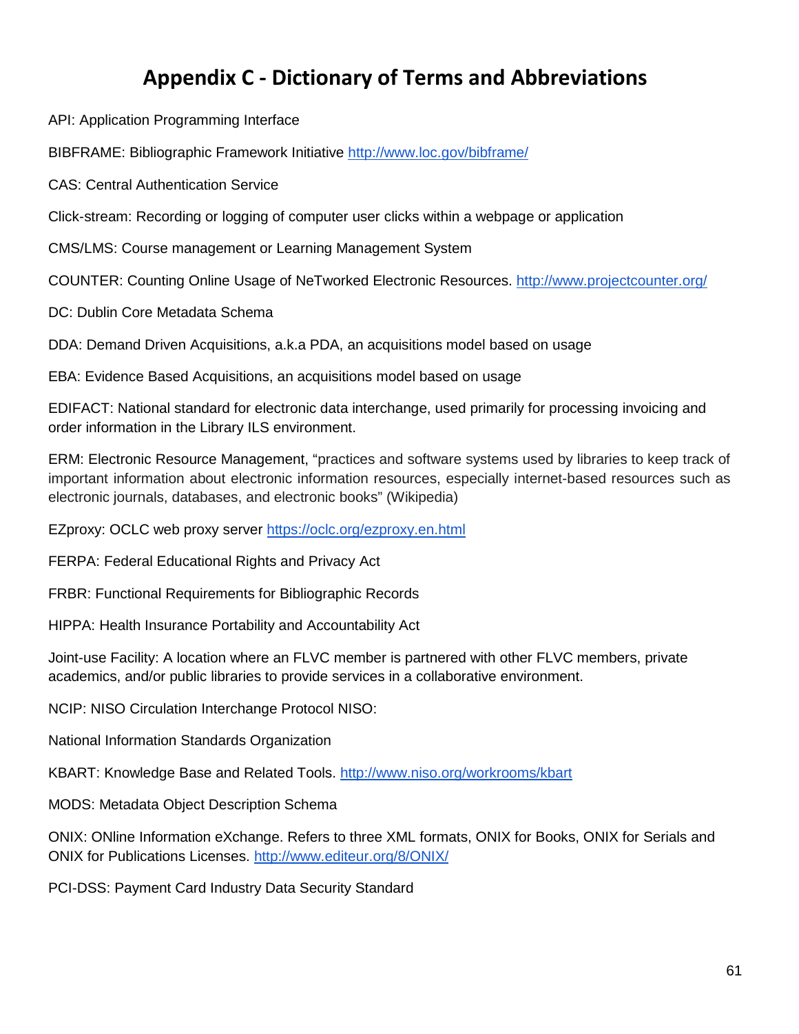# Appendix C - Dictionary of Terms and Abbreviations

API: Application Programming Interface

BIBFRAME: Bibliographic Framework Initiative http://www.loc.gov/bibframe/

CAS: Central Authentication Service

Click-stream: Recording or logging of computer user clicks within a webpage or application

CMS/LMS: Course management or Learning Management System

COUNTER: Counting Online Usage of NeTworked Electronic Resources. http://www.projectcounter.org/

DC: Dublin Core Metadata Schema

DDA: Demand Driven Acquisitions, a.k.a PDA, an acquisitions model based on usage

EBA: Evidence Based Acquisitions, an acquisitions model based on usage

EDIFACT: National standard for electronic data interchange, used primarily for processing invoicing and order information in the Library ILS environment.

ERM: Electronic Resource Management, "practices and software systems used by libraries to keep track of important information about electronic information resources, especially internet-based resources such as electronic journals, databases, and electronic books" (Wikipedia)

EZproxy: OCLC web proxy server https://oclc.org/ezproxy.en.html

FERPA: Federal Educational Rights and Privacy Act

FRBR: Functional Requirements for Bibliographic Records

HIPPA: Health Insurance Portability and Accountability Act

Joint-use Facility: A location where an FLVC member is partnered with other FLVC members, private academics, and/or public libraries to provide services in a collaborative environment.

NCIP: NISO Circulation Interchange Protocol NISO:

National Information Standards Organization

KBART: Knowledge Base and Related Tools. http://www.niso.org/workrooms/kbart

MODS: Metadata Object Description Schema

ONIX: ONline Information eXchange. Refers to three XML formats, ONIX for Books, ONIX for Serials and ONIX for Publications Licenses. http://www.editeur.org/8/ONIX/

PCI-DSS: Payment Card Industry Data Security Standard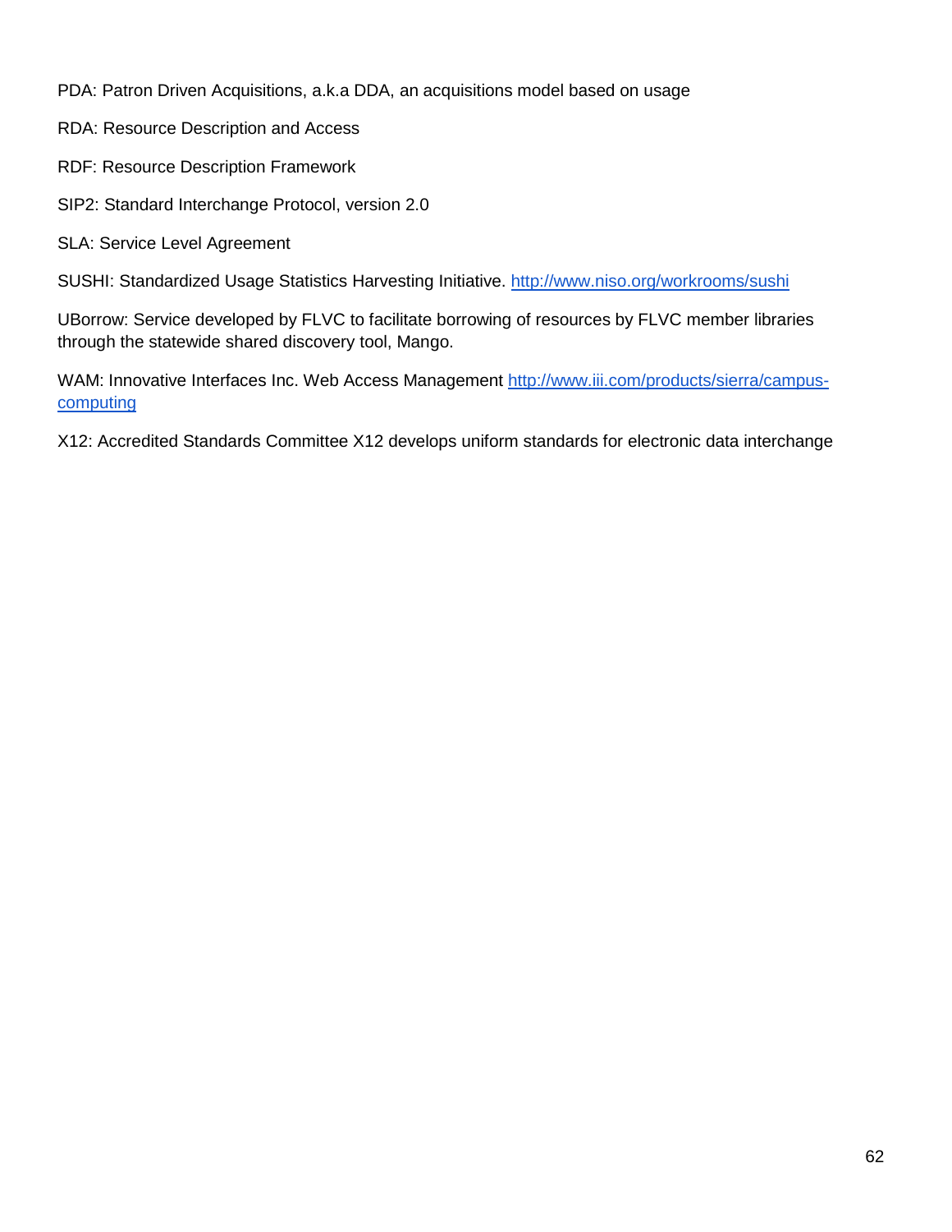PDA: Patron Driven Acquisitions, a.k.a DDA, an acquisitions model based on usage

RDA: Resource Description and Access

RDF: Resource Description Framework

SIP2: Standard Interchange Protocol, version 2.0

SLA: Service Level Agreement

SUSHI: Standardized Usage Statistics Harvesting Initiative. http://www.niso.org/workrooms/sushi

UBorrow: Service developed by FLVC to facilitate borrowing of resources by FLVC member libraries through the statewide shared discovery tool, Mango.

WAM: Innovative Interfaces Inc. Web Access Management http://www.iii.com/products/sierra/campus-computing

X12: Accredited Standards Committee X12 develops uniform standards for electronic data interchange